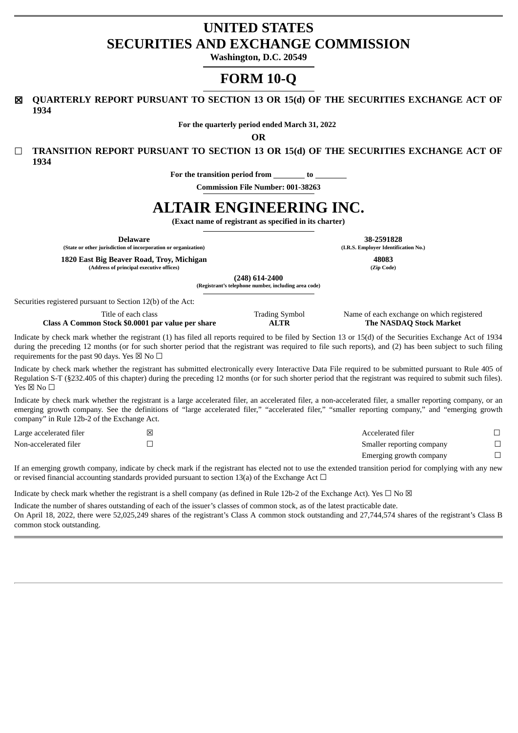# UNITED STATES
# SECURITIES AND EXCHANGE COMMISSION

**Washington, D.C. 20549**

# FORM 10-Q

☒ **QUARTERLY REPORT PURSUANT TO SECTION 13 OR 15(d) OF THE SECURITIES EXCHANGE ACT OF 1934**

**For the quarterly period ended March 31, 2022**

**OR**

☐ **TRANSITION REPORT PURSUANT TO SECTION 13 OR 15(d) OF THE SECURITIES EXCHANGE ACT OF 1934**

**For the transition period from \_\_\_\_\_\_\_\_ to \_\_\_\_\_\_\_\_**

**Commission File Number: 001-38263**

# ALTAIR ENGINEERING INC.

**(Exact name of registrant as specified in its charter)**

| **Delaware** | **38-2591828** |
|---|---|
| **(State or other jurisdiction of incorporation or organization)** | **(I.R.S. Employer Identification No.)** |
| **1820 East Big Beaver Road, Troy, Michigan** | **48083** |
| **(Address of principal executive offices)** | **(Zip Code)** |

**(248) 614-2400**
**(Registrant's telephone number, including area code)**

Securities registered pursuant to Section 12(b) of the Act:

| Title of each class | Trading Symbol | Name of each exchange on which registered |
|---|---|---|
| **Class A Common Stock $0.0001 par value per share** | **ALTR** | **The NASDAQ Stock Market** |

Indicate by check mark whether the registrant (1) has filed all reports required to be filed by Section 13 or 15(d) of the Securities Exchange Act of 1934 during the preceding 12 months (or for such shorter period that the registrant was required to file such reports), and (2) has been subject to such filing requirements for the past 90 days. Yes ☒ No ☐

Indicate by check mark whether the registrant has submitted electronically every Interactive Data File required to be submitted pursuant to Rule 405 of Regulation S-T (§232.405 of this chapter) during the preceding 12 months (or for such shorter period that the registrant was required to submit such files). Yes ☒ No ☐

Indicate by check mark whether the registrant is a large accelerated filer, an accelerated filer, a non-accelerated filer, a smaller reporting company, or an emerging growth company. See the definitions of "large accelerated filer," "accelerated filer," "smaller reporting company," and "emerging growth company" in Rule 12b-2 of the Exchange Act.

| | | | |
|---|---|---|---|
| Large accelerated filer | ☒ | Accelerated filer | ☐ |
| Non-accelerated filer | ☐ | Smaller reporting company | ☐ |
| | | Emerging growth company | ☐ |

If an emerging growth company, indicate by check mark if the registrant has elected not to use the extended transition period for complying with any new or revised financial accounting standards provided pursuant to section 13(a) of the Exchange Act ☐

Indicate by check mark whether the registrant is a shell company (as defined in Rule 12b-2 of the Exchange Act). Yes ☐ No ☒

Indicate the number of shares outstanding of each of the issuer's classes of common stock, as of the latest practicable date.
On April 18, 2022, there were 52,025,249 shares of the registrant's Class A common stock outstanding and 27,744,574 shares of the registrant's Class B common stock outstanding.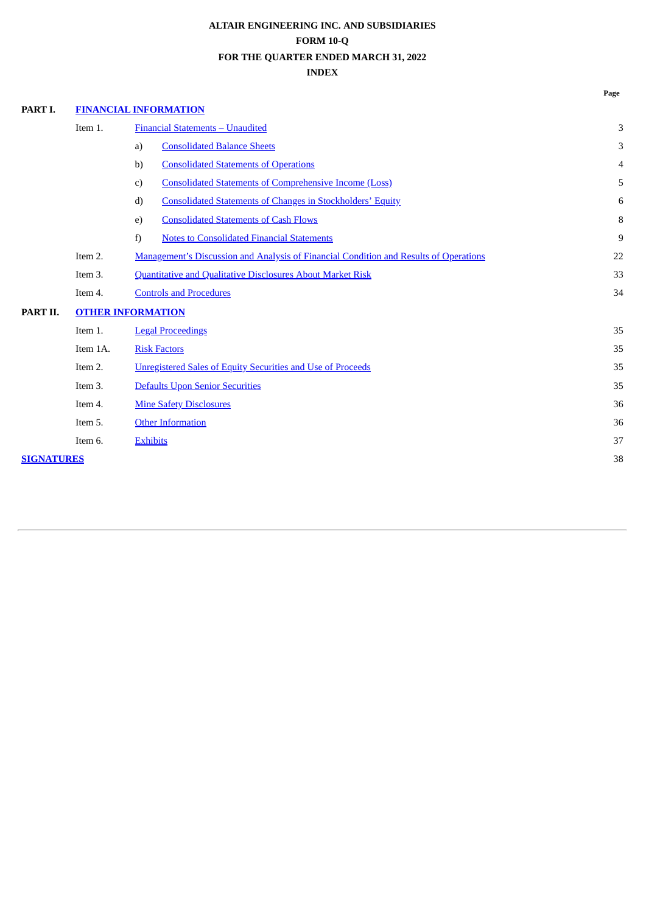**ALTAIR ENGINEERING INC. AND SUBSIDIARIES**

**FORM 10-Q**

**FOR THE QUARTER ENDED MARCH 31, 2022**

**INDEX**

| | | | | Page |
|---|---|---|---|---|
| **PART I.** | **FINANCIAL INFORMATION** | | | |
| | Item 1. | Financial Statements – Unaudited | | 3 |
| | | a) | Consolidated Balance Sheets | 3 |
| | | b) | Consolidated Statements of Operations | 4 |
| | | c) | Consolidated Statements of Comprehensive Income (Loss) | 5 |
| | | d) | Consolidated Statements of Changes in Stockholders' Equity | 6 |
| | | e) | Consolidated Statements of Cash Flows | 8 |
| | | f) | Notes to Consolidated Financial Statements | 9 |
| | Item 2. | Management's Discussion and Analysis of Financial Condition and Results of Operations | | 22 |
| | Item 3. | Quantitative and Qualitative Disclosures About Market Risk | | 33 |
| | Item 4. | Controls and Procedures | | 34 |
| **PART II.** | **OTHER INFORMATION** | | | |
| | Item 1. | Legal Proceedings | | 35 |
| | Item 1A. | Risk Factors | | 35 |
| | Item 2. | Unregistered Sales of Equity Securities and Use of Proceeds | | 35 |
| | Item 3. | Defaults Upon Senior Securities | | 35 |
| | Item 4. | Mine Safety Disclosures | | 36 |
| | Item 5. | Other Information | | 36 |
| | Item 6. | Exhibits | | 37 |
| **SIGNATURES** | | | | 38 |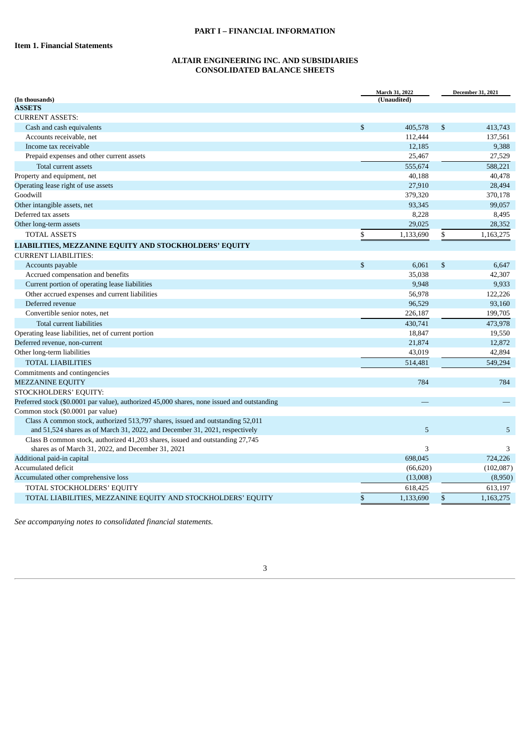# PART I – FINANCIAL INFORMATION

## Item 1. Financial Statements

## ALTAIR ENGINEERING INC. AND SUBSIDIARIES
## CONSOLIDATED BALANCE SHEETS

| (In thousands) | March 31, 2022 (Unaudited) | December 31, 2021 |
|---|---|---|
| **ASSETS** | | |
| CURRENT ASSETS: | | |
| Cash and cash equivalents | $ 405,578 | $ 413,743 |
| Accounts receivable, net | 112,444 | 137,561 |
| Income tax receivable | 12,185 | 9,388 |
| Prepaid expenses and other current assets | 25,467 | 27,529 |
| Total current assets | 555,674 | 588,221 |
| Property and equipment, net | 40,188 | 40,478 |
| Operating lease right of use assets | 27,910 | 28,494 |
| Goodwill | 379,320 | 370,178 |
| Other intangible assets, net | 93,345 | 99,057 |
| Deferred tax assets | 8,228 | 8,495 |
| Other long-term assets | 29,025 | 28,352 |
| TOTAL ASSETS | $ 1,133,690 | $ 1,163,275 |
| **LIABILITIES, MEZZANINE EQUITY AND STOCKHOLDERS' EQUITY** | | |
| CURRENT LIABILITIES: | | |
| Accounts payable | $ 6,061 | $ 6,647 |
| Accrued compensation and benefits | 35,038 | 42,307 |
| Current portion of operating lease liabilities | 9,948 | 9,933 |
| Other accrued expenses and current liabilities | 56,978 | 122,226 |
| Deferred revenue | 96,529 | 93,160 |
| Convertible senior notes, net | 226,187 | 199,705 |
| Total current liabilities | 430,741 | 473,978 |
| Operating lease liabilities, net of current portion | 18,847 | 19,550 |
| Deferred revenue, non-current | 21,874 | 12,872 |
| Other long-term liabilities | 43,019 | 42,894 |
| TOTAL LIABILITIES | 514,481 | 549,294 |
| Commitments and contingencies | | |
| MEZZANINE EQUITY | 784 | 784 |
| STOCKHOLDERS' EQUITY: | | |
| Preferred stock ($0.0001 par value), authorized 45,000 shares, none issued and outstanding | — | — |
| Common stock ($0.0001 par value) | | |
| Class A common stock, authorized 513,797 shares, issued and outstanding 52,011 and 51,524 shares as of March 31, 2022, and December 31, 2021, respectively | 5 | 5 |
| Class B common stock, authorized 41,203 shares, issued and outstanding 27,745 shares as of March 31, 2022, and December 31, 2021 | 3 | 3 |
| Additional paid-in capital | 698,045 | 724,226 |
| Accumulated deficit | (66,620) | (102,087) |
| Accumulated other comprehensive loss | (13,008) | (8,950) |
| TOTAL STOCKHOLDERS' EQUITY | 618,425 | 613,197 |
| TOTAL LIABILITIES, MEZZANINE EQUITY AND STOCKHOLDERS' EQUITY | $ 1,133,690 | $ 1,163,275 |

*See accompanying notes to consolidated financial statements.*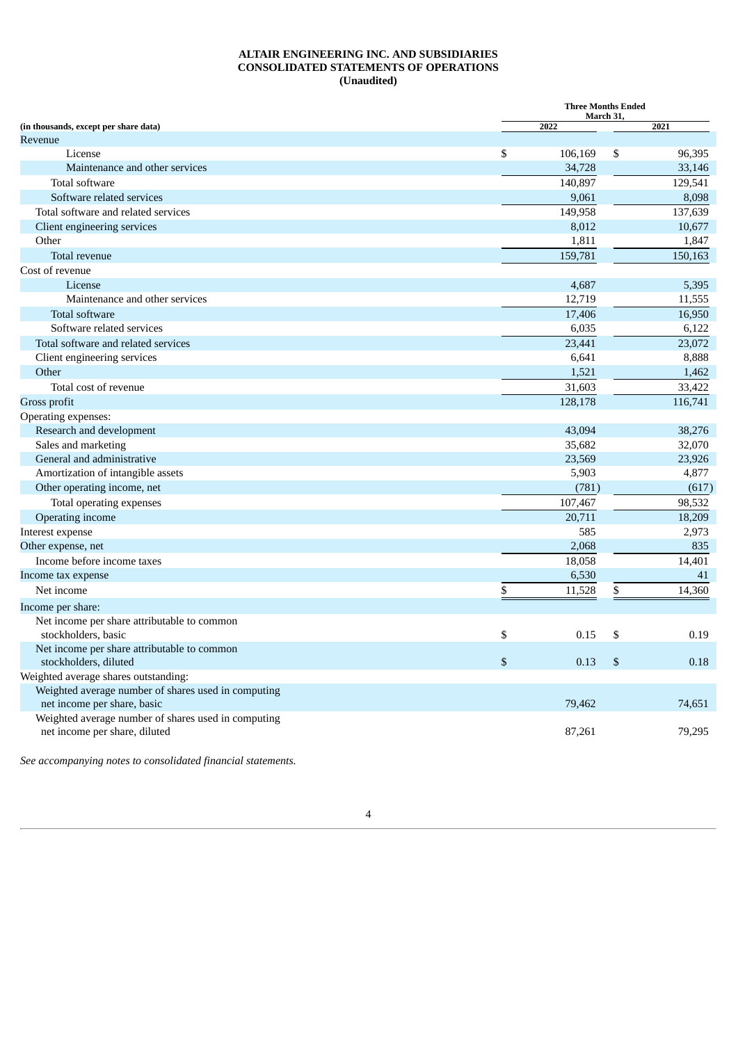**ALTAIR ENGINEERING INC. AND SUBSIDIARIES**
**CONSOLIDATED STATEMENTS OF OPERATIONS**
**(Unaudited)**

| (in thousands, except per share data) | Three Months Ended March 31, 2022 | Three Months Ended March 31, 2021 |
|---|---|---|
| Revenue | | |
| License | $ 106,169 | $ 96,395 |
| Maintenance and other services | 34,728 | 33,146 |
| Total software | 140,897 | 129,541 |
| Software related services | 9,061 | 8,098 |
| Total software and related services | 149,958 | 137,639 |
| Client engineering services | 8,012 | 10,677 |
| Other | 1,811 | 1,847 |
| Total revenue | 159,781 | 150,163 |
| Cost of revenue | | |
| License | 4,687 | 5,395 |
| Maintenance and other services | 12,719 | 11,555 |
| Total software | 17,406 | 16,950 |
| Software related services | 6,035 | 6,122 |
| Total software and related services | 23,441 | 23,072 |
| Client engineering services | 6,641 | 8,888 |
| Other | 1,521 | 1,462 |
| Total cost of revenue | 31,603 | 33,422 |
| Gross profit | 128,178 | 116,741 |
| Operating expenses: | | |
| Research and development | 43,094 | 38,276 |
| Sales and marketing | 35,682 | 32,070 |
| General and administrative | 23,569 | 23,926 |
| Amortization of intangible assets | 5,903 | 4,877 |
| Other operating income, net | (781) | (617) |
| Total operating expenses | 107,467 | 98,532 |
| Operating income | 20,711 | 18,209 |
| Interest expense | 585 | 2,973 |
| Other expense, net | 2,068 | 835 |
| Income before income taxes | 18,058 | 14,401 |
| Income tax expense | 6,530 | 41 |
| Net income | $ 11,528 | $ 14,360 |
| Income per share: | | |
| Net income per share attributable to common stockholders, basic | $ 0.15 | $ 0.19 |
| Net income per share attributable to common stockholders, diluted | $ 0.13 | $ 0.18 |
| Weighted average shares outstanding: | | |
| Weighted average number of shares used in computing net income per share, basic | 79,462 | 74,651 |
| Weighted average number of shares used in computing net income per share, diluted | 87,261 | 79,295 |

*See accompanying notes to consolidated financial statements.*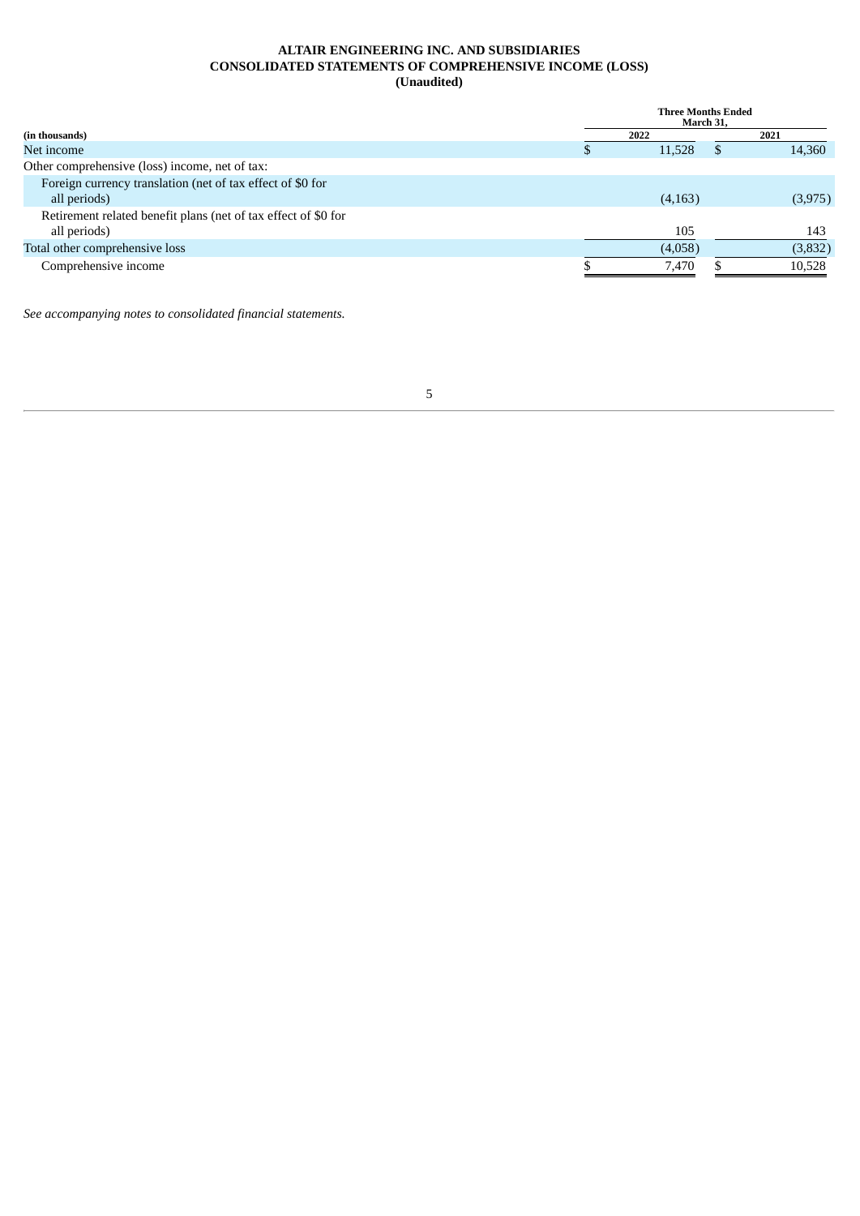**ALTAIR ENGINEERING INC. AND SUBSIDIARIES**
**CONSOLIDATED STATEMENTS OF COMPREHENSIVE INCOME (LOSS)**
**(Unaudited)**

| (in thousands) | Three Months Ended March 31, 2022 | Three Months Ended March 31, 2021 |
|---|---|---|
| Net income | $ 11,528 | $ 14,360 |
| Other comprehensive (loss) income, net of tax: | | |
| Foreign currency translation (net of tax effect of $0 for all periods) | (4,163) | (3,975) |
| Retirement related benefit plans (net of tax effect of $0 for all periods) | 105 | 143 |
| Total other comprehensive loss | (4,058) | (3,832) |
| Comprehensive income | $ 7,470 | $ 10,528 |

*See accompanying notes to consolidated financial statements.*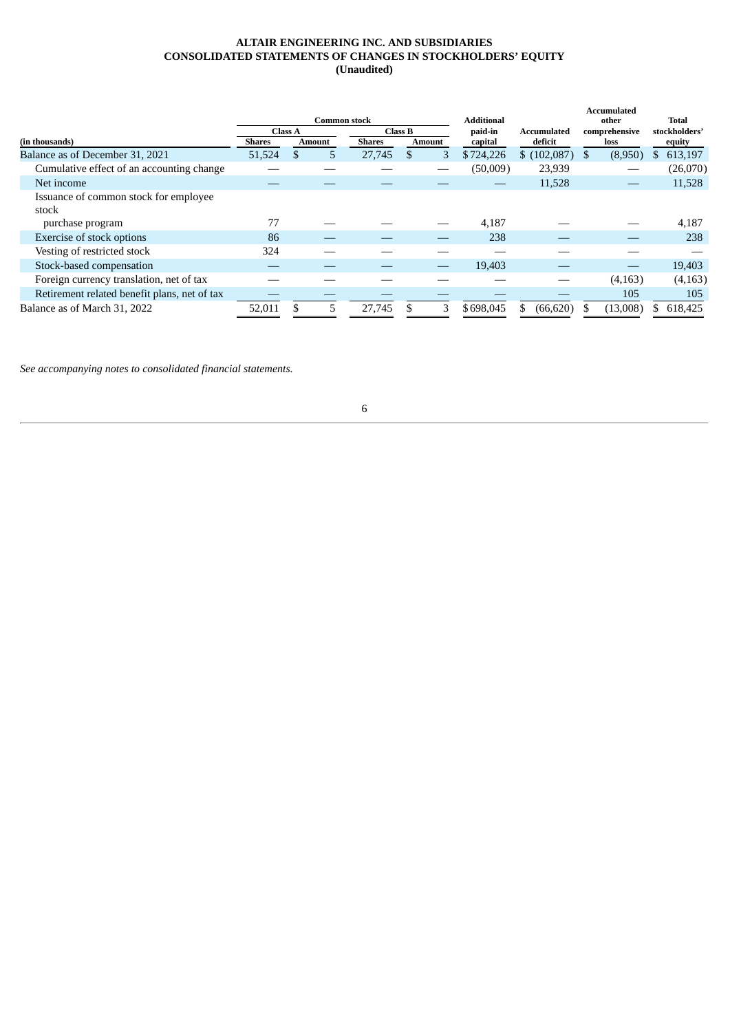**ALTAIR ENGINEERING INC. AND SUBSIDIARIES**
**CONSOLIDATED STATEMENTS OF CHANGES IN STOCKHOLDERS' EQUITY**
**(Unaudited)**

| | Common stock | | | | Additional | | Accumulated other | Total |
|---|---|---|---|---|---|---|---|---|
| | Class A | | Class B | | paid-in | Accumulated | comprehensive | stockholders' |
| (in thousands) | Shares | Amount | Shares | Amount | capital | deficit | loss | equity |
| Balance as of December 31, 2021 | 51,524 | $ 5 | 27,745 | $ 3 | $ 724,226 | $ (102,087) | $ (8,950) | $ 613,197 |
| Cumulative effect of an accounting change | — | — | — | — | (50,009) | 23,939 | — | (26,070) |
| Net income | — | — | — | — | — | 11,528 | — | 11,528 |
| Issuance of common stock for employee stock purchase program | 77 | — | — | — | 4,187 | — | — | 4,187 |
| Exercise of stock options | 86 | — | — | — | 238 | — | — | 238 |
| Vesting of restricted stock | 324 | — | — | — | — | — | — | — |
| Stock-based compensation | — | — | — | — | 19,403 | — | — | 19,403 |
| Foreign currency translation, net of tax | — | — | — | — | — | — | (4,163) | (4,163) |
| Retirement related benefit plans, net of tax | — | — | — | — | — | — | 105 | 105 |
| Balance as of March 31, 2022 | 52,011 | $ 5 | 27,745 | $ 3 | $ 698,045 | $ (66,620) | $ (13,008) | $ 618,425 |

*See accompanying notes to consolidated financial statements.*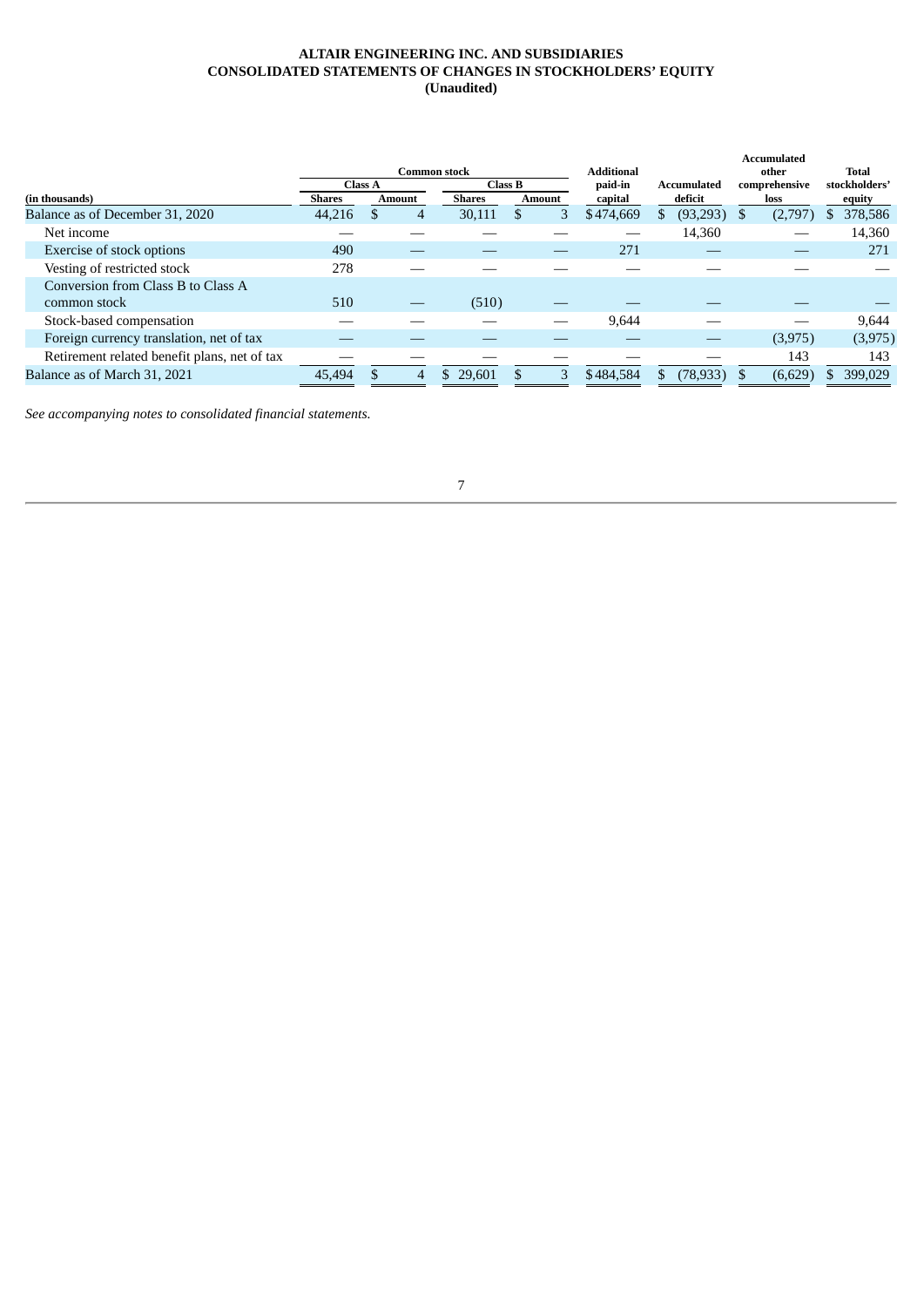**ALTAIR ENGINEERING INC. AND SUBSIDIARIES**
**CONSOLIDATED STATEMENTS OF CHANGES IN STOCKHOLDERS' EQUITY**
**(Unaudited)**

| | Common stock | | | | Additional paid-in | Accumulated | Accumulated other comprehensive | Total stockholders' |
|---|---|---|---|---|---|---|---|---|
| | Class A | | Class B | | | | | |
| (in thousands) | Shares | Amount | Shares | Amount | capital | deficit | loss | equity |
| Balance as of December 31, 2020 | 44,216 | $ 4 | 30,111 | $ 3 | $ 474,669 | $ (93,293) | $ (2,797) | $ 378,586 |
| Net income | — | — | — | — | — | 14,360 | — | 14,360 |
| Exercise of stock options | 490 | — | — | — | 271 | — | — | 271 |
| Vesting of restricted stock | 278 | — | — | — | — | — | — | — |
| Conversion from Class B to Class A common stock | 510 | — | (510) | — | — | — | — | — |
| Stock-based compensation | — | — | — | — | 9,644 | — | — | 9,644 |
| Foreign currency translation, net of tax | — | — | — | — | — | — | (3,975) | (3,975) |
| Retirement related benefit plans, net of tax | — | — | — | — | — | — | 143 | 143 |
| Balance as of March 31, 2021 | 45,494 | $ 4 | $ 29,601 | $ 3 | $ 484,584 | $ (78,933) | $ (6,629) | $ 399,029 |

*See accompanying notes to consolidated financial statements.*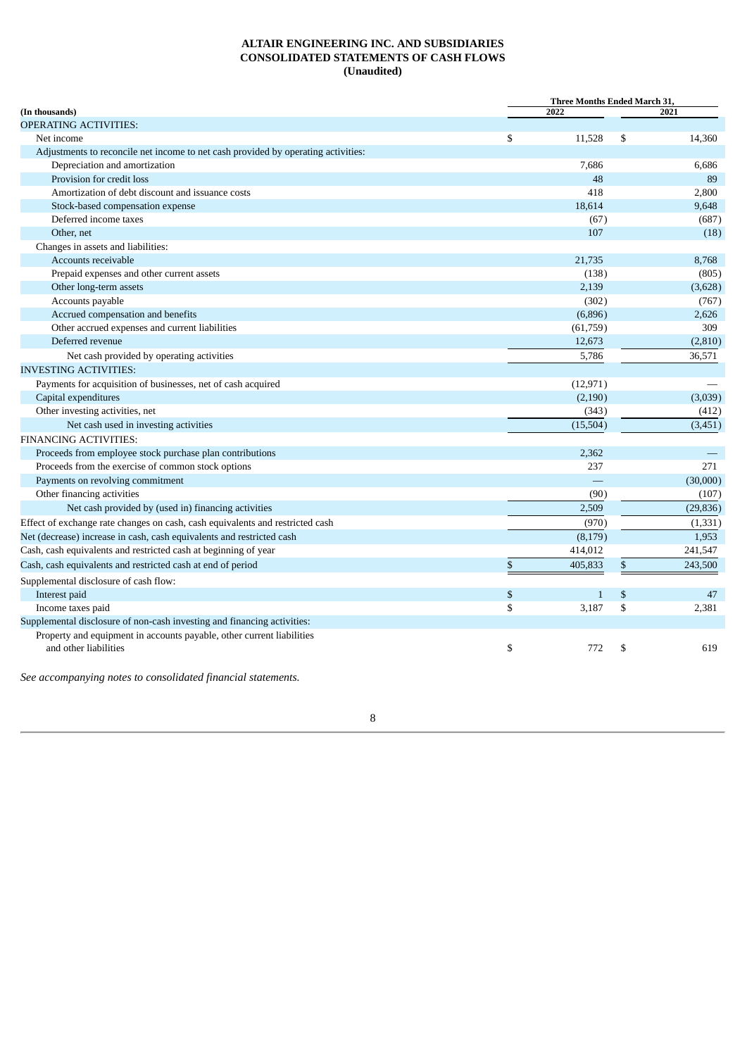# ALTAIR ENGINEERING INC. AND SUBSIDIARIES
## CONSOLIDATED STATEMENTS OF CASH FLOWS
### (Unaudited)

| (In thousands) | Three Months Ended March 31, 2022 | 2021 |
|---|---|---|
| OPERATING ACTIVITIES: | | |
| Net income | $ 11,528 | $ 14,360 |
| Adjustments to reconcile net income to net cash provided by operating activities: | | |
| Depreciation and amortization | 7,686 | 6,686 |
| Provision for credit loss | 48 | 89 |
| Amortization of debt discount and issuance costs | 418 | 2,800 |
| Stock-based compensation expense | 18,614 | 9,648 |
| Deferred income taxes | (67) | (687) |
| Other, net | 107 | (18) |
| Changes in assets and liabilities: | | |
| Accounts receivable | 21,735 | 8,768 |
| Prepaid expenses and other current assets | (138) | (805) |
| Other long-term assets | 2,139 | (3,628) |
| Accounts payable | (302) | (767) |
| Accrued compensation and benefits | (6,896) | 2,626 |
| Other accrued expenses and current liabilities | (61,759) | 309 |
| Deferred revenue | 12,673 | (2,810) |
| Net cash provided by operating activities | 5,786 | 36,571 |
| INVESTING ACTIVITIES: | | |
| Payments for acquisition of businesses, net of cash acquired | (12,971) | — |
| Capital expenditures | (2,190) | (3,039) |
| Other investing activities, net | (343) | (412) |
| Net cash used in investing activities | (15,504) | (3,451) |
| FINANCING ACTIVITIES: | | |
| Proceeds from employee stock purchase plan contributions | 2,362 | — |
| Proceeds from the exercise of common stock options | 237 | 271 |
| Payments on revolving commitment | — | (30,000) |
| Other financing activities | (90) | (107) |
| Net cash provided by (used in) financing activities | 2,509 | (29,836) |
| Effect of exchange rate changes on cash, cash equivalents and restricted cash | (970) | (1,331) |
| Net (decrease) increase in cash, cash equivalents and restricted cash | (8,179) | 1,953 |
| Cash, cash equivalents and restricted cash at beginning of year | 414,012 | 241,547 |
| Cash, cash equivalents and restricted cash at end of period | $ 405,833 | $ 243,500 |
| Supplemental disclosure of cash flow: | | |
| Interest paid | $ 1 | $ 47 |
| Income taxes paid | $ 3,187 | $ 2,381 |
| Supplemental disclosure of non-cash investing and financing activities: | | |
| Property and equipment in accounts payable, other current liabilities and other liabilities | $ 772 | $ 619 |

*See accompanying notes to consolidated financial statements.*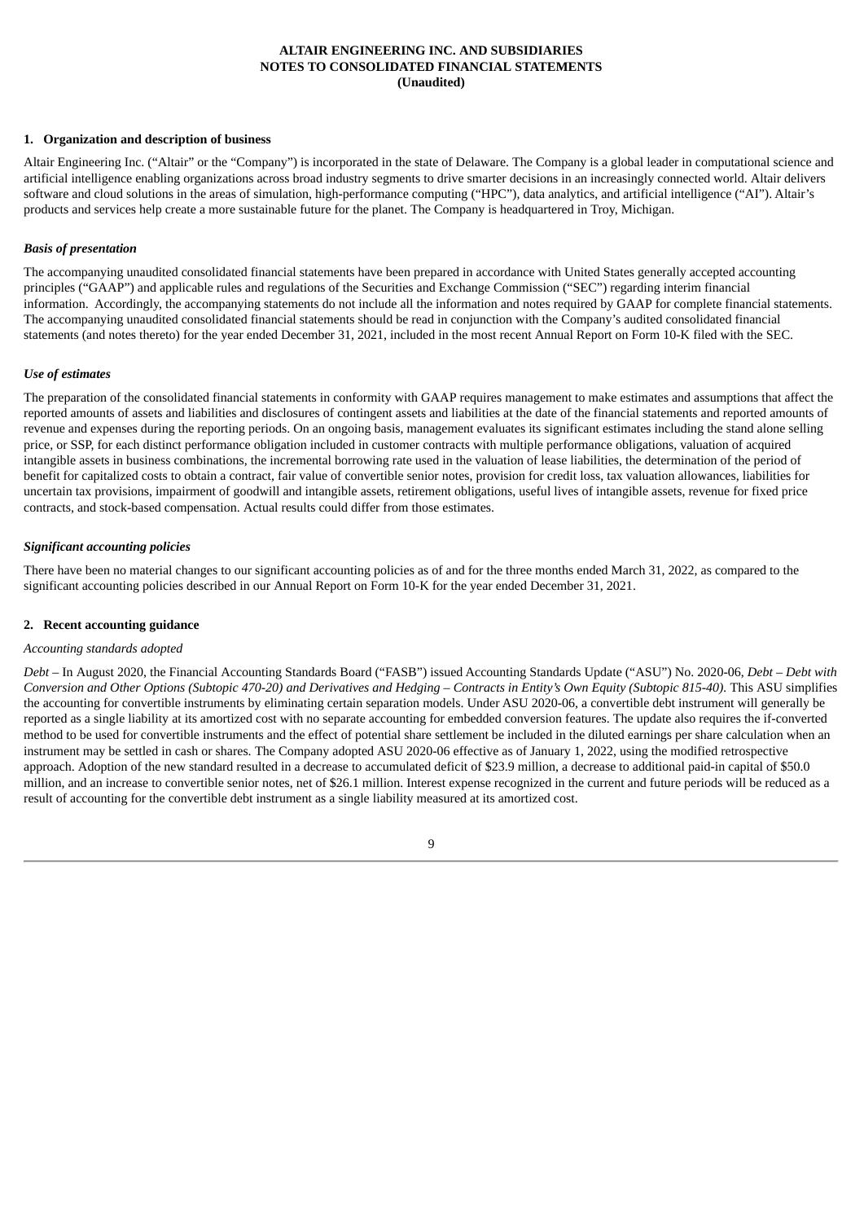**ALTAIR ENGINEERING INC. AND SUBSIDIARIES**
**NOTES TO CONSOLIDATED FINANCIAL STATEMENTS**
**(Unaudited)**

## 1. Organization and description of business

Altair Engineering Inc. ("Altair" or the "Company") is incorporated in the state of Delaware. The Company is a global leader in computational science and artificial intelligence enabling organizations across broad industry segments to drive smarter decisions in an increasingly connected world. Altair delivers software and cloud solutions in the areas of simulation, high-performance computing ("HPC"), data analytics, and artificial intelligence ("AI"). Altair's products and services help create a more sustainable future for the planet. The Company is headquartered in Troy, Michigan.

### *Basis of presentation*

The accompanying unaudited consolidated financial statements have been prepared in accordance with United States generally accepted accounting principles ("GAAP") and applicable rules and regulations of the Securities and Exchange Commission ("SEC") regarding interim financial information. Accordingly, the accompanying statements do not include all the information and notes required by GAAP for complete financial statements. The accompanying unaudited consolidated financial statements should be read in conjunction with the Company's audited consolidated financial statements (and notes thereto) for the year ended December 31, 2021, included in the most recent Annual Report on Form 10-K filed with the SEC.

### *Use of estimates*

The preparation of the consolidated financial statements in conformity with GAAP requires management to make estimates and assumptions that affect the reported amounts of assets and liabilities and disclosures of contingent assets and liabilities at the date of the financial statements and reported amounts of revenue and expenses during the reporting periods. On an ongoing basis, management evaluates its significant estimates including the stand alone selling price, or SSP, for each distinct performance obligation included in customer contracts with multiple performance obligations, valuation of acquired intangible assets in business combinations, the incremental borrowing rate used in the valuation of lease liabilities, the determination of the period of benefit for capitalized costs to obtain a contract, fair value of convertible senior notes, provision for credit loss, tax valuation allowances, liabilities for uncertain tax provisions, impairment of goodwill and intangible assets, retirement obligations, useful lives of intangible assets, revenue for fixed price contracts, and stock-based compensation. Actual results could differ from those estimates.

### *Significant accounting policies*

There have been no material changes to our significant accounting policies as of and for the three months ended March 31, 2022, as compared to the significant accounting policies described in our Annual Report on Form 10-K for the year ended December 31, 2021.

## 2. Recent accounting guidance

*Accounting standards adopted*

*Debt* – In August 2020, the Financial Accounting Standards Board ("FASB") issued Accounting Standards Update ("ASU") No. 2020-06, *Debt – Debt with Conversion and Other Options (Subtopic 470-20) and Derivatives and Hedging – Contracts in Entity's Own Equity (Subtopic 815-40).* This ASU simplifies the accounting for convertible instruments by eliminating certain separation models. Under ASU 2020-06, a convertible debt instrument will generally be reported as a single liability at its amortized cost with no separate accounting for embedded conversion features. The update also requires the if-converted method to be used for convertible instruments and the effect of potential share settlement be included in the diluted earnings per share calculation when an instrument may be settled in cash or shares. The Company adopted ASU 2020-06 effective as of January 1, 2022, using the modified retrospective approach. Adoption of the new standard resulted in a decrease to accumulated deficit of $23.9 million, a decrease to additional paid-in capital of $50.0 million, and an increase to convertible senior notes, net of $26.1 million. Interest expense recognized in the current and future periods will be reduced as a result of accounting for the convertible debt instrument as a single liability measured at its amortized cost.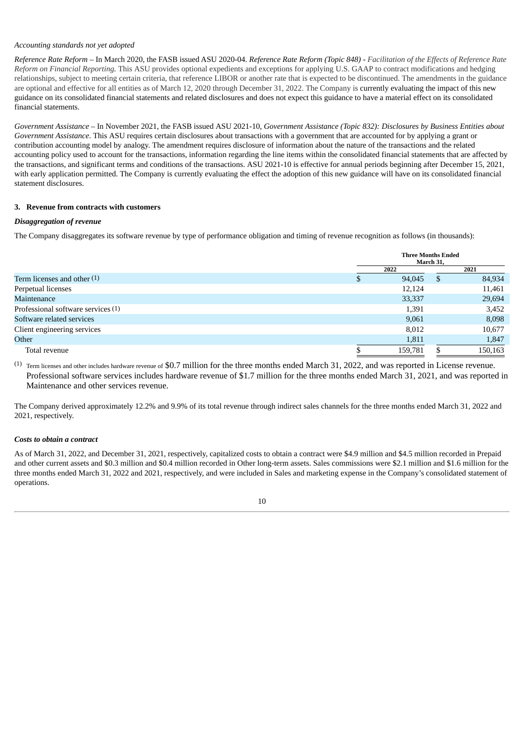*Accounting standards not yet adopted*

*Reference Rate Reform* – In March 2020, the FASB issued ASU 2020-04. *Reference Rate Reform (Topic 848) - Facilitation of the Effects of Reference Rate Reform on Financial Reporting.* This ASU provides optional expedients and exceptions for applying U.S. GAAP to contract modifications and hedging relationships, subject to meeting certain criteria, that reference LIBOR or another rate that is expected to be discontinued. The amendments in the guidance are optional and effective for all entities as of March 12, 2020 through December 31, 2022. The Company is currently evaluating the impact of this new guidance on its consolidated financial statements and related disclosures and does not expect this guidance to have a material effect on its consolidated financial statements.

*Government Assistance* – In November 2021, the FASB issued ASU 2021-10, *Government Assistance (Topic 832): Disclosures by Business Entities about Government Assistance*. This ASU requires certain disclosures about transactions with a government that are accounted for by applying a grant or contribution accounting model by analogy. The amendment requires disclosure of information about the nature of the transactions and the related accounting policy used to account for the transactions, information regarding the line items within the consolidated financial statements that are affected by the transactions, and significant terms and conditions of the transactions. ASU 2021-10 is effective for annual periods beginning after December 15, 2021, with early application permitted. The Company is currently evaluating the effect the adoption of this new guidance will have on its consolidated financial statement disclosures.

**3. Revenue from contracts with customers**

***Disaggregation of revenue***

The Company disaggregates its software revenue by type of performance obligation and timing of revenue recognition as follows (in thousands):

| | Three Months Ended March 31, | |
|---|---|---|
| | 2022 | 2021 |
| Term licenses and other (1) | $ 94,045 | $ 84,934 |
| Perpetual licenses | 12,124 | 11,461 |
| Maintenance | 33,337 | 29,694 |
| Professional software services (1) | 1,391 | 3,452 |
| Software related services | 9,061 | 8,098 |
| Client engineering services | 8,012 | 10,677 |
| Other | 1,811 | 1,847 |
| Total revenue | $ 159,781 | $ 150,163 |

(1) Term licenses and other includes hardware revenue of $0.7 million for the three months ended March 31, 2022, and was reported in License revenue. Professional software services includes hardware revenue of $1.7 million for the three months ended March 31, 2021, and was reported in Maintenance and other services revenue.

The Company derived approximately 12.2% and 9.9% of its total revenue through indirect sales channels for the three months ended March 31, 2022 and 2021, respectively.

***Costs to obtain a contract***

As of March 31, 2022, and December 31, 2021, respectively, capitalized costs to obtain a contract were $4.9 million and $4.5 million recorded in Prepaid and other current assets and $0.3 million and $0.4 million recorded in Other long-term assets. Sales commissions were $2.1 million and $1.6 million for the three months ended March 31, 2022 and 2021, respectively, and were included in Sales and marketing expense in the Company's consolidated statement of operations.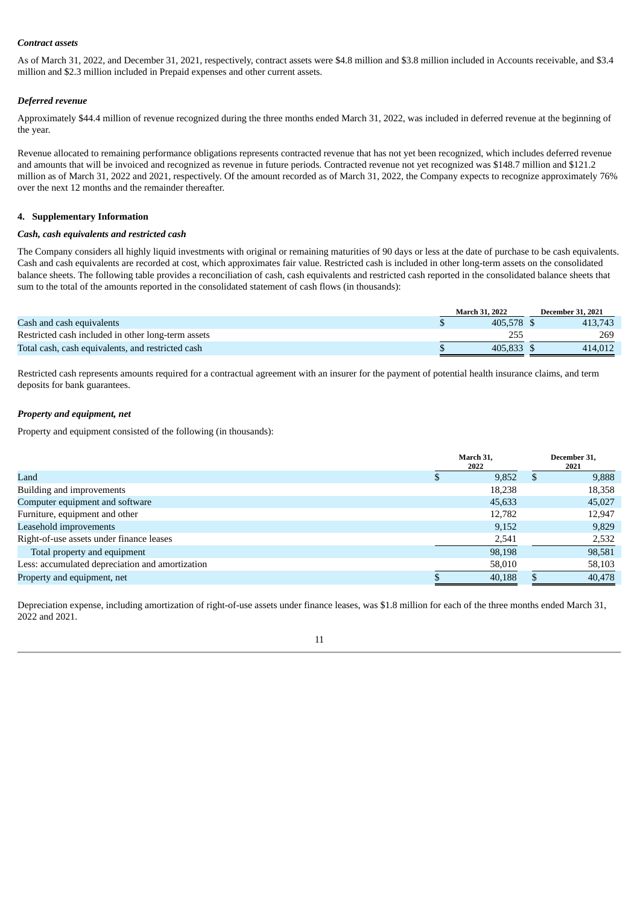***Contract assets***

As of March 31, 2022, and December 31, 2021, respectively, contract assets were $4.8 million and $3.8 million included in Accounts receivable, and $3.4 million and $2.3 million included in Prepaid expenses and other current assets.

***Deferred revenue***

Approximately $44.4 million of revenue recognized during the three months ended March 31, 2022, was included in deferred revenue at the beginning of the year.

Revenue allocated to remaining performance obligations represents contracted revenue that has not yet been recognized, which includes deferred revenue and amounts that will be invoiced and recognized as revenue in future periods. Contracted revenue not yet recognized was $148.7 million and $121.2 million as of March 31, 2022 and 2021, respectively. Of the amount recorded as of March 31, 2022, the Company expects to recognize approximately 76% over the next 12 months and the remainder thereafter.

## 4. Supplementary Information

***Cash, cash equivalents and restricted cash***

The Company considers all highly liquid investments with original or remaining maturities of 90 days or less at the date of purchase to be cash equivalents. Cash and cash equivalents are recorded at cost, which approximates fair value. Restricted cash is included in other long-term assets on the consolidated balance sheets. The following table provides a reconciliation of cash, cash equivalents and restricted cash reported in the consolidated balance sheets that sum to the total of the amounts reported in the consolidated statement of cash flows (in thousands):

| | March 31, 2022 | December 31, 2021 |
|---|---|---|
| Cash and cash equivalents | $ 405,578 | $ 413,743 |
| Restricted cash included in other long-term assets | 255 | 269 |
| Total cash, cash equivalents, and restricted cash | $ 405,833 | $ 414,012 |

Restricted cash represents amounts required for a contractual agreement with an insurer for the payment of potential health insurance claims, and term deposits for bank guarantees.

***Property and equipment, net***

Property and equipment consisted of the following (in thousands):

| | March 31, 2022 | December 31, 2021 |
|---|---|---|
| Land | $ 9,852 | $ 9,888 |
| Building and improvements | 18,238 | 18,358 |
| Computer equipment and software | 45,633 | 45,027 |
| Furniture, equipment and other | 12,782 | 12,947 |
| Leasehold improvements | 9,152 | 9,829 |
| Right-of-use assets under finance leases | 2,541 | 2,532 |
| Total property and equipment | 98,198 | 98,581 |
| Less: accumulated depreciation and amortization | 58,010 | 58,103 |
| Property and equipment, net | $ 40,188 | $ 40,478 |

Depreciation expense, including amortization of right-of-use assets under finance leases, was $1.8 million for each of the three months ended March 31, 2022 and 2021.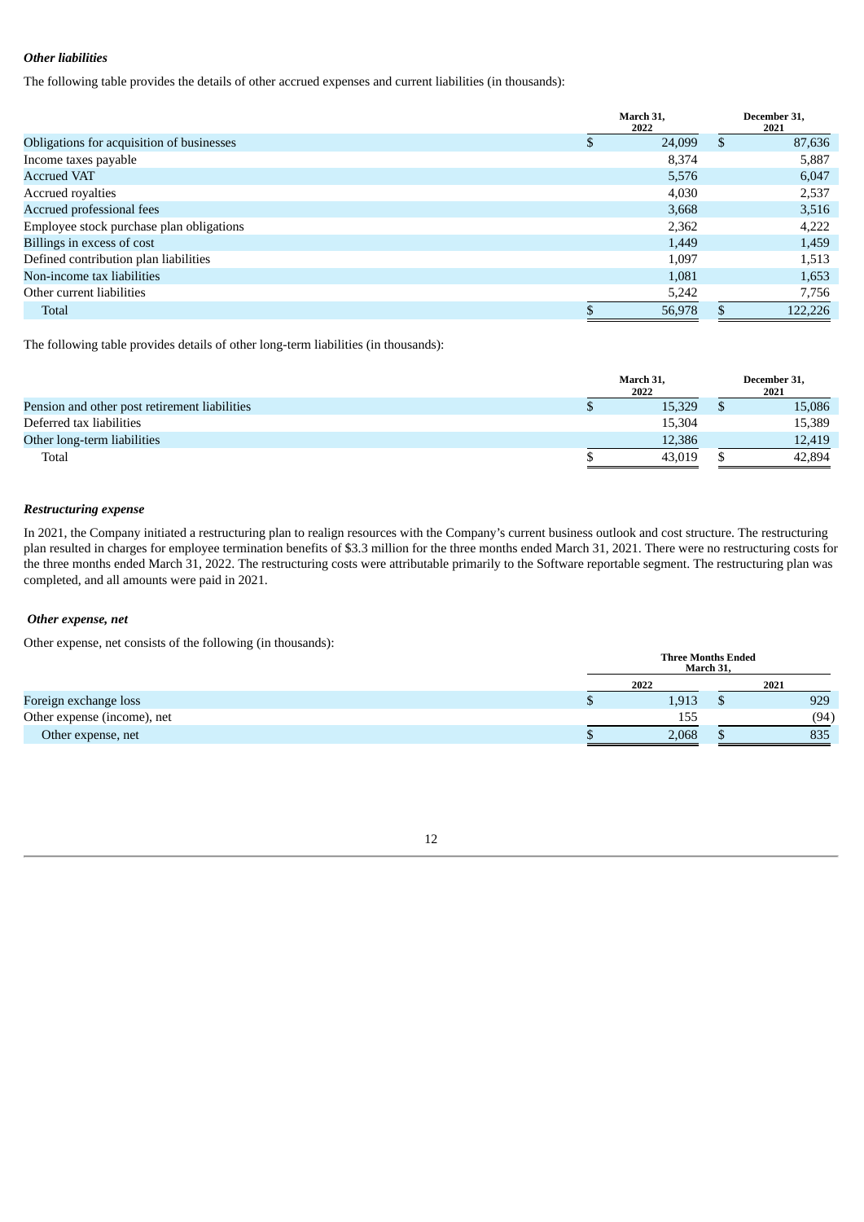### *Other liabilities*

The following table provides the details of other accrued expenses and current liabilities (in thousands):

| | March 31, 2022 | December 31, 2021 |
|---|---|---|
| Obligations for acquisition of businesses | $ 24,099 | $ 87,636 |
| Income taxes payable | 8,374 | 5,887 |
| Accrued VAT | 5,576 | 6,047 |
| Accrued royalties | 4,030 | 2,537 |
| Accrued professional fees | 3,668 | 3,516 |
| Employee stock purchase plan obligations | 2,362 | 4,222 |
| Billings in excess of cost | 1,449 | 1,459 |
| Defined contribution plan liabilities | 1,097 | 1,513 |
| Non-income tax liabilities | 1,081 | 1,653 |
| Other current liabilities | 5,242 | 7,756 |
| Total | $ 56,978 | $ 122,226 |

The following table provides details of other long-term liabilities (in thousands):

| | March 31, 2022 | December 31, 2021 |
|---|---|---|
| Pension and other post retirement liabilities | $ 15,329 | $ 15,086 |
| Deferred tax liabilities | 15,304 | 15,389 |
| Other long-term liabilities | 12,386 | 12,419 |
| Total | $ 43,019 | $ 42,894 |

### *Restructuring expense*

In 2021, the Company initiated a restructuring plan to realign resources with the Company's current business outlook and cost structure. The restructuring plan resulted in charges for employee termination benefits of $3.3 million for the three months ended March 31, 2021. There were no restructuring costs for the three months ended March 31, 2022. The restructuring costs were attributable primarily to the Software reportable segment. The restructuring plan was completed, and all amounts were paid in 2021.

### *Other expense, net*

Other expense, net consists of the following (in thousands):

| | Three Months Ended March 31, | |
|---|---|---|
| | 2022 | 2021 |
| Foreign exchange loss | $ 1,913 | $ 929 |
| Other expense (income), net | 155 | (94) |
| Other expense, net | $ 2,068 | $ 835 |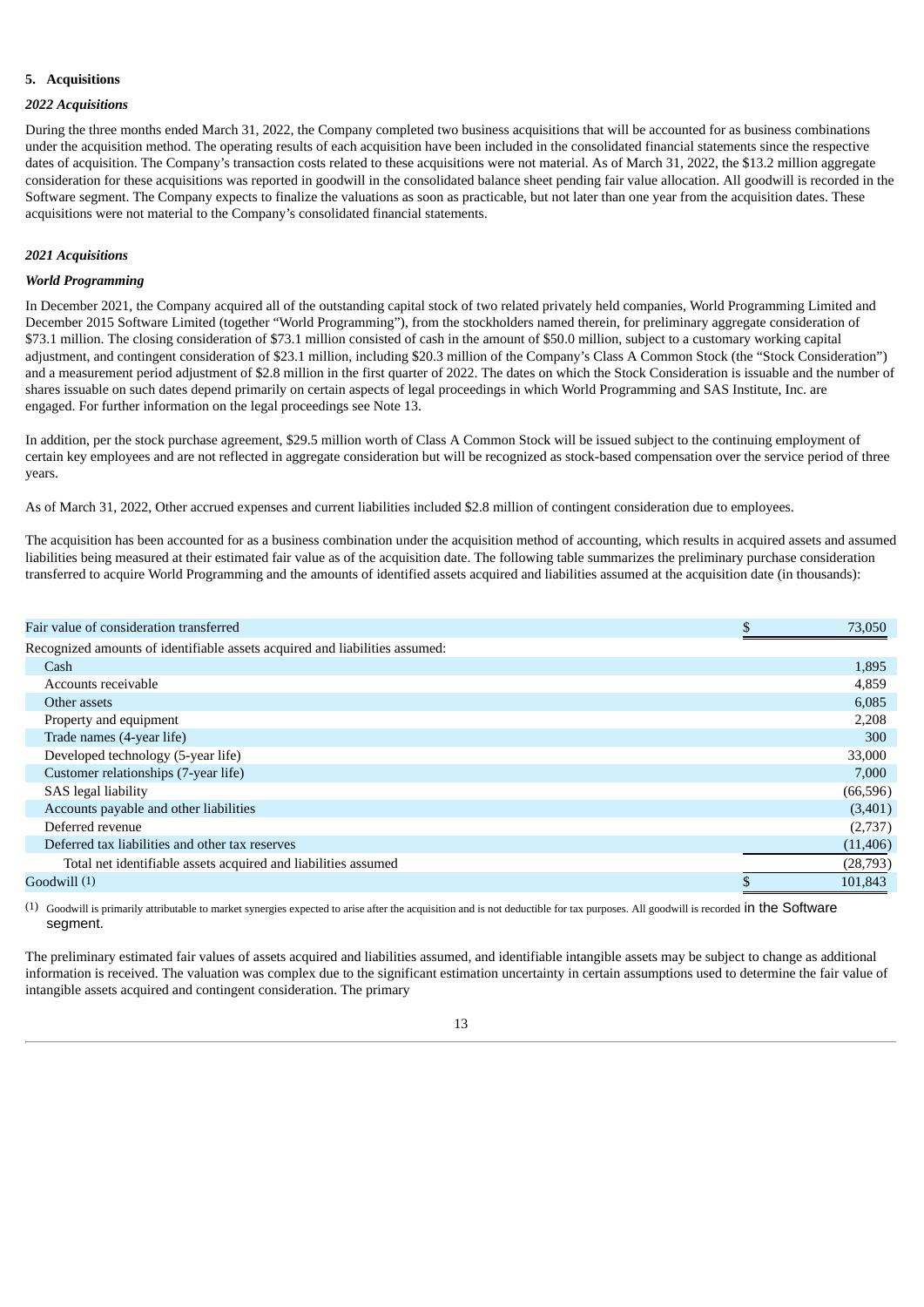**5. Acquisitions**

***2022 Acquisitions***

During the three months ended March 31, 2022, the Company completed two business acquisitions that will be accounted for as business combinations under the acquisition method. The operating results of each acquisition have been included in the consolidated financial statements since the respective dates of acquisition. The Company's transaction costs related to these acquisitions were not material. As of March 31, 2022, the $13.2 million aggregate consideration for these acquisitions was reported in goodwill in the consolidated balance sheet pending fair value allocation. All goodwill is recorded in the Software segment. The Company expects to finalize the valuations as soon as practicable, but not later than one year from the acquisition dates. These acquisitions were not material to the Company's consolidated financial statements.

***2021 Acquisitions***

***World Programming***

In December 2021, the Company acquired all of the outstanding capital stock of two related privately held companies, World Programming Limited and December 2015 Software Limited (together "World Programming"), from the stockholders named therein, for preliminary aggregate consideration of $73.1 million. The closing consideration of $73.1 million consisted of cash in the amount of $50.0 million, subject to a customary working capital adjustment, and contingent consideration of $23.1 million, including $20.3 million of the Company's Class A Common Stock (the "Stock Consideration") and a measurement period adjustment of $2.8 million in the first quarter of 2022. The dates on which the Stock Consideration is issuable and the number of shares issuable on such dates depend primarily on certain aspects of legal proceedings in which World Programming and SAS Institute, Inc. are engaged. For further information on the legal proceedings see Note 13.

In addition, per the stock purchase agreement, $29.5 million worth of Class A Common Stock will be issued subject to the continuing employment of certain key employees and are not reflected in aggregate consideration but will be recognized as stock-based compensation over the service period of three years.

As of March 31, 2022, Other accrued expenses and current liabilities included $2.8 million of contingent consideration due to employees.

The acquisition has been accounted for as a business combination under the acquisition method of accounting, which results in acquired assets and assumed liabilities being measured at their estimated fair value as of the acquisition date. The following table summarizes the preliminary purchase consideration transferred to acquire World Programming and the amounts of identified assets acquired and liabilities assumed at the acquisition date (in thousands):

| | |
|---|---|
| Fair value of consideration transferred | $ 73,050 |
| Recognized amounts of identifiable assets acquired and liabilities assumed: | |
| Cash | 1,895 |
| Accounts receivable | 4,859 |
| Other assets | 6,085 |
| Property and equipment | 2,208 |
| Trade names (4-year life) | 300 |
| Developed technology (5-year life) | 33,000 |
| Customer relationships (7-year life) | 7,000 |
| SAS legal liability | (66,596) |
| Accounts payable and other liabilities | (3,401) |
| Deferred revenue | (2,737) |
| Deferred tax liabilities and other tax reserves | (11,406) |
| Total net identifiable assets acquired and liabilities assumed | (28,793) |
| Goodwill (1) | $ 101,843 |

(1) Goodwill is primarily attributable to market synergies expected to arise after the acquisition and is not deductible for tax purposes. All goodwill is recorded in the Software segment.

The preliminary estimated fair values of assets acquired and liabilities assumed, and identifiable intangible assets may be subject to change as additional information is received. The valuation was complex due to the significant estimation uncertainty in certain assumptions used to determine the fair value of intangible assets acquired and contingent consideration. The primary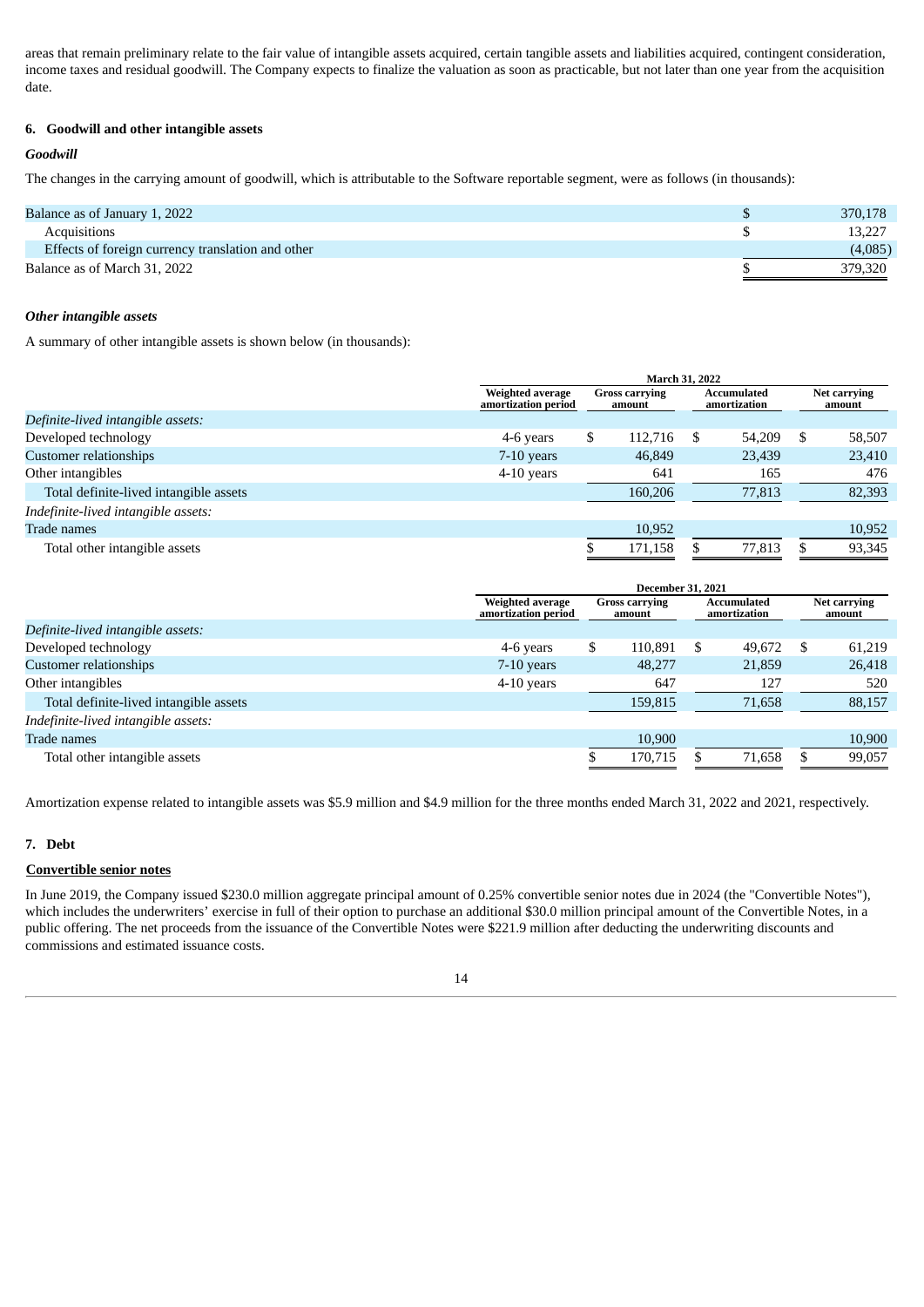areas that remain preliminary relate to the fair value of intangible assets acquired, certain tangible assets and liabilities acquired, contingent consideration, income taxes and residual goodwill. The Company expects to finalize the valuation as soon as practicable, but not later than one year from the acquisition date.

## 6. Goodwill and other intangible assets

### *Goodwill*

The changes in the carrying amount of goodwill, which is attributable to the Software reportable segment, were as follows (in thousands):

| | | |
|---|---|---|
| Balance as of January 1, 2022 | $ | 370,178 |
| Acquisitions | $ | 13,227 |
| Effects of foreign currency translation and other | | (4,085) |
| Balance as of March 31, 2022 | $ | 379,320 |

### *Other intangible assets*

A summary of other intangible assets is shown below (in thousands):

| | March 31, 2022 | | | |
|---|---|---|---|---|
| | Weighted average amortization period | Gross carrying amount | Accumulated amortization | Net carrying amount |
| *Definite-lived intangible assets:* | | | | |
| Developed technology | 4-6 years | $ 112,716 | $ 54,209 | $ 58,507 |
| Customer relationships | 7-10 years | 46,849 | 23,439 | 23,410 |
| Other intangibles | 4-10 years | 641 | 165 | 476 |
| Total definite-lived intangible assets | | 160,206 | 77,813 | 82,393 |
| *Indefinite-lived intangible assets:* | | | | |
| Trade names | | 10,952 | | 10,952 |
| Total other intangible assets | | $ 171,158 | $ 77,813 | $ 93,345 |

| | December 31, 2021 | | | |
|---|---|---|---|---|
| | Weighted average amortization period | Gross carrying amount | Accumulated amortization | Net carrying amount |
| *Definite-lived intangible assets:* | | | | |
| Developed technology | 4-6 years | $ 110,891 | $ 49,672 | $ 61,219 |
| Customer relationships | 7-10 years | 48,277 | 21,859 | 26,418 |
| Other intangibles | 4-10 years | 647 | 127 | 520 |
| Total definite-lived intangible assets | | 159,815 | 71,658 | 88,157 |
| *Indefinite-lived intangible assets:* | | | | |
| Trade names | | 10,900 | | 10,900 |
| Total other intangible assets | | $ 170,715 | $ 71,658 | $ 99,057 |

Amortization expense related to intangible assets was $5.9 million and $4.9 million for the three months ended March 31, 2022 and 2021, respectively.

## 7. Debt

**Convertible senior notes**

In June 2019, the Company issued $230.0 million aggregate principal amount of 0.25% convertible senior notes due in 2024 (the "Convertible Notes"), which includes the underwriters' exercise in full of their option to purchase an additional $30.0 million principal amount of the Convertible Notes, in a public offering. The net proceeds from the issuance of the Convertible Notes were $221.9 million after deducting the underwriting discounts and commissions and estimated issuance costs.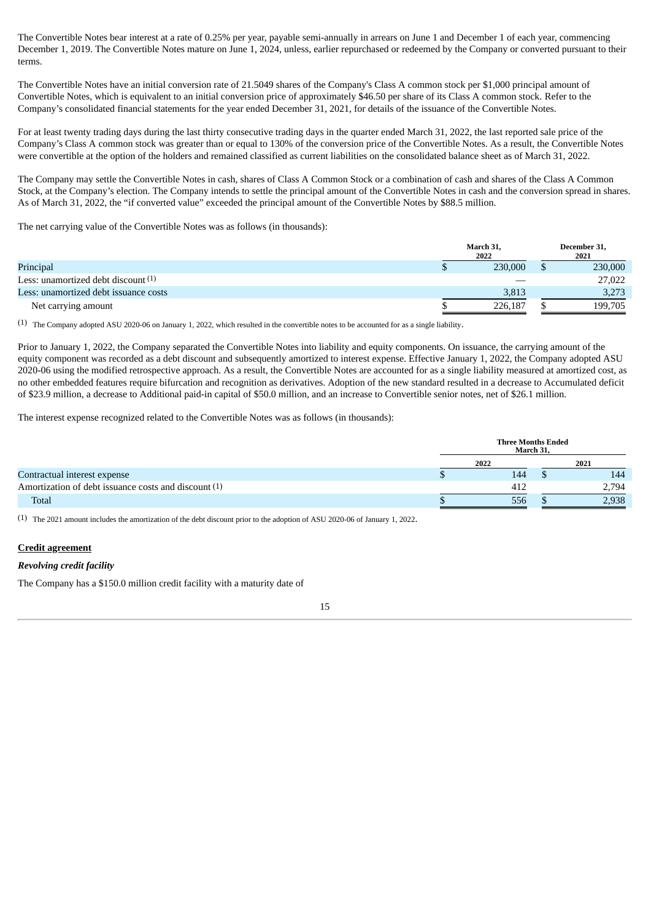The Convertible Notes bear interest at a rate of 0.25% per year, payable semi-annually in arrears on June 1 and December 1 of each year, commencing December 1, 2019. The Convertible Notes mature on June 1, 2024, unless, earlier repurchased or redeemed by the Company or converted pursuant to their terms.

The Convertible Notes have an initial conversion rate of 21.5049 shares of the Company's Class A common stock per $1,000 principal amount of Convertible Notes, which is equivalent to an initial conversion price of approximately $46.50 per share of its Class A common stock. Refer to the Company's consolidated financial statements for the year ended December 31, 2021, for details of the issuance of the Convertible Notes.

For at least twenty trading days during the last thirty consecutive trading days in the quarter ended March 31, 2022, the last reported sale price of the Company's Class A common stock was greater than or equal to 130% of the conversion price of the Convertible Notes. As a result, the Convertible Notes were convertible at the option of the holders and remained classified as current liabilities on the consolidated balance sheet as of March 31, 2022.

The Company may settle the Convertible Notes in cash, shares of Class A Common Stock or a combination of cash and shares of the Class A Common Stock, at the Company's election. The Company intends to settle the principal amount of the Convertible Notes in cash and the conversion spread in shares. As of March 31, 2022, the "if converted value" exceeded the principal amount of the Convertible Notes by $88.5 million.

The net carrying value of the Convertible Notes was as follows (in thousands):

| | March 31, 2022 | December 31, 2021 |
|---|---|---|
| Principal | $ 230,000 | $ 230,000 |
| Less: unamortized debt discount [1] | — | 27,022 |
| Less: unamortized debt issuance costs | 3,813 | 3,273 |
| Net carrying amount | $ 226,187 | $ 199,705 |

[1] The Company adopted ASU 2020-06 on January 1, 2022, which resulted in the convertible notes to be accounted for as a single liability.

Prior to January 1, 2022, the Company separated the Convertible Notes into liability and equity components. On issuance, the carrying amount of the equity component was recorded as a debt discount and subsequently amortized to interest expense. Effective January 1, 2022, the Company adopted ASU 2020-06 using the modified retrospective approach. As a result, the Convertible Notes are accounted for as a single liability measured at amortized cost, as no other embedded features require bifurcation and recognition as derivatives. Adoption of the new standard resulted in a decrease to Accumulated deficit of $23.9 million, a decrease to Additional paid-in capital of $50.0 million, and an increase to Convertible senior notes, net of $26.1 million.

The interest expense recognized related to the Convertible Notes was as follows (in thousands):

| | Three Months Ended March 31, | |
|---|---|---|
| | 2022 | 2021 |
| Contractual interest expense | $ 144 | $ 144 |
| Amortization of debt issuance costs and discount [1] | 412 | 2,794 |
| Total | $ 556 | $ 2,938 |

[1] The 2021 amount includes the amortization of the debt discount prior to the adoption of ASU 2020-06 of January 1, 2022.

**Credit agreement**

***Revolving credit facility***

The Company has a $150.0 million credit facility with a maturity date of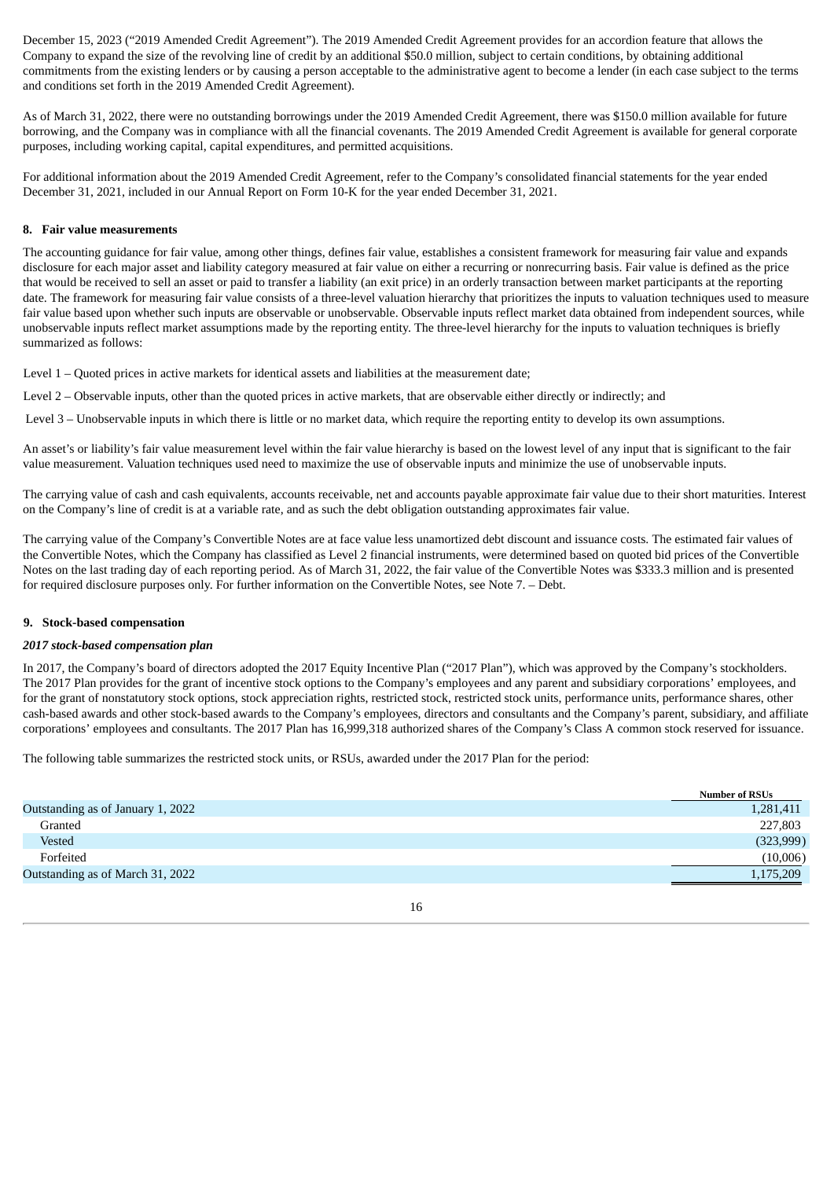December 15, 2023 ("2019 Amended Credit Agreement"). The 2019 Amended Credit Agreement provides for an accordion feature that allows the Company to expand the size of the revolving line of credit by an additional $50.0 million, subject to certain conditions, by obtaining additional commitments from the existing lenders or by causing a person acceptable to the administrative agent to become a lender (in each case subject to the terms and conditions set forth in the 2019 Amended Credit Agreement).

As of March 31, 2022, there were no outstanding borrowings under the 2019 Amended Credit Agreement, there was $150.0 million available for future borrowing, and the Company was in compliance with all the financial covenants. The 2019 Amended Credit Agreement is available for general corporate purposes, including working capital, capital expenditures, and permitted acquisitions.

For additional information about the 2019 Amended Credit Agreement, refer to the Company's consolidated financial statements for the year ended December 31, 2021, included in our Annual Report on Form 10-K for the year ended December 31, 2021.

## 8. Fair value measurements

The accounting guidance for fair value, among other things, defines fair value, establishes a consistent framework for measuring fair value and expands disclosure for each major asset and liability category measured at fair value on either a recurring or nonrecurring basis. Fair value is defined as the price that would be received to sell an asset or paid to transfer a liability (an exit price) in an orderly transaction between market participants at the reporting date. The framework for measuring fair value consists of a three-level valuation hierarchy that prioritizes the inputs to valuation techniques used to measure fair value based upon whether such inputs are observable or unobservable. Observable inputs reflect market data obtained from independent sources, while unobservable inputs reflect market assumptions made by the reporting entity. The three-level hierarchy for the inputs to valuation techniques is briefly summarized as follows:

Level 1 – Quoted prices in active markets for identical assets and liabilities at the measurement date;

Level 2 – Observable inputs, other than the quoted prices in active markets, that are observable either directly or indirectly; and

Level 3 – Unobservable inputs in which there is little or no market data, which require the reporting entity to develop its own assumptions.

An asset's or liability's fair value measurement level within the fair value hierarchy is based on the lowest level of any input that is significant to the fair value measurement. Valuation techniques used need to maximize the use of observable inputs and minimize the use of unobservable inputs.

The carrying value of cash and cash equivalents, accounts receivable, net and accounts payable approximate fair value due to their short maturities. Interest on the Company's line of credit is at a variable rate, and as such the debt obligation outstanding approximates fair value.

The carrying value of the Company's Convertible Notes are at face value less unamortized debt discount and issuance costs. The estimated fair values of the Convertible Notes, which the Company has classified as Level 2 financial instruments, were determined based on quoted bid prices of the Convertible Notes on the last trading day of each reporting period. As of March 31, 2022, the fair value of the Convertible Notes was $333.3 million and is presented for required disclosure purposes only. For further information on the Convertible Notes, see Note 7. – Debt.

## 9. Stock-based compensation

### *2017 stock-based compensation plan*

In 2017, the Company's board of directors adopted the 2017 Equity Incentive Plan ("2017 Plan"), which was approved by the Company's stockholders. The 2017 Plan provides for the grant of incentive stock options to the Company's employees and any parent and subsidiary corporations' employees, and for the grant of nonstatutory stock options, stock appreciation rights, restricted stock, restricted stock units, performance units, performance shares, other cash-based awards and other stock-based awards to the Company's employees, directors and consultants and the Company's parent, subsidiary, and affiliate corporations' employees and consultants. The 2017 Plan has 16,999,318 authorized shares of the Company's Class A common stock reserved for issuance.

The following table summarizes the restricted stock units, or RSUs, awarded under the 2017 Plan for the period:

| | Number of RSUs |
|---|---|
| Outstanding as of January 1, 2022 | 1,281,411 |
| Granted | 227,803 |
| Vested | (323,999) |
| Forfeited | (10,006) |
| Outstanding as of March 31, 2022 | 1,175,209 |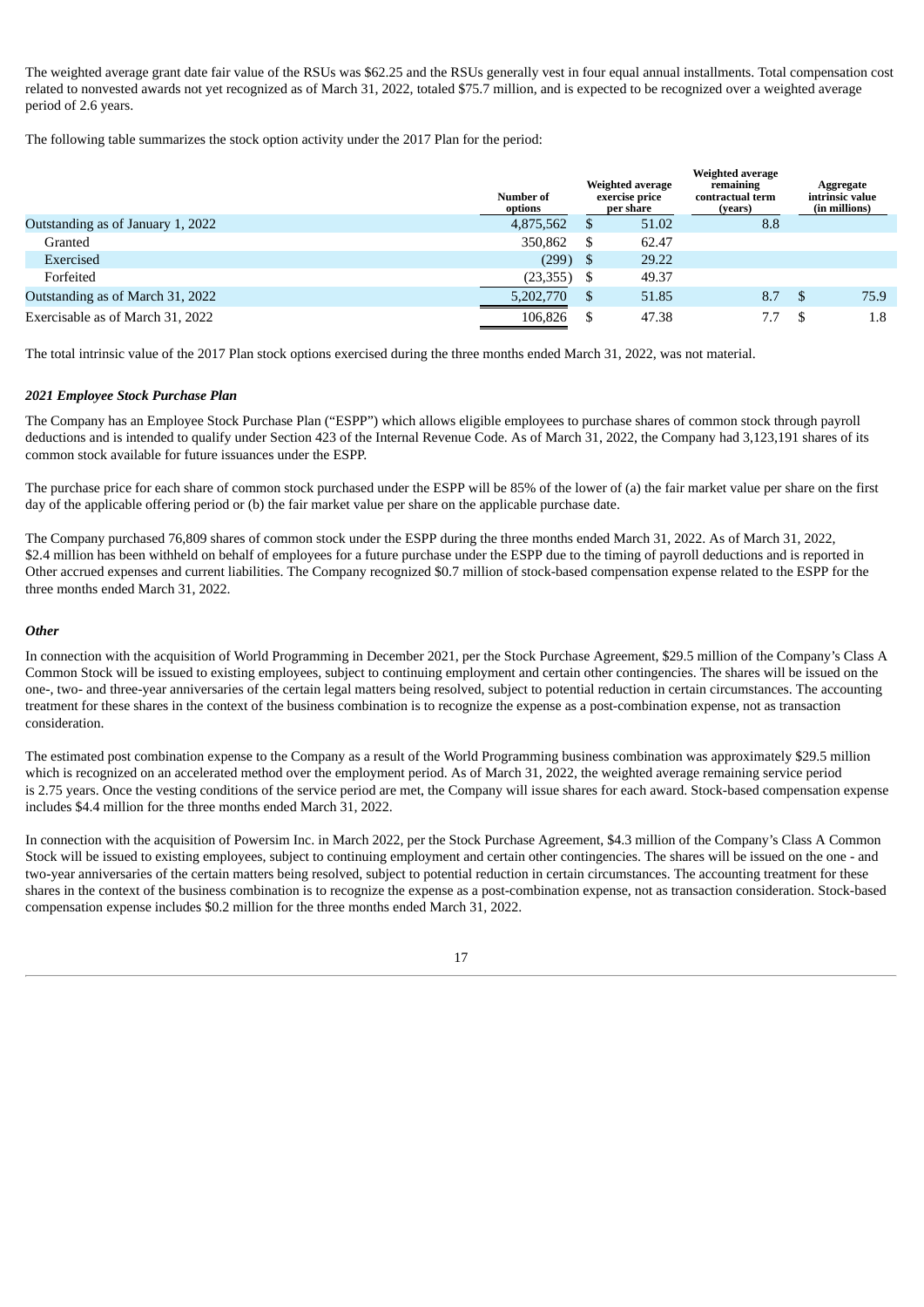The weighted average grant date fair value of the RSUs was $62.25 and the RSUs generally vest in four equal annual installments. Total compensation cost related to nonvested awards not yet recognized as of March 31, 2022, totaled $75.7 million, and is expected to be recognized over a weighted average period of 2.6 years.

The following table summarizes the stock option activity under the 2017 Plan for the period:

| | Number of options | Weighted average exercise price per share | Weighted average remaining contractual term (years) | Aggregate intrinsic value (in millions) |
|---|---|---|---|---|
| Outstanding as of January 1, 2022 | 4,875,562 | $ 51.02 | 8.8 | |
| Granted | 350,862 | $ 62.47 | | |
| Exercised | (299) | $ 29.22 | | |
| Forfeited | (23,355) | $ 49.37 | | |
| Outstanding as of March 31, 2022 | 5,202,770 | $ 51.85 | 8.7 | $ 75.9 |
| Exercisable as of March 31, 2022 | 106,826 | $ 47.38 | 7.7 | $ 1.8 |

The total intrinsic value of the 2017 Plan stock options exercised during the three months ended March 31, 2022, was not material.

***2021 Employee Stock Purchase Plan***

The Company has an Employee Stock Purchase Plan ("ESPP") which allows eligible employees to purchase shares of common stock through payroll deductions and is intended to qualify under Section 423 of the Internal Revenue Code. As of March 31, 2022, the Company had 3,123,191 shares of its common stock available for future issuances under the ESPP.

The purchase price for each share of common stock purchased under the ESPP will be 85% of the lower of (a) the fair market value per share on the first day of the applicable offering period or (b) the fair market value per share on the applicable purchase date.

The Company purchased 76,809 shares of common stock under the ESPP during the three months ended March 31, 2022. As of March 31, 2022, $2.4 million has been withheld on behalf of employees for a future purchase under the ESPP due to the timing of payroll deductions and is reported in Other accrued expenses and current liabilities. The Company recognized $0.7 million of stock-based compensation expense related to the ESPP for the three months ended March 31, 2022.

***Other***

In connection with the acquisition of World Programming in December 2021, per the Stock Purchase Agreement, $29.5 million of the Company's Class A Common Stock will be issued to existing employees, subject to continuing employment and certain other contingencies. The shares will be issued on the one-, two- and three-year anniversaries of the certain legal matters being resolved, subject to potential reduction in certain circumstances. The accounting treatment for these shares in the context of the business combination is to recognize the expense as a post-combination expense, not as transaction consideration.

The estimated post combination expense to the Company as a result of the World Programming business combination was approximately $29.5 million which is recognized on an accelerated method over the employment period. As of March 31, 2022, the weighted average remaining service period is 2.75 years. Once the vesting conditions of the service period are met, the Company will issue shares for each award. Stock-based compensation expense includes $4.4 million for the three months ended March 31, 2022.

In connection with the acquisition of Powersim Inc. in March 2022, per the Stock Purchase Agreement, $4.3 million of the Company's Class A Common Stock will be issued to existing employees, subject to continuing employment and certain other contingencies. The shares will be issued on the one - and two-year anniversaries of the certain matters being resolved, subject to potential reduction in certain circumstances. The accounting treatment for these shares in the context of the business combination is to recognize the expense as a post-combination expense, not as transaction consideration. Stock-based compensation expense includes $0.2 million for the three months ended March 31, 2022.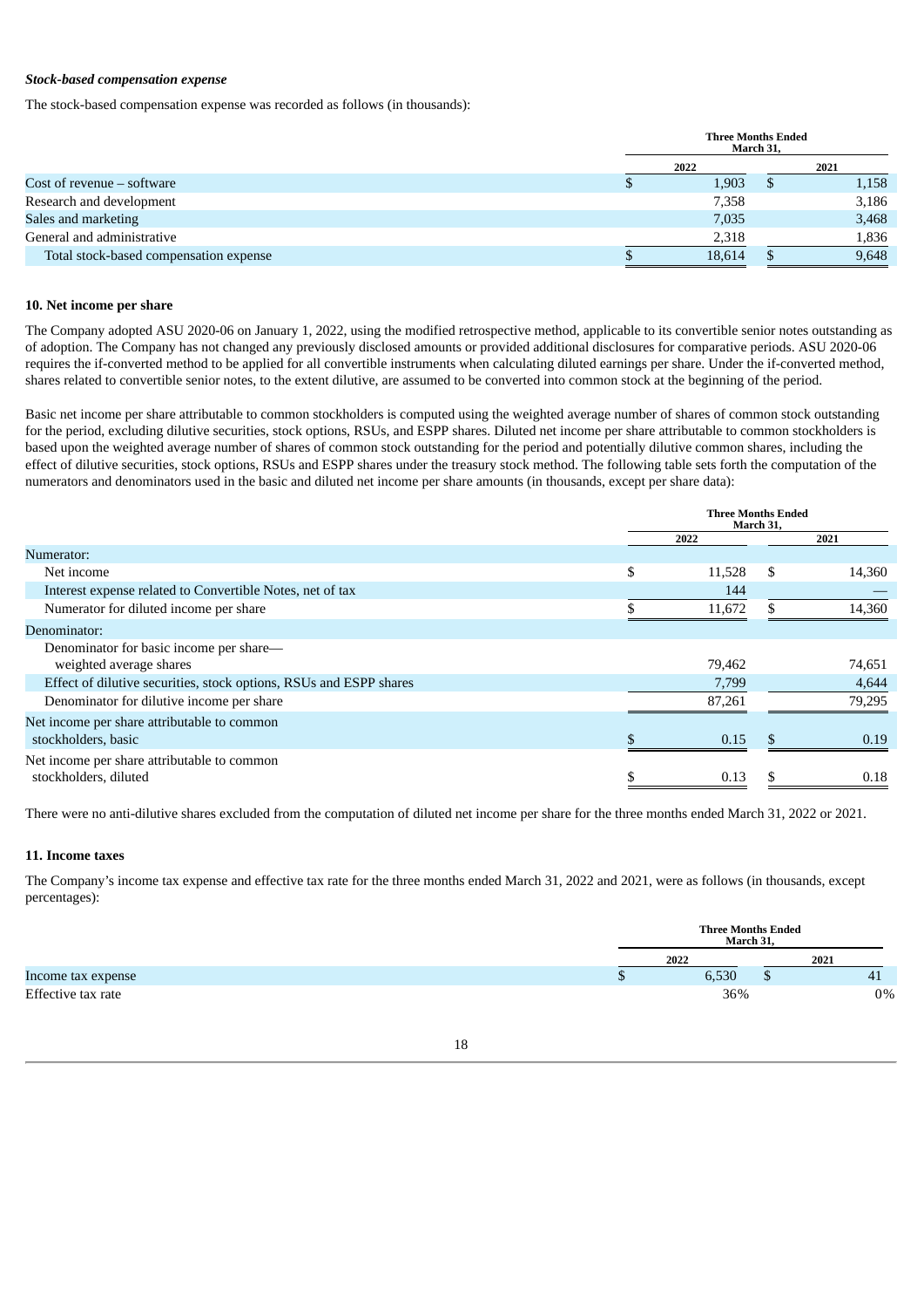***Stock-based compensation expense***

The stock-based compensation expense was recorded as follows (in thousands):

| | Three Months Ended March 31, | |
|---|---|---|
| | 2022 | 2021 |
| Cost of revenue – software | $ 1,903 | $ 1,158 |
| Research and development | 7,358 | 3,186 |
| Sales and marketing | 7,035 | 3,468 |
| General and administrative | 2,318 | 1,836 |
| Total stock-based compensation expense | $ 18,614 | $ 9,648 |

**10. Net income per share**

The Company adopted ASU 2020-06 on January 1, 2022, using the modified retrospective method, applicable to its convertible senior notes outstanding as of adoption. The Company has not changed any previously disclosed amounts or provided additional disclosures for comparative periods. ASU 2020-06 requires the if-converted method to be applied for all convertible instruments when calculating diluted earnings per share. Under the if-converted method, shares related to convertible senior notes, to the extent dilutive, are assumed to be converted into common stock at the beginning of the period.

Basic net income per share attributable to common stockholders is computed using the weighted average number of shares of common stock outstanding for the period, excluding dilutive securities, stock options, RSUs, and ESPP shares. Diluted net income per share attributable to common stockholders is based upon the weighted average number of shares of common stock outstanding for the period and potentially dilutive common shares, including the effect of dilutive securities, stock options, RSUs and ESPP shares under the treasury stock method. The following table sets forth the computation of the numerators and denominators used in the basic and diluted net income per share amounts (in thousands, except per share data):

| | Three Months Ended March 31, | |
|---|---|---|
| | 2022 | 2021 |
| Numerator: | | |
| Net income | $ 11,528 | $ 14,360 |
| Interest expense related to Convertible Notes, net of tax | 144 | — |
| Numerator for diluted income per share | $ 11,672 | $ 14,360 |
| Denominator: | | |
| Denominator for basic income per share—weighted average shares | 79,462 | 74,651 |
| Effect of dilutive securities, stock options, RSUs and ESPP shares | 7,799 | 4,644 |
| Denominator for dilutive income per share | 87,261 | 79,295 |
| Net income per share attributable to common stockholders, basic | $ 0.15 | $ 0.19 |
| Net income per share attributable to common stockholders, diluted | $ 0.13 | $ 0.18 |

There were no anti-dilutive shares excluded from the computation of diluted net income per share for the three months ended March 31, 2022 or 2021.

**11. Income taxes**

The Company's income tax expense and effective tax rate for the three months ended March 31, 2022 and 2021, were as follows (in thousands, except percentages):

| | Three Months Ended March 31, | |
|---|---|---|
| | 2022 | 2021 |
| Income tax expense | $ 6,530 | $ 41 |
| Effective tax rate | 36% | 0% |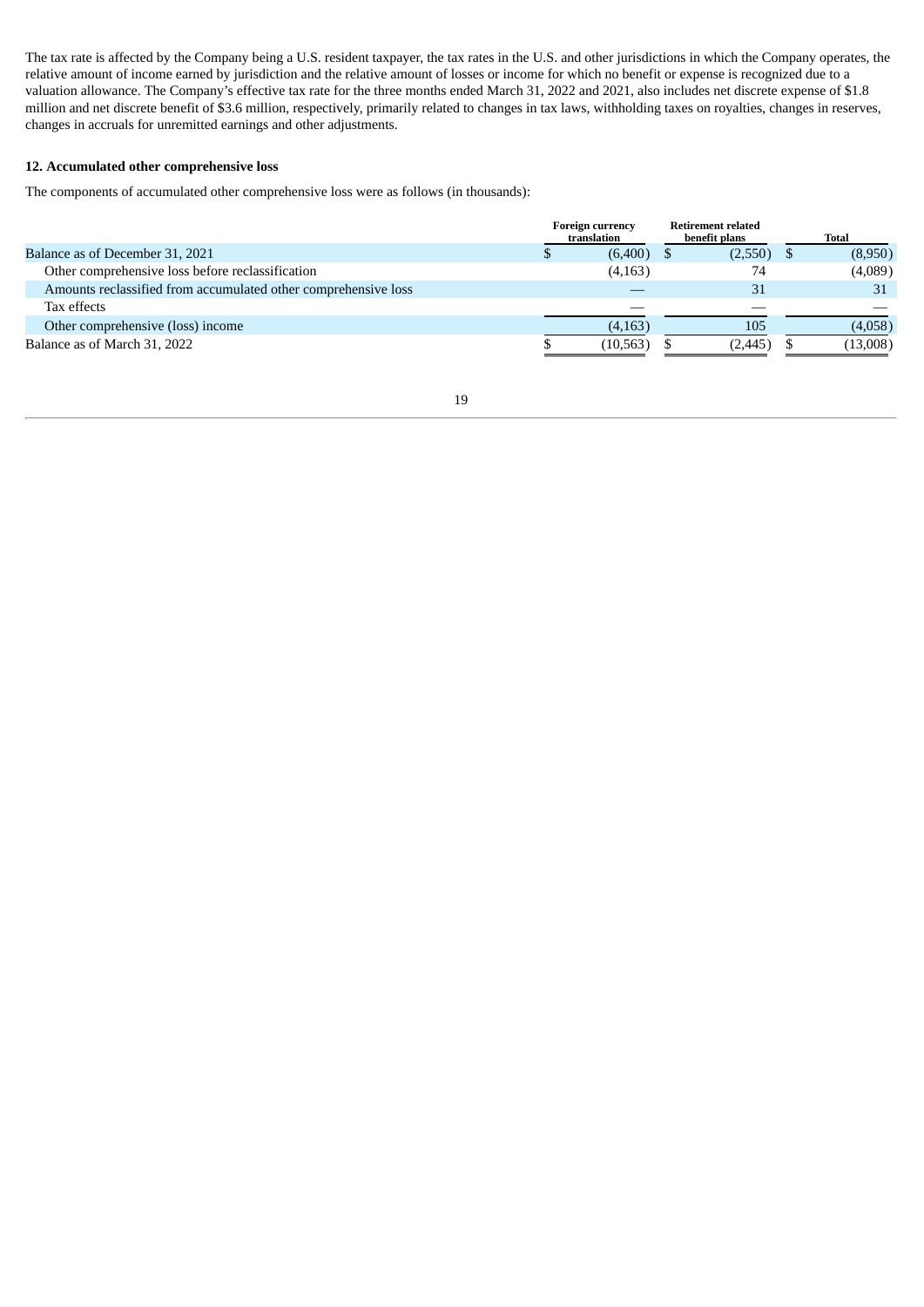The tax rate is affected by the Company being a U.S. resident taxpayer, the tax rates in the U.S. and other jurisdictions in which the Company operates, the relative amount of income earned by jurisdiction and the relative amount of losses or income for which no benefit or expense is recognized due to a valuation allowance. The Company's effective tax rate for the three months ended March 31, 2022 and 2021, also includes net discrete expense of $1.8 million and net discrete benefit of $3.6 million, respectively, primarily related to changes in tax laws, withholding taxes on royalties, changes in reserves, changes in accruals for unremitted earnings and other adjustments.

**12. Accumulated other comprehensive loss**

The components of accumulated other comprehensive loss were as follows (in thousands):

| | Foreign currency translation | Retirement related benefit plans | Total |
|---|---|---|---|
| Balance as of December 31, 2021 | $ (6,400) | $ (2,550) | $ (8,950) |
| Other comprehensive loss before reclassification | (4,163) | 74 | (4,089) |
| Amounts reclassified from accumulated other comprehensive loss | — | 31 | 31 |
| Tax effects | — | — | — |
| Other comprehensive (loss) income | (4,163) | 105 | (4,058) |
| Balance as of March 31, 2022 | $ (10,563) | $ (2,445) | $ (13,008) |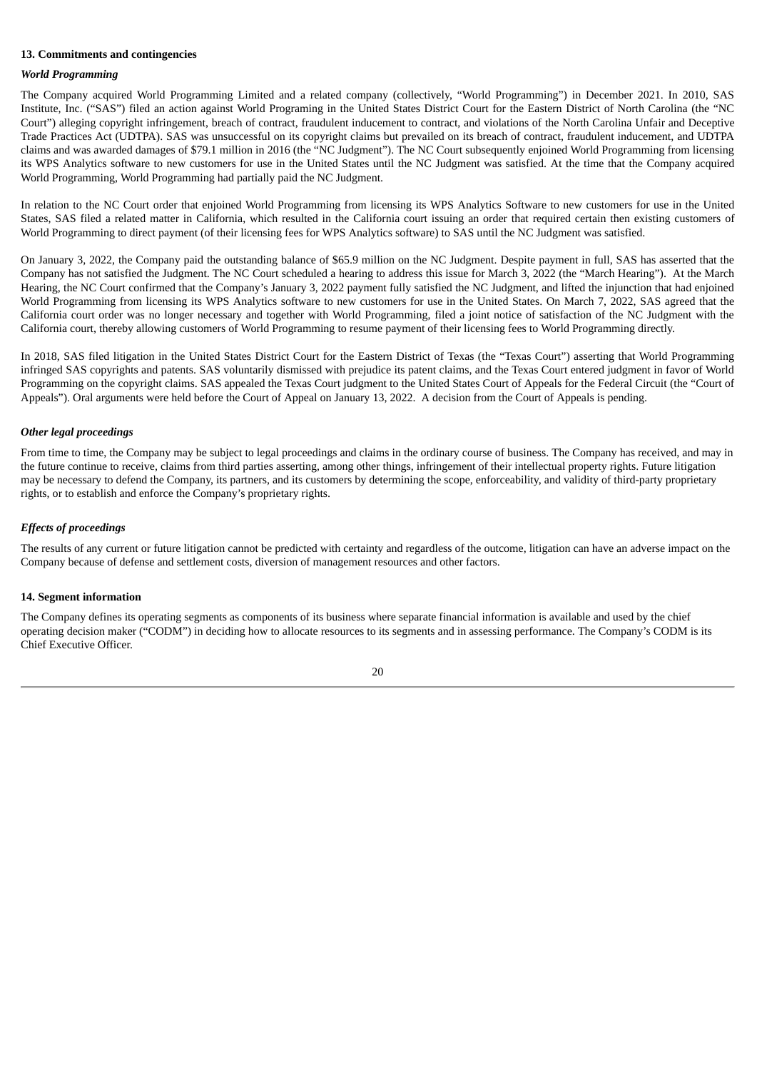**13. Commitments and contingencies**

***World Programming***

The Company acquired World Programming Limited and a related company (collectively, "World Programming") in December 2021. In 2010, SAS Institute, Inc. ("SAS") filed an action against World Programing in the United States District Court for the Eastern District of North Carolina (the "NC Court") alleging copyright infringement, breach of contract, fraudulent inducement to contract, and violations of the North Carolina Unfair and Deceptive Trade Practices Act (UDTPA). SAS was unsuccessful on its copyright claims but prevailed on its breach of contract, fraudulent inducement, and UDTPA claims and was awarded damages of $79.1 million in 2016 (the "NC Judgment"). The NC Court subsequently enjoined World Programming from licensing its WPS Analytics software to new customers for use in the United States until the NC Judgment was satisfied. At the time that the Company acquired World Programming, World Programming had partially paid the NC Judgment.

In relation to the NC Court order that enjoined World Programming from licensing its WPS Analytics Software to new customers for use in the United States, SAS filed a related matter in California, which resulted in the California court issuing an order that required certain then existing customers of World Programming to direct payment (of their licensing fees for WPS Analytics software) to SAS until the NC Judgment was satisfied.

On January 3, 2022, the Company paid the outstanding balance of $65.9 million on the NC Judgment. Despite payment in full, SAS has asserted that the Company has not satisfied the Judgment. The NC Court scheduled a hearing to address this issue for March 3, 2022 (the "March Hearing"). At the March Hearing, the NC Court confirmed that the Company's January 3, 2022 payment fully satisfied the NC Judgment, and lifted the injunction that had enjoined World Programming from licensing its WPS Analytics software to new customers for use in the United States. On March 7, 2022, SAS agreed that the California court order was no longer necessary and together with World Programming, filed a joint notice of satisfaction of the NC Judgment with the California court, thereby allowing customers of World Programming to resume payment of their licensing fees to World Programming directly.

In 2018, SAS filed litigation in the United States District Court for the Eastern District of Texas (the "Texas Court") asserting that World Programming infringed SAS copyrights and patents. SAS voluntarily dismissed with prejudice its patent claims, and the Texas Court entered judgment in favor of World Programming on the copyright claims. SAS appealed the Texas Court judgment to the United States Court of Appeals for the Federal Circuit (the "Court of Appeals"). Oral arguments were held before the Court of Appeal on January 13, 2022. A decision from the Court of Appeals is pending.

***Other legal proceedings***

From time to time, the Company may be subject to legal proceedings and claims in the ordinary course of business. The Company has received, and may in the future continue to receive, claims from third parties asserting, among other things, infringement of their intellectual property rights. Future litigation may be necessary to defend the Company, its partners, and its customers by determining the scope, enforceability, and validity of third-party proprietary rights, or to establish and enforce the Company's proprietary rights.

***Effects of proceedings***

The results of any current or future litigation cannot be predicted with certainty and regardless of the outcome, litigation can have an adverse impact on the Company because of defense and settlement costs, diversion of management resources and other factors.

**14. Segment information**

The Company defines its operating segments as components of its business where separate financial information is available and used by the chief operating decision maker ("CODM") in deciding how to allocate resources to its segments and in assessing performance. The Company's CODM is its Chief Executive Officer.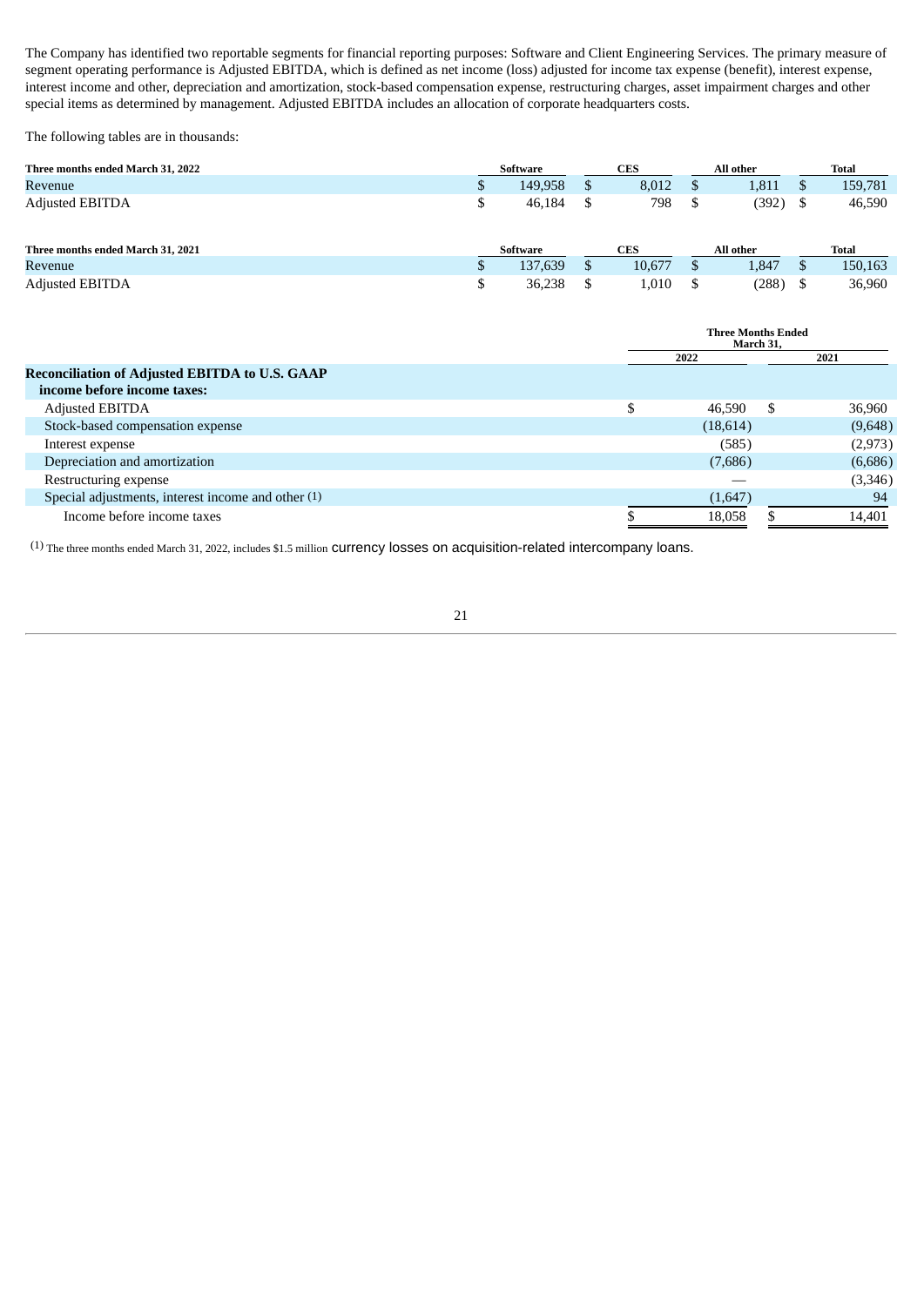The Company has identified two reportable segments for financial reporting purposes: Software and Client Engineering Services. The primary measure of segment operating performance is Adjusted EBITDA, which is defined as net income (loss) adjusted for income tax expense (benefit), interest expense, interest income and other, depreciation and amortization, stock-based compensation expense, restructuring charges, asset impairment charges and other special items as determined by management. Adjusted EBITDA includes an allocation of corporate headquarters costs.

The following tables are in thousands:

| Three months ended March 31, 2022 | Software | CES | All other | Total |
|---|---|---|---|---|
| Revenue | $ 149,958 | $ 8,012 | $ 1,811 | $ 159,781 |
| Adjusted EBITDA | $ 46,184 | $ 798 | $ (392) | $ 46,590 |

| Three months ended March 31, 2021 | Software | CES | All other | Total |
|---|---|---|---|---|
| Revenue | $ 137,639 | $ 10,677 | $ 1,847 | $ 150,163 |
| Adjusted EBITDA | $ 36,238 | $ 1,010 | $ (288) | $ 36,960 |

| | Three Months Ended March 31, | |
|---|---|---|
| | 2022 | 2021 |
| **Reconciliation of Adjusted EBITDA to U.S. GAAP income before income taxes:** | | |
| Adjusted EBITDA | $ 46,590 | $ 36,960 |
| Stock-based compensation expense | (18,614) | (9,648) |
| Interest expense | (585) | (2,973) |
| Depreciation and amortization | (7,686) | (6,686) |
| Restructuring expense | — | (3,346) |
| Special adjustments, interest income and other (1) | (1,647) | 94 |
| Income before income taxes | $ 18,058 | $ 14,401 |

(1) The three months ended March 31, 2022, includes $1.5 million currency losses on acquisition-related intercompany loans.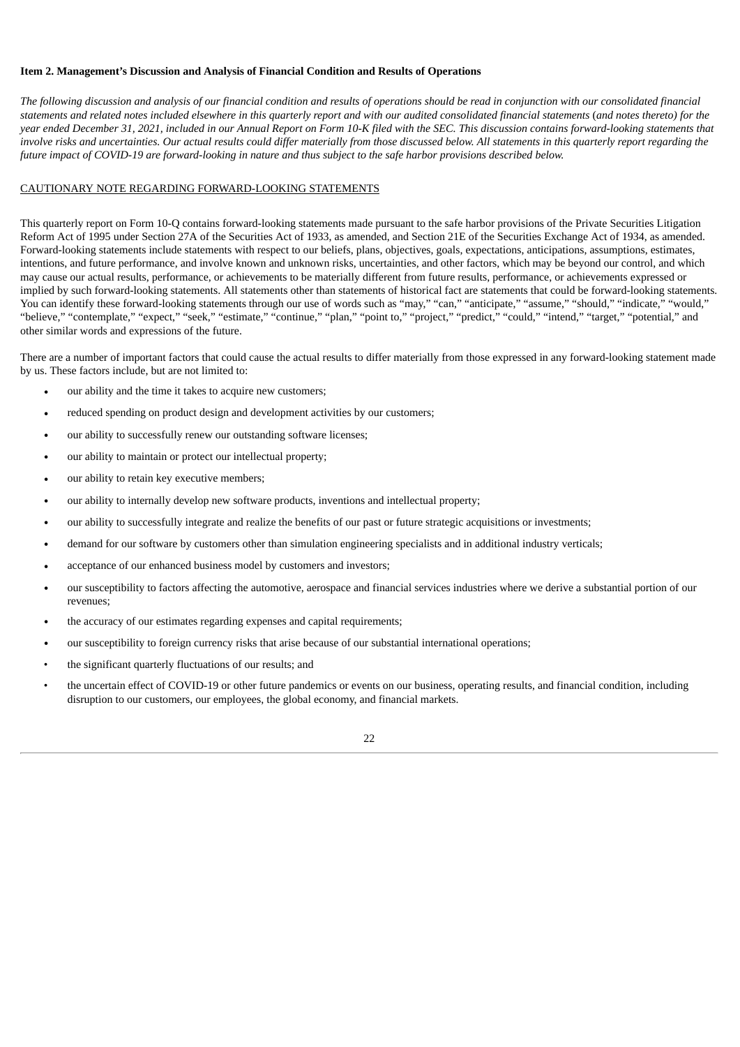**Item 2. Management's Discussion and Analysis of Financial Condition and Results of Operations**

*The following discussion and analysis of our financial condition and results of operations should be read in conjunction with our consolidated financial statements and related notes included elsewhere in this quarterly report and with our audited consolidated financial statements (and notes thereto) for the year ended December 31, 2021, included in our Annual Report on Form 10-K filed with the SEC. This discussion contains forward-looking statements that involve risks and uncertainties. Our actual results could differ materially from those discussed below. All statements in this quarterly report regarding the future impact of COVID-19 are forward-looking in nature and thus subject to the safe harbor provisions described below.*

CAUTIONARY NOTE REGARDING FORWARD-LOOKING STATEMENTS

This quarterly report on Form 10-Q contains forward-looking statements made pursuant to the safe harbor provisions of the Private Securities Litigation Reform Act of 1995 under Section 27A of the Securities Act of 1933, as amended, and Section 21E of the Securities Exchange Act of 1934, as amended. Forward-looking statements include statements with respect to our beliefs, plans, objectives, goals, expectations, anticipations, assumptions, estimates, intentions, and future performance, and involve known and unknown risks, uncertainties, and other factors, which may be beyond our control, and which may cause our actual results, performance, or achievements to be materially different from future results, performance, or achievements expressed or implied by such forward-looking statements. All statements other than statements of historical fact are statements that could be forward-looking statements. You can identify these forward-looking statements through our use of words such as "may," "can," "anticipate," "assume," "should," "indicate," "would," "believe," "contemplate," "expect," "seek," "estimate," "continue," "plan," "point to," "project," "predict," "could," "intend," "target," "potential," and other similar words and expressions of the future.

There are a number of important factors that could cause the actual results to differ materially from those expressed in any forward-looking statement made by us. These factors include, but are not limited to:

- our ability and the time it takes to acquire new customers;
- reduced spending on product design and development activities by our customers;
- our ability to successfully renew our outstanding software licenses;
- our ability to maintain or protect our intellectual property;
- our ability to retain key executive members;
- our ability to internally develop new software products, inventions and intellectual property;
- our ability to successfully integrate and realize the benefits of our past or future strategic acquisitions or investments;
- demand for our software by customers other than simulation engineering specialists and in additional industry verticals;
- acceptance of our enhanced business model by customers and investors;
- our susceptibility to factors affecting the automotive, aerospace and financial services industries where we derive a substantial portion of our revenues;
- the accuracy of our estimates regarding expenses and capital requirements;
- our susceptibility to foreign currency risks that arise because of our substantial international operations;
- the significant quarterly fluctuations of our results; and
- the uncertain effect of COVID-19 or other future pandemics or events on our business, operating results, and financial condition, including disruption to our customers, our employees, the global economy, and financial markets.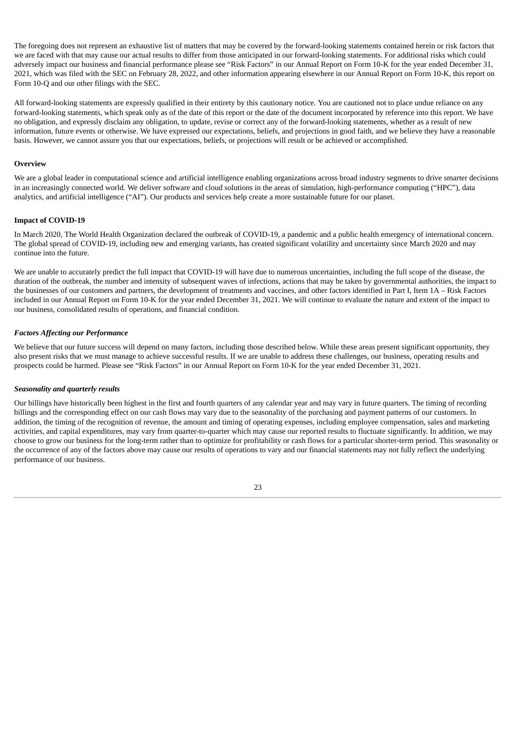The foregoing does not represent an exhaustive list of matters that may be covered by the forward-looking statements contained herein or risk factors that we are faced with that may cause our actual results to differ from those anticipated in our forward-looking statements. For additional risks which could adversely impact our business and financial performance please see "Risk Factors" in our Annual Report on Form 10-K for the year ended December 31, 2021, which was filed with the SEC on February 28, 2022, and other information appearing elsewhere in our Annual Report on Form 10-K, this report on Form 10-Q and our other filings with the SEC.

All forward-looking statements are expressly qualified in their entirety by this cautionary notice. You are cautioned not to place undue reliance on any forward-looking statements, which speak only as of the date of this report or the date of the document incorporated by reference into this report. We have no obligation, and expressly disclaim any obligation, to update, revise or correct any of the forward-looking statements, whether as a result of new information, future events or otherwise. We have expressed our expectations, beliefs, and projections in good faith, and we believe they have a reasonable basis. However, we cannot assure you that our expectations, beliefs, or projections will result or be achieved or accomplished.

**Overview**

We are a global leader in computational science and artificial intelligence enabling organizations across broad industry segments to drive smarter decisions in an increasingly connected world. We deliver software and cloud solutions in the areas of simulation, high-performance computing ("HPC"), data analytics, and artificial intelligence ("AI"). Our products and services help create a more sustainable future for our planet.

**Impact of COVID-19**

In March 2020, The World Health Organization declared the outbreak of COVID-19, a pandemic and a public health emergency of international concern. The global spread of COVID-19, including new and emerging variants, has created significant volatility and uncertainty since March 2020 and may continue into the future.

We are unable to accurately predict the full impact that COVID-19 will have due to numerous uncertainties, including the full scope of the disease, the duration of the outbreak, the number and intensity of subsequent waves of infections, actions that may be taken by governmental authorities, the impact to the businesses of our customers and partners, the development of treatments and vaccines, and other factors identified in Part I, Item 1A – Risk Factors included in our Annual Report on Form 10-K for the year ended December 31, 2021. We will continue to evaluate the nature and extent of the impact to our business, consolidated results of operations, and financial condition.

***Factors Affecting our Performance***

We believe that our future success will depend on many factors, including those described below. While these areas present significant opportunity, they also present risks that we must manage to achieve successful results. If we are unable to address these challenges, our business, operating results and prospects could be harmed. Please see "Risk Factors" in our Annual Report on Form 10-K for the year ended December 31, 2021.

***Seasonality and quarterly results***

Our billings have historically been highest in the first and fourth quarters of any calendar year and may vary in future quarters. The timing of recording billings and the corresponding effect on our cash flows may vary due to the seasonality of the purchasing and payment patterns of our customers. In addition, the timing of the recognition of revenue, the amount and timing of operating expenses, including employee compensation, sales and marketing activities, and capital expenditures, may vary from quarter-to-quarter which may cause our reported results to fluctuate significantly. In addition, we may choose to grow our business for the long-term rather than to optimize for profitability or cash flows for a particular shorter-term period. This seasonality or the occurrence of any of the factors above may cause our results of operations to vary and our financial statements may not fully reflect the underlying performance of our business.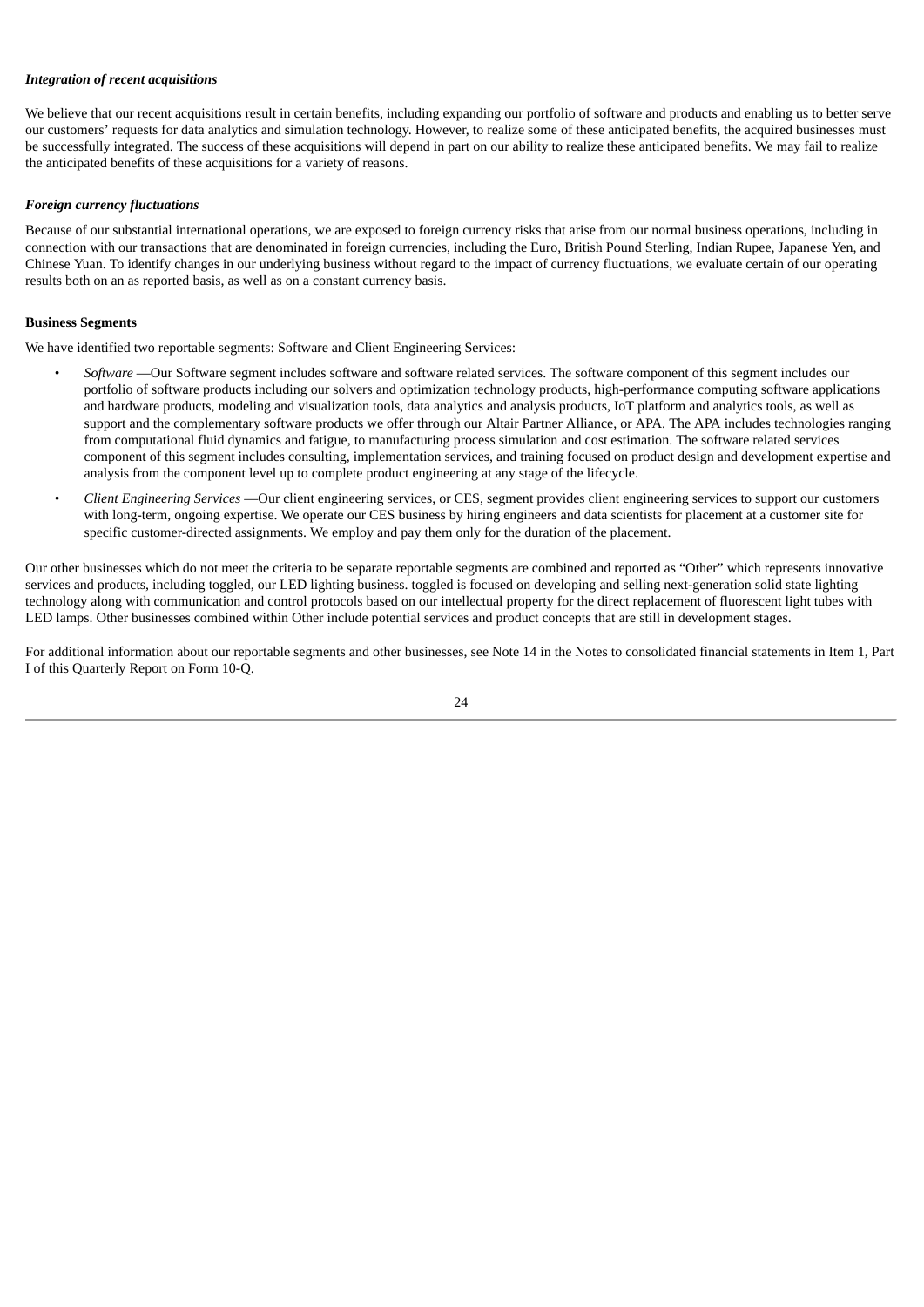***Integration of recent acquisitions***

We believe that our recent acquisitions result in certain benefits, including expanding our portfolio of software and products and enabling us to better serve our customers' requests for data analytics and simulation technology. However, to realize some of these anticipated benefits, the acquired businesses must be successfully integrated. The success of these acquisitions will depend in part on our ability to realize these anticipated benefits. We may fail to realize the anticipated benefits of these acquisitions for a variety of reasons.

***Foreign currency fluctuations***

Because of our substantial international operations, we are exposed to foreign currency risks that arise from our normal business operations, including in connection with our transactions that are denominated in foreign currencies, including the Euro, British Pound Sterling, Indian Rupee, Japanese Yen, and Chinese Yuan. To identify changes in our underlying business without regard to the impact of currency fluctuations, we evaluate certain of our operating results both on an as reported basis, as well as on a constant currency basis.

**Business Segments**

We have identified two reportable segments: Software and Client Engineering Services:

- *Software* —Our Software segment includes software and software related services. The software component of this segment includes our portfolio of software products including our solvers and optimization technology products, high-performance computing software applications and hardware products, modeling and visualization tools, data analytics and analysis products, IoT platform and analytics tools, as well as support and the complementary software products we offer through our Altair Partner Alliance, or APA. The APA includes technologies ranging from computational fluid dynamics and fatigue, to manufacturing process simulation and cost estimation. The software related services component of this segment includes consulting, implementation services, and training focused on product design and development expertise and analysis from the component level up to complete product engineering at any stage of the lifecycle.
- *Client Engineering Services* —Our client engineering services, or CES, segment provides client engineering services to support our customers with long-term, ongoing expertise. We operate our CES business by hiring engineers and data scientists for placement at a customer site for specific customer-directed assignments. We employ and pay them only for the duration of the placement.

Our other businesses which do not meet the criteria to be separate reportable segments are combined and reported as "Other" which represents innovative services and products, including toggled, our LED lighting business. toggled is focused on developing and selling next-generation solid state lighting technology along with communication and control protocols based on our intellectual property for the direct replacement of fluorescent light tubes with LED lamps. Other businesses combined within Other include potential services and product concepts that are still in development stages.

For additional information about our reportable segments and other businesses, see Note 14 in the Notes to consolidated financial statements in Item 1, Part I of this Quarterly Report on Form 10-Q.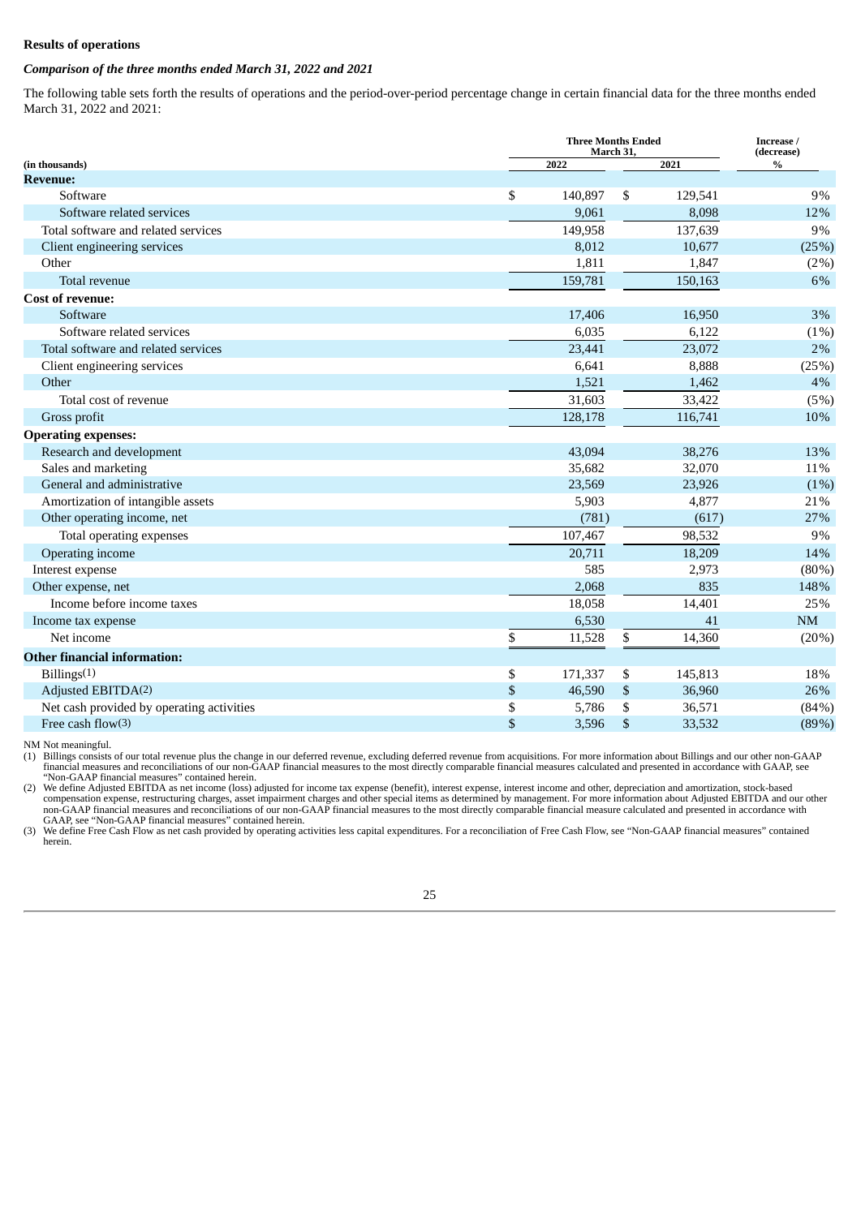**Results of operations**

***Comparison of the three months ended March 31, 2022 and 2021***

The following table sets forth the results of operations and the period-over-period percentage change in certain financial data for the three months ended March 31, 2022 and 2021:

| (in thousands) | Three Months Ended March 31, 2022 | Three Months Ended March 31, 2021 | Increase / (decrease) % |
|---|---|---|---|
| **Revenue:** | | | |
| Software | $ 140,897 | $ 129,541 | 9% |
| Software related services | 9,061 | 8,098 | 12% |
| Total software and related services | 149,958 | 137,639 | 9% |
| Client engineering services | 8,012 | 10,677 | (25%) |
| Other | 1,811 | 1,847 | (2%) |
| Total revenue | 159,781 | 150,163 | 6% |
| **Cost of revenue:** | | | |
| Software | 17,406 | 16,950 | 3% |
| Software related services | 6,035 | 6,122 | (1%) |
| Total software and related services | 23,441 | 23,072 | 2% |
| Client engineering services | 6,641 | 8,888 | (25%) |
| Other | 1,521 | 1,462 | 4% |
| Total cost of revenue | 31,603 | 33,422 | (5%) |
| Gross profit | 128,178 | 116,741 | 10% |
| **Operating expenses:** | | | |
| Research and development | 43,094 | 38,276 | 13% |
| Sales and marketing | 35,682 | 32,070 | 11% |
| General and administrative | 23,569 | 23,926 | (1%) |
| Amortization of intangible assets | 5,903 | 4,877 | 21% |
| Other operating income, net | (781) | (617) | 27% |
| Total operating expenses | 107,467 | 98,532 | 9% |
| Operating income | 20,711 | 18,209 | 14% |
| Interest expense | 585 | 2,973 | (80%) |
| Other expense, net | 2,068 | 835 | 148% |
| Income before income taxes | 18,058 | 14,401 | 25% |
| Income tax expense | 6,530 | 41 | NM |
| Net income | $ 11,528 | $ 14,360 | (20%) |
| **Other financial information:** | | | |
| Billings[1] | $ 171,337 | $ 145,813 | 18% |
| Adjusted EBITDA[2] | $ 46,590 | $ 36,960 | 26% |
| Net cash provided by operating activities | $ 5,786 | $ 36,571 | (84%) |
| Free cash flow[3] | $ 3,596 | $ 33,532 | (89%) |

NM Not meaningful.

(1) Billings consists of our total revenue plus the change in our deferred revenue, excluding deferred revenue from acquisitions. For more information about Billings and our other non-GAAP financial measures and reconciliations of our non-GAAP financial measures to the most directly comparable financial measures calculated and presented in accordance with GAAP, see "Non-GAAP financial measures" contained herein.

(2) We define Adjusted EBITDA as net income (loss) adjusted for income tax expense (benefit), interest expense, interest income and other, depreciation and amortization, stock-based compensation expense, restructuring charges, asset impairment charges and other special items as determined by management. For more information about Adjusted EBITDA and our other non-GAAP financial measures and reconciliations of our non-GAAP financial measures to the most directly comparable financial measure calculated and presented in accordance with GAAP, see "Non-GAAP financial measures" contained herein.

(3) We define Free Cash Flow as net cash provided by operating activities less capital expenditures. For a reconciliation of Free Cash Flow, see "Non-GAAP financial measures" contained herein.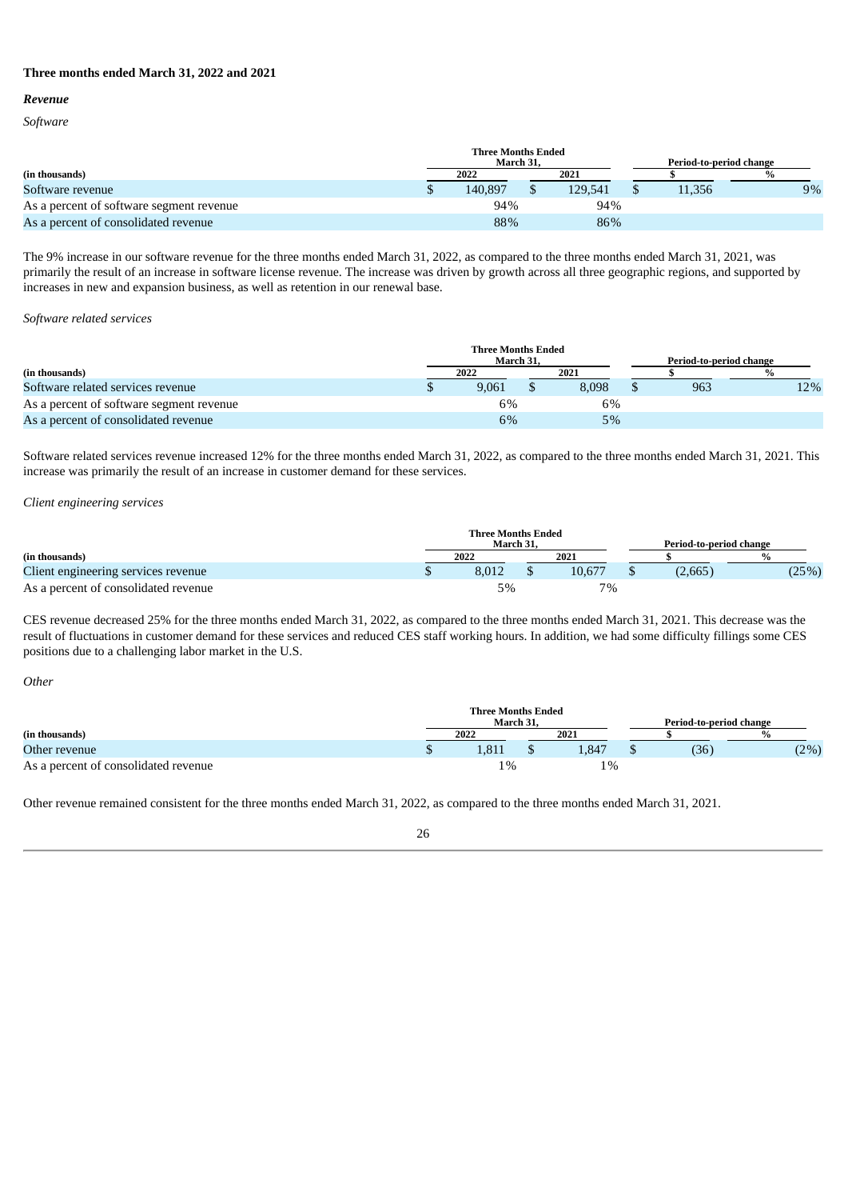**Three months ended March 31, 2022 and 2021**

***Revenue***

*Software*

| (in thousands) | Three Months Ended March 31, 2022 | Three Months Ended March 31, 2021 | Period-to-period change $ | Period-to-period change % |
|---|---|---|---|---|
| Software revenue | $ 140,897 | $ 129,541 | $ 11,356 | 9% |
| As a percent of software segment revenue | 94% | 94% | | |
| As a percent of consolidated revenue | 88% | 86% | | |

The 9% increase in our software revenue for the three months ended March 31, 2022, as compared to the three months ended March 31, 2021, was primarily the result of an increase in software license revenue. The increase was driven by growth across all three geographic regions, and supported by increases in new and expansion business, as well as retention in our renewal base.

*Software related services*

| (in thousands) | Three Months Ended March 31, 2022 | Three Months Ended March 31, 2021 | Period-to-period change $ | Period-to-period change % |
|---|---|---|---|---|
| Software related services revenue | $ 9,061 | $ 8,098 | $ 963 | 12% |
| As a percent of software segment revenue | 6% | 6% | | |
| As a percent of consolidated revenue | 6% | 5% | | |

Software related services revenue increased 12% for the three months ended March 31, 2022, as compared to the three months ended March 31, 2021. This increase was primarily the result of an increase in customer demand for these services.

*Client engineering services*

| (in thousands) | Three Months Ended March 31, 2022 | Three Months Ended March 31, 2021 | Period-to-period change $ | Period-to-period change % |
|---|---|---|---|---|
| Client engineering services revenue | $ 8,012 | $ 10,677 | $ (2,665) | (25%) |
| As a percent of consolidated revenue | 5% | 7% | | |

CES revenue decreased 25% for the three months ended March 31, 2022, as compared to the three months ended March 31, 2021. This decrease was the result of fluctuations in customer demand for these services and reduced CES staff working hours. In addition, we had some difficulty fillings some CES positions due to a challenging labor market in the U.S.

*Other*

| (in thousands) | Three Months Ended March 31, 2022 | Three Months Ended March 31, 2021 | Period-to-period change $ | Period-to-period change % |
|---|---|---|---|---|
| Other revenue | $ 1,811 | $ 1,847 | $ (36) | (2%) |
| As a percent of consolidated revenue | 1% | 1% | | |

Other revenue remained consistent for the three months ended March 31, 2022, as compared to the three months ended March 31, 2021.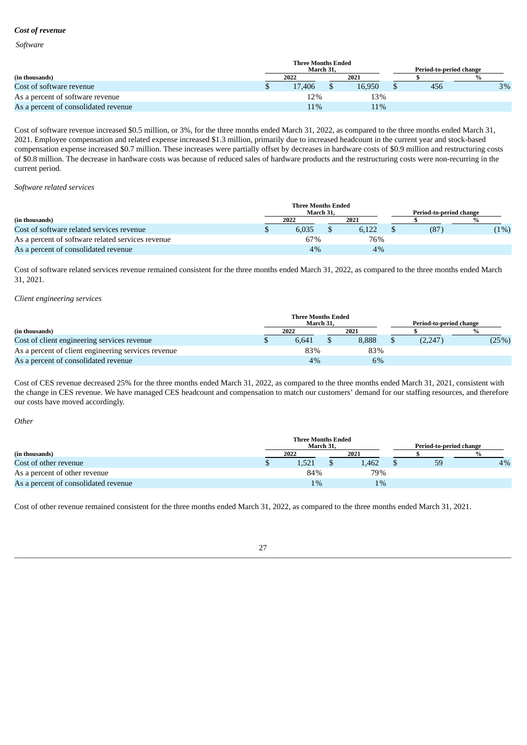### *Cost of revenue*

*Software*

| (in thousands) | Three Months Ended March 31, | | Period-to-period change | |
|---|---|---|---|---|
| | 2022 | 2021 | $ | % |
| Cost of software revenue | $ 17,406 | $ 16,950 | $ 456 | 3% |
| As a percent of software revenue | 12% | 13% | | |
| As a percent of consolidated revenue | 11% | 11% | | |

Cost of software revenue increased $0.5 million, or 3%, for the three months ended March 31, 2022, as compared to the three months ended March 31, 2021. Employee compensation and related expense increased $1.3 million, primarily due to increased headcount in the current year and stock-based compensation expense increased $0.7 million. These increases were partially offset by decreases in hardware costs of $0.9 million and restructuring costs of $0.8 million. The decrease in hardware costs was because of reduced sales of hardware products and the restructuring costs were non-recurring in the current period.

*Software related services*

| (in thousands) | Three Months Ended March 31, | | Period-to-period change | |
|---|---|---|---|---|
| | 2022 | 2021 | $ | % |
| Cost of software related services revenue | $ 6,035 | $ 6,122 | $ (87) | (1%) |
| As a percent of software related services revenue | 67% | 76% | | |
| As a percent of consolidated revenue | 4% | 4% | | |

Cost of software related services revenue remained consistent for the three months ended March 31, 2022, as compared to the three months ended March 31, 2021.

*Client engineering services*

| (in thousands) | Three Months Ended March 31, | | Period-to-period change | |
|---|---|---|---|---|
| | 2022 | 2021 | $ | % |
| Cost of client engineering services revenue | $ 6,641 | $ 8,888 | $ (2,247) | (25%) |
| As a percent of client engineering services revenue | 83% | 83% | | |
| As a percent of consolidated revenue | 4% | 6% | | |

Cost of CES revenue decreased 25% for the three months ended March 31, 2022, as compared to the three months ended March 31, 2021, consistent with the change in CES revenue. We have managed CES headcount and compensation to match our customers' demand for our staffing resources, and therefore our costs have moved accordingly.

*Other*

| (in thousands) | Three Months Ended March 31, | | Period-to-period change | |
|---|---|---|---|---|
| | 2022 | 2021 | $ | % |
| Cost of other revenue | $ 1,521 | $ 1,462 | $ 59 | 4% |
| As a percent of other revenue | 84% | 79% | | |
| As a percent of consolidated revenue | 1% | 1% | | |

Cost of other revenue remained consistent for the three months ended March 31, 2022, as compared to the three months ended March 31, 2021.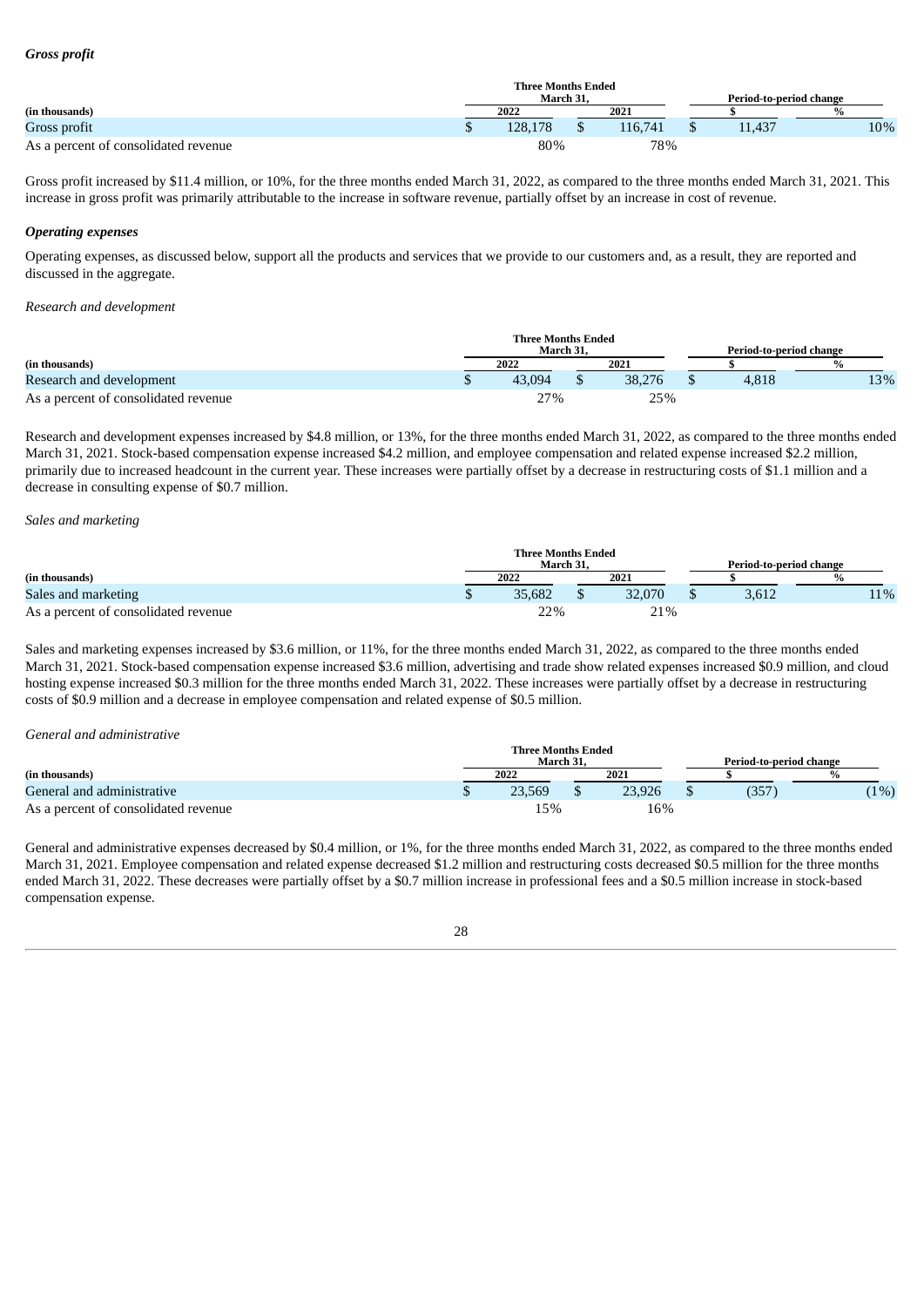***Gross profit***

| (in thousands) | Three Months Ended March 31, | | Period-to-period change | |
|---|---|---|---|---|
| | 2022 | 2021 | $ | % |
| Gross profit | $ 128,178 | $ 116,741 | $ 11,437 | 10% |
| As a percent of consolidated revenue | 80% | 78% | | |

Gross profit increased by $11.4 million, or 10%, for the three months ended March 31, 2022, as compared to the three months ended March 31, 2021. This increase in gross profit was primarily attributable to the increase in software revenue, partially offset by an increase in cost of revenue.

***Operating expenses***

Operating expenses, as discussed below, support all the products and services that we provide to our customers and, as a result, they are reported and discussed in the aggregate.

*Research and development*

| (in thousands) | Three Months Ended March 31, | | Period-to-period change | |
|---|---|---|---|---|
| | 2022 | 2021 | $ | % |
| Research and development | $ 43,094 | $ 38,276 | $ 4,818 | 13% |
| As a percent of consolidated revenue | 27% | 25% | | |

Research and development expenses increased by $4.8 million, or 13%, for the three months ended March 31, 2022, as compared to the three months ended March 31, 2021. Stock-based compensation expense increased $4.2 million, and employee compensation and related expense increased $2.2 million, primarily due to increased headcount in the current year. These increases were partially offset by a decrease in restructuring costs of $1.1 million and a decrease in consulting expense of $0.7 million.

*Sales and marketing*

| (in thousands) | Three Months Ended March 31, | | Period-to-period change | |
|---|---|---|---|---|
| | 2022 | 2021 | $ | % |
| Sales and marketing | $ 35,682 | $ 32,070 | $ 3,612 | 11% |
| As a percent of consolidated revenue | 22% | 21% | | |

Sales and marketing expenses increased by $3.6 million, or 11%, for the three months ended March 31, 2022, as compared to the three months ended March 31, 2021. Stock-based compensation expense increased $3.6 million, advertising and trade show related expenses increased $0.9 million, and cloud hosting expense increased $0.3 million for the three months ended March 31, 2022. These increases were partially offset by a decrease in restructuring costs of $0.9 million and a decrease in employee compensation and related expense of $0.5 million.

*General and administrative*

| (in thousands) | Three Months Ended March 31, | | Period-to-period change | |
|---|---|---|---|---|
| | 2022 | 2021 | $ | % |
| General and administrative | $ 23,569 | $ 23,926 | $ (357) | (1%) |
| As a percent of consolidated revenue | 15% | 16% | | |

General and administrative expenses decreased by $0.4 million, or 1%, for the three months ended March 31, 2022, as compared to the three months ended March 31, 2021. Employee compensation and related expense decreased $1.2 million and restructuring costs decreased $0.5 million for the three months ended March 31, 2022. These decreases were partially offset by a $0.7 million increase in professional fees and a $0.5 million increase in stock-based compensation expense.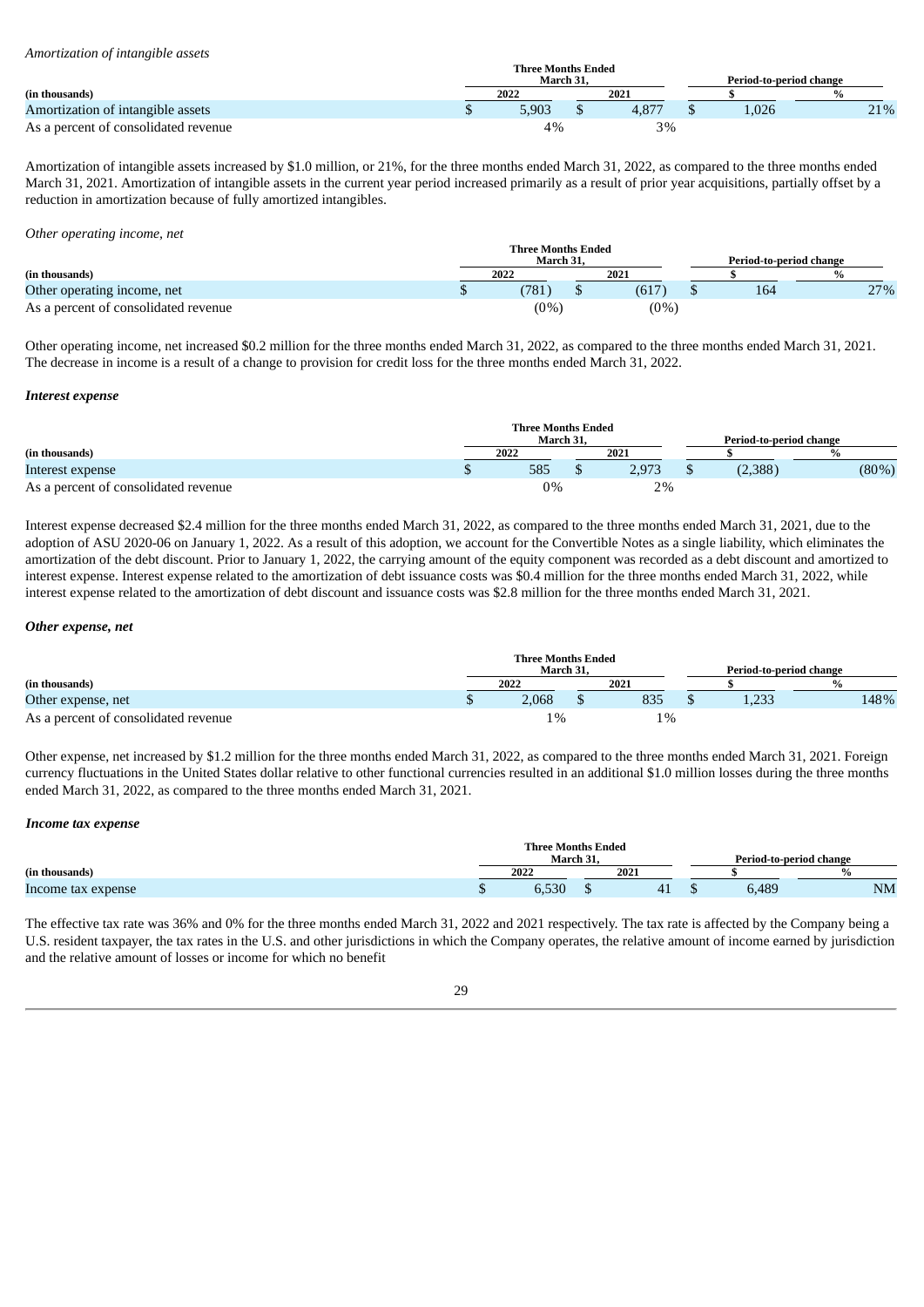*Amortization of intangible assets*

| (in thousands) | Three Months Ended March 31, 2022 | 2021 | Period-to-period change $ | % |
|---|---|---|---|---|
| Amortization of intangible assets | $ 5,903 | $ 4,877 | $ 1,026 | 21% |
| As a percent of consolidated revenue | 4% | 3% | | |

Amortization of intangible assets increased by $1.0 million, or 21%, for the three months ended March 31, 2022, as compared to the three months ended March 31, 2021. Amortization of intangible assets in the current year period increased primarily as a result of prior year acquisitions, partially offset by a reduction in amortization because of fully amortized intangibles.

*Other operating income, net*

| (in thousands) | Three Months Ended March 31, 2022 | 2021 | Period-to-period change $ | % |
|---|---|---|---|---|
| Other operating income, net | $ (781) | $ (617) | $ 164 | 27% |
| As a percent of consolidated revenue | (0%) | (0%) | | |

Other operating income, net increased $0.2 million for the three months ended March 31, 2022, as compared to the three months ended March 31, 2021. The decrease in income is a result of a change to provision for credit loss for the three months ended March 31, 2022.

***Interest expense***

| (in thousands) | Three Months Ended March 31, 2022 | 2021 | Period-to-period change $ | % |
|---|---|---|---|---|
| Interest expense | $ 585 | $ 2,973 | $ (2,388) | (80%) |
| As a percent of consolidated revenue | 0% | 2% | | |

Interest expense decreased $2.4 million for the three months ended March 31, 2022, as compared to the three months ended March 31, 2021, due to the adoption of ASU 2020-06 on January 1, 2022. As a result of this adoption, we account for the Convertible Notes as a single liability, which eliminates the amortization of the debt discount. Prior to January 1, 2022, the carrying amount of the equity component was recorded as a debt discount and amortized to interest expense. Interest expense related to the amortization of debt issuance costs was $0.4 million for the three months ended March 31, 2022, while interest expense related to the amortization of debt discount and issuance costs was $2.8 million for the three months ended March 31, 2021.

***Other expense, net***

| (in thousands) | Three Months Ended March 31, 2022 | 2021 | Period-to-period change $ | % |
|---|---|---|---|---|
| Other expense, net | $ 2,068 | $ 835 | $ 1,233 | 148% |
| As a percent of consolidated revenue | 1% | 1% | | |

Other expense, net increased by $1.2 million for the three months ended March 31, 2022, as compared to the three months ended March 31, 2021. Foreign currency fluctuations in the United States dollar relative to other functional currencies resulted in an additional $1.0 million losses during the three months ended March 31, 2022, as compared to the three months ended March 31, 2021.

***Income tax expense***

| (in thousands) | Three Months Ended March 31, 2022 | 2021 | Period-to-period change $ | % |
|---|---|---|---|---|
| Income tax expense | $ 6,530 | $ 41 | $ 6,489 | NM |

The effective tax rate was 36% and 0% for the three months ended March 31, 2022 and 2021 respectively. The tax rate is affected by the Company being a U.S. resident taxpayer, the tax rates in the U.S. and other jurisdictions in which the Company operates, the relative amount of income earned by jurisdiction and the relative amount of losses or income for which no benefit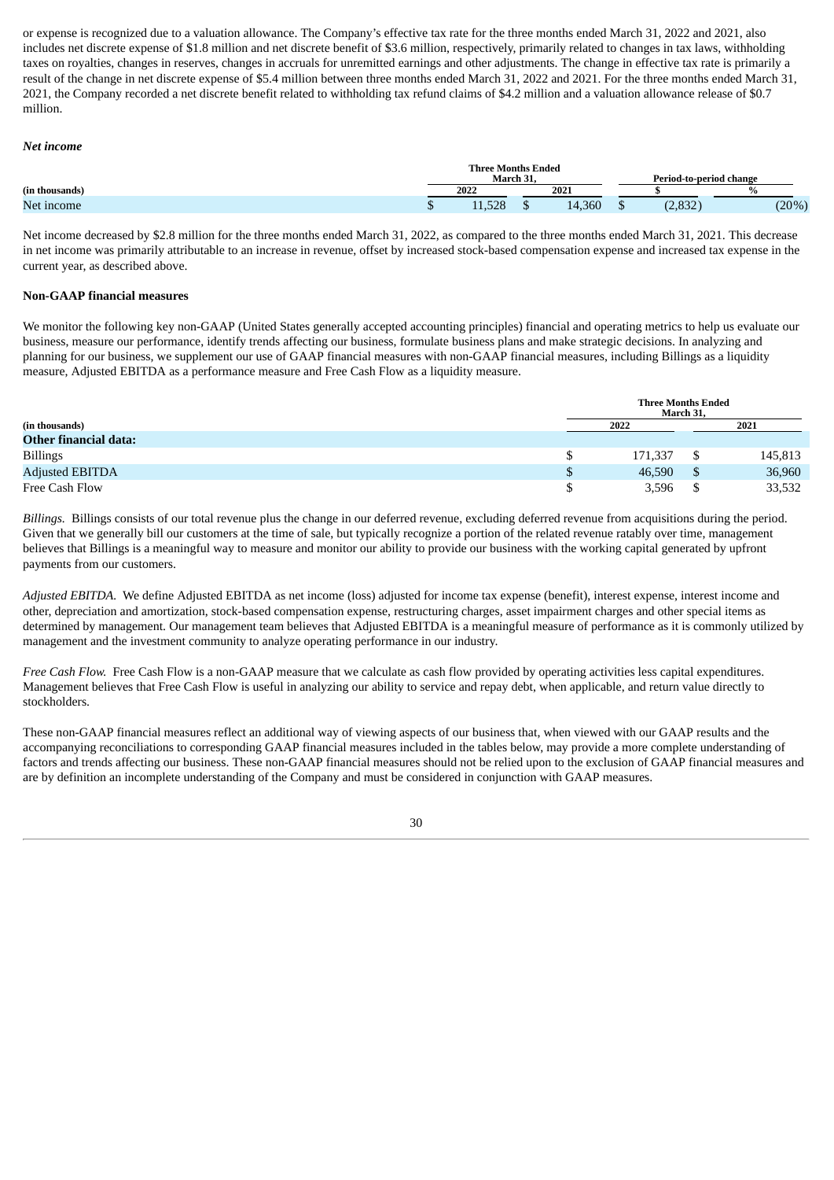or expense is recognized due to a valuation allowance. The Company's effective tax rate for the three months ended March 31, 2022 and 2021, also includes net discrete expense of $1.8 million and net discrete benefit of $3.6 million, respectively, primarily related to changes in tax laws, withholding taxes on royalties, changes in reserves, changes in accruals for unremitted earnings and other adjustments. The change in effective tax rate is primarily a result of the change in net discrete expense of $5.4 million between three months ended March 31, 2022 and 2021. For the three months ended March 31, 2021, the Company recorded a net discrete benefit related to withholding tax refund claims of $4.2 million and a valuation allowance release of $0.7 million.

***Net income***

| | Three Months Ended March 31, | | Period-to-period change | |
|---|---|---|---|---|
| (in thousands) | 2022 | 2021 | $ | % |
| Net income | $ 11,528 | $ 14,360 | $ (2,832) | (20%) |

Net income decreased by $2.8 million for the three months ended March 31, 2022, as compared to the three months ended March 31, 2021. This decrease in net income was primarily attributable to an increase in revenue, offset by increased stock-based compensation expense and increased tax expense in the current year, as described above.

**Non-GAAP financial measures**

We monitor the following key non-GAAP (United States generally accepted accounting principles) financial and operating metrics to help us evaluate our business, measure our performance, identify trends affecting our business, formulate business plans and make strategic decisions. In analyzing and planning for our business, we supplement our use of GAAP financial measures with non-GAAP financial measures, including Billings as a liquidity measure, Adjusted EBITDA as a performance measure and Free Cash Flow as a liquidity measure.

| | Three Months Ended March 31, | |
|---|---|---|
| (in thousands) | 2022 | 2021 |
| **Other financial data:** | | |
| Billings | $ 171,337 | $ 145,813 |
| Adjusted EBITDA | $ 46,590 | $ 36,960 |
| Free Cash Flow | $ 3,596 | $ 33,532 |

*Billings.* Billings consists of our total revenue plus the change in our deferred revenue, excluding deferred revenue from acquisitions during the period. Given that we generally bill our customers at the time of sale, but typically recognize a portion of the related revenue ratably over time, management believes that Billings is a meaningful way to measure and monitor our ability to provide our business with the working capital generated by upfront payments from our customers.

*Adjusted EBITDA.* We define Adjusted EBITDA as net income (loss) adjusted for income tax expense (benefit), interest expense, interest income and other, depreciation and amortization, stock-based compensation expense, restructuring charges, asset impairment charges and other special items as determined by management. Our management team believes that Adjusted EBITDA is a meaningful measure of performance as it is commonly utilized by management and the investment community to analyze operating performance in our industry.

*Free Cash Flow.* Free Cash Flow is a non-GAAP measure that we calculate as cash flow provided by operating activities less capital expenditures. Management believes that Free Cash Flow is useful in analyzing our ability to service and repay debt, when applicable, and return value directly to stockholders.

These non-GAAP financial measures reflect an additional way of viewing aspects of our business that, when viewed with our GAAP results and the accompanying reconciliations to corresponding GAAP financial measures included in the tables below, may provide a more complete understanding of factors and trends affecting our business. These non-GAAP financial measures should not be relied upon to the exclusion of GAAP financial measures and are by definition an incomplete understanding of the Company and must be considered in conjunction with GAAP measures.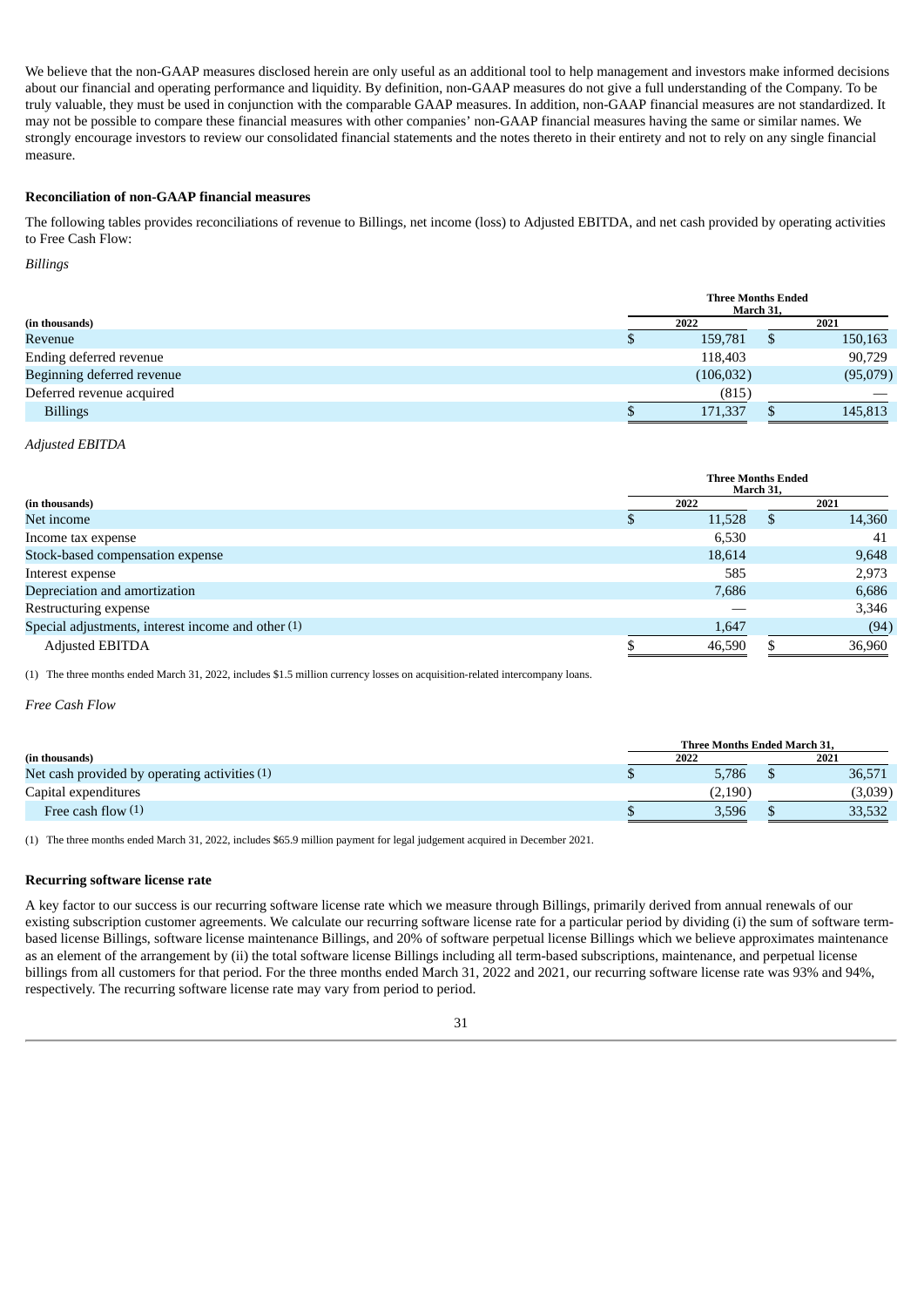We believe that the non-GAAP measures disclosed herein are only useful as an additional tool to help management and investors make informed decisions about our financial and operating performance and liquidity. By definition, non-GAAP measures do not give a full understanding of the Company. To be truly valuable, they must be used in conjunction with the comparable GAAP measures. In addition, non-GAAP financial measures are not standardized. It may not be possible to compare these financial measures with other companies' non-GAAP financial measures having the same or similar names. We strongly encourage investors to review our consolidated financial statements and the notes thereto in their entirety and not to rely on any single financial measure.

**Reconciliation of non-GAAP financial measures**

The following tables provides reconciliations of revenue to Billings, net income (loss) to Adjusted EBITDA, and net cash provided by operating activities to Free Cash Flow:

*Billings*

| | Three Months Ended March 31, | |
|---|---|---|
| **(in thousands)** | **2022** | **2021** |
| Revenue | $ 159,781 | $ 150,163 |
| Ending deferred revenue | 118,403 | 90,729 |
| Beginning deferred revenue | (106,032) | (95,079) |
| Deferred revenue acquired | (815) | — |
| Billings | $ 171,337 | $ 145,813 |

*Adjusted EBITDA*

| | Three Months Ended March 31, | |
|---|---|---|
| **(in thousands)** | **2022** | **2021** |
| Net income | $ 11,528 | $ 14,360 |
| Income tax expense | 6,530 | 41 |
| Stock-based compensation expense | 18,614 | 9,648 |
| Interest expense | 585 | 2,973 |
| Depreciation and amortization | 7,686 | 6,686 |
| Restructuring expense | — | 3,346 |
| Special adjustments, interest income and other (1) | 1,647 | (94) |
| Adjusted EBITDA | $ 46,590 | $ 36,960 |

(1) The three months ended March 31, 2022, includes $1.5 million currency losses on acquisition-related intercompany loans.

*Free Cash Flow*

| | Three Months Ended March 31, | |
|---|---|---|
| **(in thousands)** | **2022** | **2021** |
| Net cash provided by operating activities (1) | $ 5,786 | $ 36,571 |
| Capital expenditures | (2,190) | (3,039) |
| Free cash flow (1) | $ 3,596 | $ 33,532 |

(1) The three months ended March 31, 2022, includes $65.9 million payment for legal judgement acquired in December 2021.

**Recurring software license rate**

A key factor to our success is our recurring software license rate which we measure through Billings, primarily derived from annual renewals of our existing subscription customer agreements. We calculate our recurring software license rate for a particular period by dividing (i) the sum of software term-based license Billings, software license maintenance Billings, and 20% of software perpetual license Billings which we believe approximates maintenance as an element of the arrangement by (ii) the total software license Billings including all term-based subscriptions, maintenance, and perpetual license billings from all customers for that period. For the three months ended March 31, 2022 and 2021, our recurring software license rate was 93% and 94%, respectively. The recurring software license rate may vary from period to period.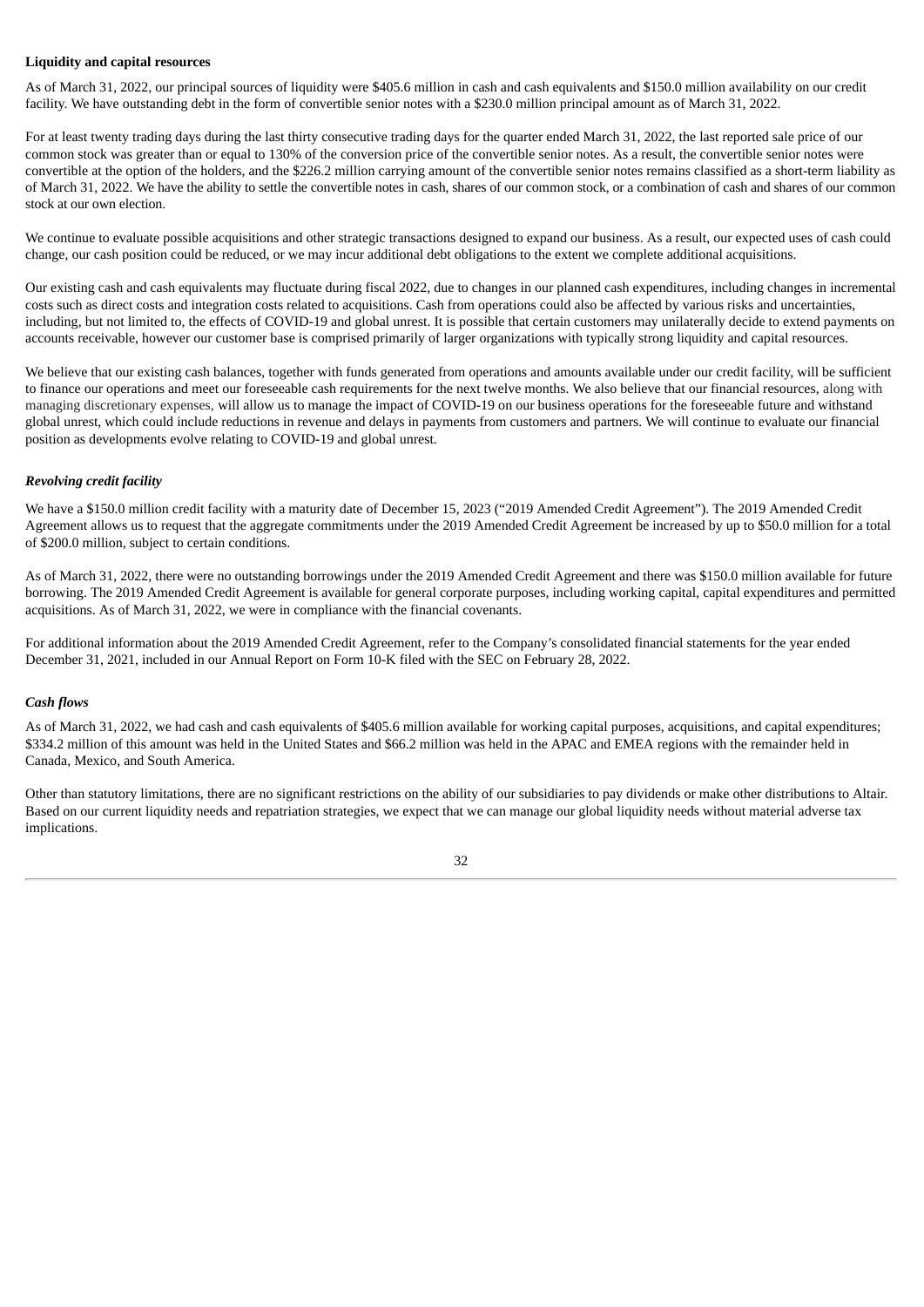**Liquidity and capital resources**

As of March 31, 2022, our principal sources of liquidity were $405.6 million in cash and cash equivalents and $150.0 million availability on our credit facility. We have outstanding debt in the form of convertible senior notes with a $230.0 million principal amount as of March 31, 2022.

For at least twenty trading days during the last thirty consecutive trading days for the quarter ended March 31, 2022, the last reported sale price of our common stock was greater than or equal to 130% of the conversion price of the convertible senior notes. As a result, the convertible senior notes were convertible at the option of the holders, and the $226.2 million carrying amount of the convertible senior notes remains classified as a short-term liability as of March 31, 2022. We have the ability to settle the convertible notes in cash, shares of our common stock, or a combination of cash and shares of our common stock at our own election.

We continue to evaluate possible acquisitions and other strategic transactions designed to expand our business. As a result, our expected uses of cash could change, our cash position could be reduced, or we may incur additional debt obligations to the extent we complete additional acquisitions.

Our existing cash and cash equivalents may fluctuate during fiscal 2022, due to changes in our planned cash expenditures, including changes in incremental costs such as direct costs and integration costs related to acquisitions. Cash from operations could also be affected by various risks and uncertainties, including, but not limited to, the effects of COVID-19 and global unrest. It is possible that certain customers may unilaterally decide to extend payments on accounts receivable, however our customer base is comprised primarily of larger organizations with typically strong liquidity and capital resources.

We believe that our existing cash balances, together with funds generated from operations and amounts available under our credit facility, will be sufficient to finance our operations and meet our foreseeable cash requirements for the next twelve months. We also believe that our financial resources, along with managing discretionary expenses, will allow us to manage the impact of COVID-19 on our business operations for the foreseeable future and withstand global unrest, which could include reductions in revenue and delays in payments from customers and partners. We will continue to evaluate our financial position as developments evolve relating to COVID-19 and global unrest.

***Revolving credit facility***

We have a $150.0 million credit facility with a maturity date of December 15, 2023 ("2019 Amended Credit Agreement"). The 2019 Amended Credit Agreement allows us to request that the aggregate commitments under the 2019 Amended Credit Agreement be increased by up to $50.0 million for a total of $200.0 million, subject to certain conditions.

As of March 31, 2022, there were no outstanding borrowings under the 2019 Amended Credit Agreement and there was $150.0 million available for future borrowing. The 2019 Amended Credit Agreement is available for general corporate purposes, including working capital, capital expenditures and permitted acquisitions. As of March 31, 2022, we were in compliance with the financial covenants.

For additional information about the 2019 Amended Credit Agreement, refer to the Company's consolidated financial statements for the year ended December 31, 2021, included in our Annual Report on Form 10-K filed with the SEC on February 28, 2022.

***Cash flows***

As of March 31, 2022, we had cash and cash equivalents of $405.6 million available for working capital purposes, acquisitions, and capital expenditures; $334.2 million of this amount was held in the United States and $66.2 million was held in the APAC and EMEA regions with the remainder held in Canada, Mexico, and South America.

Other than statutory limitations, there are no significant restrictions on the ability of our subsidiaries to pay dividends or make other distributions to Altair. Based on our current liquidity needs and repatriation strategies, we expect that we can manage our global liquidity needs without material adverse tax implications.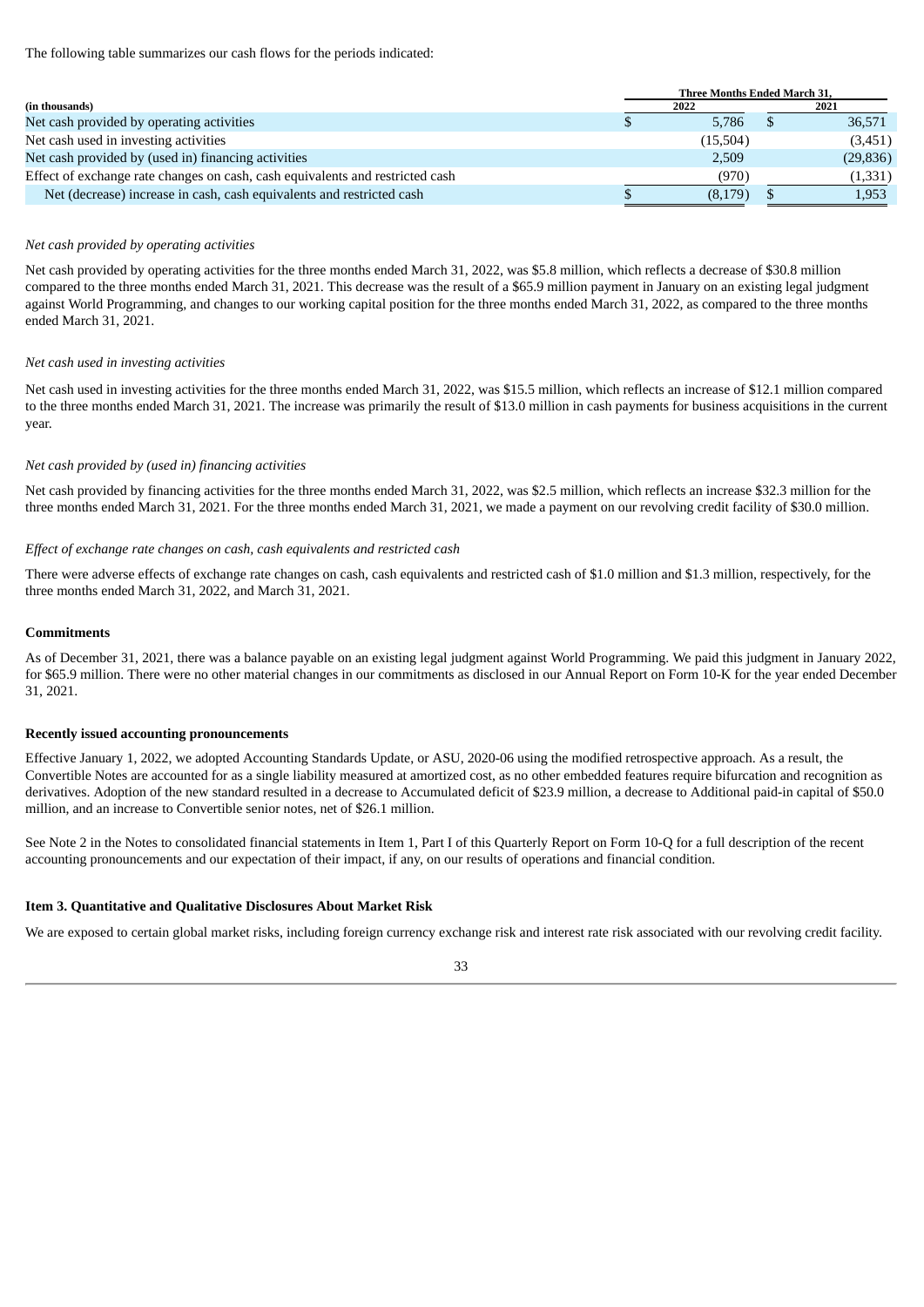The following table summarizes our cash flows for the periods indicated:

| (in thousands) | Three Months Ended March 31, 2022 | 2021 |
|---|---|---|
| Net cash provided by operating activities | $ 5,786 | $ 36,571 |
| Net cash used in investing activities | (15,504) | (3,451) |
| Net cash provided by (used in) financing activities | 2,509 | (29,836) |
| Effect of exchange rate changes on cash, cash equivalents and restricted cash | (970) | (1,331) |
| Net (decrease) increase in cash, cash equivalents and restricted cash | $ (8,179) | $ 1,953 |

*Net cash provided by operating activities*

Net cash provided by operating activities for the three months ended March 31, 2022, was $5.8 million, which reflects a decrease of $30.8 million compared to the three months ended March 31, 2021. This decrease was the result of a $65.9 million payment in January on an existing legal judgment against World Programming, and changes to our working capital position for the three months ended March 31, 2022, as compared to the three months ended March 31, 2021.

*Net cash used in investing activities*

Net cash used in investing activities for the three months ended March 31, 2022, was $15.5 million, which reflects an increase of $12.1 million compared to the three months ended March 31, 2021. The increase was primarily the result of $13.0 million in cash payments for business acquisitions in the current year.

*Net cash provided by (used in) financing activities*

Net cash provided by financing activities for the three months ended March 31, 2022, was $2.5 million, which reflects an increase $32.3 million for the three months ended March 31, 2021. For the three months ended March 31, 2021, we made a payment on our revolving credit facility of $30.0 million.

*Effect of exchange rate changes on cash, cash equivalents and restricted cash*

There were adverse effects of exchange rate changes on cash, cash equivalents and restricted cash of $1.0 million and $1.3 million, respectively, for the three months ended March 31, 2022, and March 31, 2021.

**Commitments**

As of December 31, 2021, there was a balance payable on an existing legal judgment against World Programming. We paid this judgment in January 2022, for $65.9 million. There were no other material changes in our commitments as disclosed in our Annual Report on Form 10-K for the year ended December 31, 2021.

**Recently issued accounting pronouncements**

Effective January 1, 2022, we adopted Accounting Standards Update, or ASU, 2020-06 using the modified retrospective approach. As a result, the Convertible Notes are accounted for as a single liability measured at amortized cost, as no other embedded features require bifurcation and recognition as derivatives. Adoption of the new standard resulted in a decrease to Accumulated deficit of $23.9 million, a decrease to Additional paid-in capital of $50.0 million, and an increase to Convertible senior notes, net of $26.1 million.

See Note 2 in the Notes to consolidated financial statements in Item 1, Part I of this Quarterly Report on Form 10-Q for a full description of the recent accounting pronouncements and our expectation of their impact, if any, on our results of operations and financial condition.

**Item 3. Quantitative and Qualitative Disclosures About Market Risk**

We are exposed to certain global market risks, including foreign currency exchange risk and interest rate risk associated with our revolving credit facility.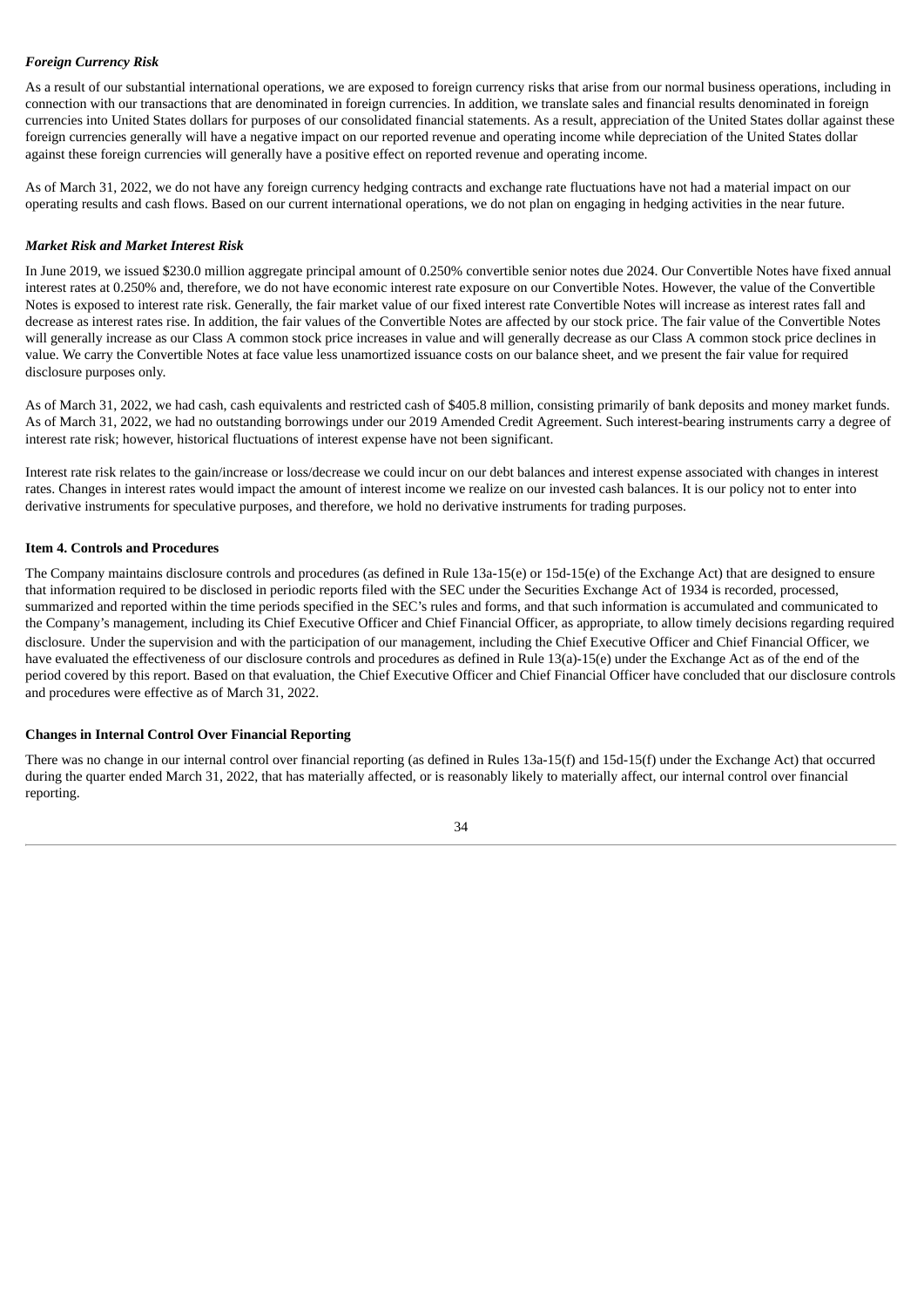### *Foreign Currency Risk*

As a result of our substantial international operations, we are exposed to foreign currency risks that arise from our normal business operations, including in connection with our transactions that are denominated in foreign currencies. In addition, we translate sales and financial results denominated in foreign currencies into United States dollars for purposes of our consolidated financial statements. As a result, appreciation of the United States dollar against these foreign currencies generally will have a negative impact on our reported revenue and operating income while depreciation of the United States dollar against these foreign currencies will generally have a positive effect on reported revenue and operating income.

As of March 31, 2022, we do not have any foreign currency hedging contracts and exchange rate fluctuations have not had a material impact on our operating results and cash flows. Based on our current international operations, we do not plan on engaging in hedging activities in the near future.

### *Market Risk and Market Interest Risk*

In June 2019, we issued $230.0 million aggregate principal amount of 0.250% convertible senior notes due 2024. Our Convertible Notes have fixed annual interest rates at 0.250% and, therefore, we do not have economic interest rate exposure on our Convertible Notes. However, the value of the Convertible Notes is exposed to interest rate risk. Generally, the fair market value of our fixed interest rate Convertible Notes will increase as interest rates fall and decrease as interest rates rise. In addition, the fair values of the Convertible Notes are affected by our stock price. The fair value of the Convertible Notes will generally increase as our Class A common stock price increases in value and will generally decrease as our Class A common stock price declines in value. We carry the Convertible Notes at face value less unamortized issuance costs on our balance sheet, and we present the fair value for required disclosure purposes only.

As of March 31, 2022, we had cash, cash equivalents and restricted cash of $405.8 million, consisting primarily of bank deposits and money market funds. As of March 31, 2022, we had no outstanding borrowings under our 2019 Amended Credit Agreement. Such interest-bearing instruments carry a degree of interest rate risk; however, historical fluctuations of interest expense have not been significant.

Interest rate risk relates to the gain/increase or loss/decrease we could incur on our debt balances and interest expense associated with changes in interest rates. Changes in interest rates would impact the amount of interest income we realize on our invested cash balances. It is our policy not to enter into derivative instruments for speculative purposes, and therefore, we hold no derivative instruments for trading purposes.

## Item 4. Controls and Procedures

The Company maintains disclosure controls and procedures (as defined in Rule 13a-15(e) or 15d-15(e) of the Exchange Act) that are designed to ensure that information required to be disclosed in periodic reports filed with the SEC under the Securities Exchange Act of 1934 is recorded, processed, summarized and reported within the time periods specified in the SEC's rules and forms, and that such information is accumulated and communicated to the Company's management, including its Chief Executive Officer and Chief Financial Officer, as appropriate, to allow timely decisions regarding required disclosure. Under the supervision and with the participation of our management, including the Chief Executive Officer and Chief Financial Officer, we have evaluated the effectiveness of our disclosure controls and procedures as defined in Rule 13(a)-15(e) under the Exchange Act as of the end of the period covered by this report. Based on that evaluation, the Chief Executive Officer and Chief Financial Officer have concluded that our disclosure controls and procedures were effective as of March 31, 2022.

### Changes in Internal Control Over Financial Reporting

There was no change in our internal control over financial reporting (as defined in Rules 13a-15(f) and 15d-15(f) under the Exchange Act) that occurred during the quarter ended March 31, 2022, that has materially affected, or is reasonably likely to materially affect, our internal control over financial reporting.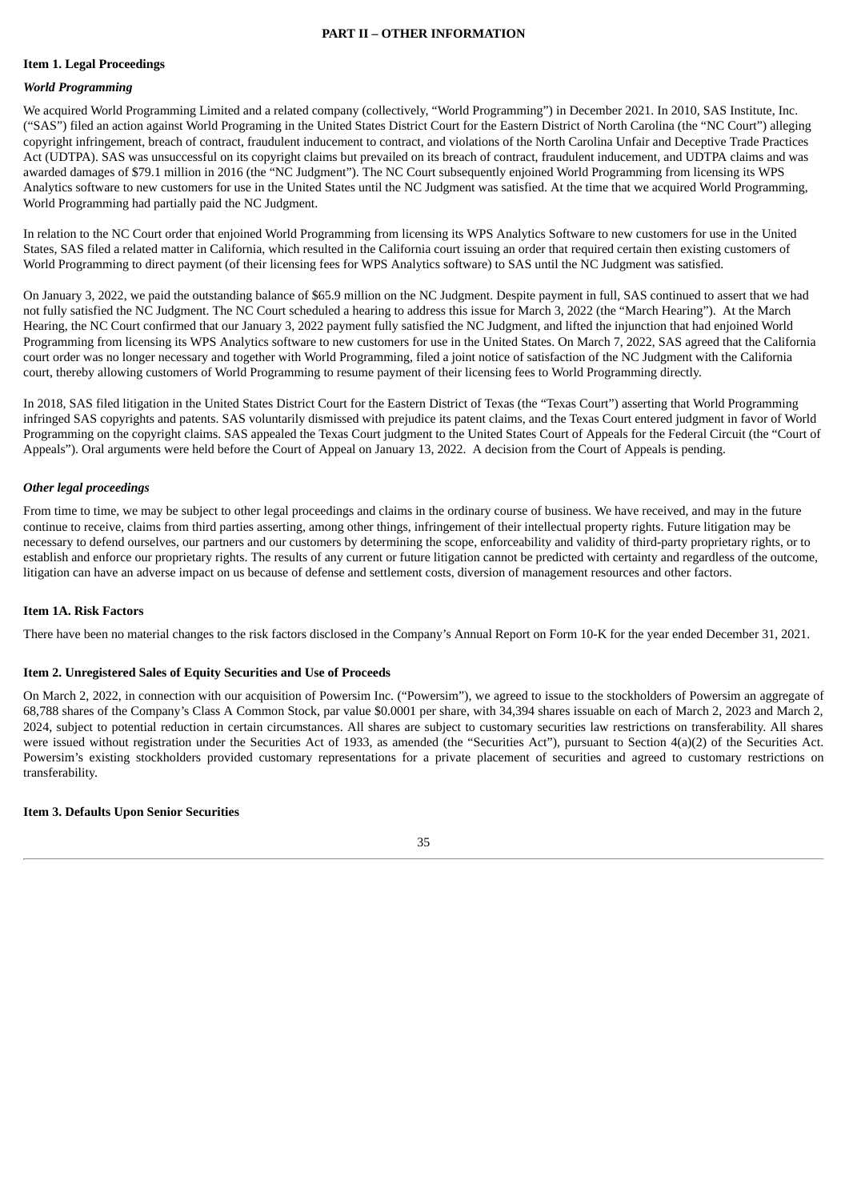## PART II – OTHER INFORMATION

### Item 1. Legal Proceedings

***World Programming***

We acquired World Programming Limited and a related company (collectively, "World Programming") in December 2021. In 2010, SAS Institute, Inc. ("SAS") filed an action against World Programing in the United States District Court for the Eastern District of North Carolina (the "NC Court") alleging copyright infringement, breach of contract, fraudulent inducement to contract, and violations of the North Carolina Unfair and Deceptive Trade Practices Act (UDTPA). SAS was unsuccessful on its copyright claims but prevailed on its breach of contract, fraudulent inducement, and UDTPA claims and was awarded damages of $79.1 million in 2016 (the "NC Judgment"). The NC Court subsequently enjoined World Programming from licensing its WPS Analytics software to new customers for use in the United States until the NC Judgment was satisfied. At the time that we acquired World Programming, World Programming had partially paid the NC Judgment.

In relation to the NC Court order that enjoined World Programming from licensing its WPS Analytics Software to new customers for use in the United States, SAS filed a related matter in California, which resulted in the California court issuing an order that required certain then existing customers of World Programming to direct payment (of their licensing fees for WPS Analytics software) to SAS until the NC Judgment was satisfied.

On January 3, 2022, we paid the outstanding balance of $65.9 million on the NC Judgment. Despite payment in full, SAS continued to assert that we had not fully satisfied the NC Judgment. The NC Court scheduled a hearing to address this issue for March 3, 2022 (the "March Hearing"). At the March Hearing, the NC Court confirmed that our January 3, 2022 payment fully satisfied the NC Judgment, and lifted the injunction that had enjoined World Programming from licensing its WPS Analytics software to new customers for use in the United States. On March 7, 2022, SAS agreed that the California court order was no longer necessary and together with World Programming, filed a joint notice of satisfaction of the NC Judgment with the California court, thereby allowing customers of World Programming to resume payment of their licensing fees to World Programming directly.

In 2018, SAS filed litigation in the United States District Court for the Eastern District of Texas (the "Texas Court") asserting that World Programming infringed SAS copyrights and patents. SAS voluntarily dismissed with prejudice its patent claims, and the Texas Court entered judgment in favor of World Programming on the copyright claims. SAS appealed the Texas Court judgment to the United States Court of Appeals for the Federal Circuit (the "Court of Appeals"). Oral arguments were held before the Court of Appeal on January 13, 2022. A decision from the Court of Appeals is pending.

***Other legal proceedings***

From time to time, we may be subject to other legal proceedings and claims in the ordinary course of business. We have received, and may in the future continue to receive, claims from third parties asserting, among other things, infringement of their intellectual property rights. Future litigation may be necessary to defend ourselves, our partners and our customers by determining the scope, enforceability and validity of third-party proprietary rights, or to establish and enforce our proprietary rights. The results of any current or future litigation cannot be predicted with certainty and regardless of the outcome, litigation can have an adverse impact on us because of defense and settlement costs, diversion of management resources and other factors.

### Item 1A. Risk Factors

There have been no material changes to the risk factors disclosed in the Company's Annual Report on Form 10-K for the year ended December 31, 2021.

### Item 2. Unregistered Sales of Equity Securities and Use of Proceeds

On March 2, 2022, in connection with our acquisition of Powersim Inc. ("Powersim"), we agreed to issue to the stockholders of Powersim an aggregate of 68,788 shares of the Company's Class A Common Stock, par value $0.0001 per share, with 34,394 shares issuable on each of March 2, 2023 and March 2, 2024, subject to potential reduction in certain circumstances. All shares are subject to customary securities law restrictions on transferability. All shares were issued without registration under the Securities Act of 1933, as amended (the "Securities Act"), pursuant to Section 4(a)(2) of the Securities Act. Powersim's existing stockholders provided customary representations for a private placement of securities and agreed to customary restrictions on transferability.

### Item 3. Defaults Upon Senior Securities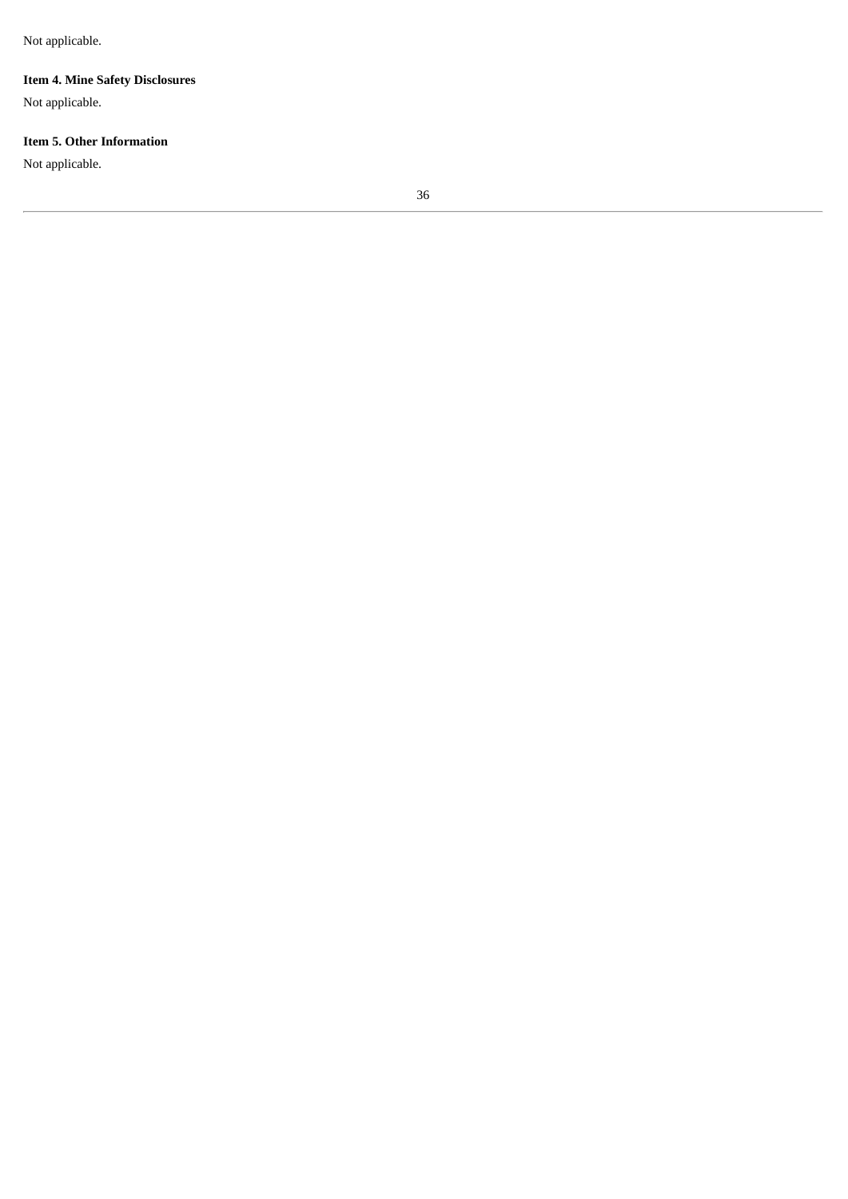Not applicable.

**Item 4. Mine Safety Disclosures**

Not applicable.

**Item 5. Other Information**

Not applicable.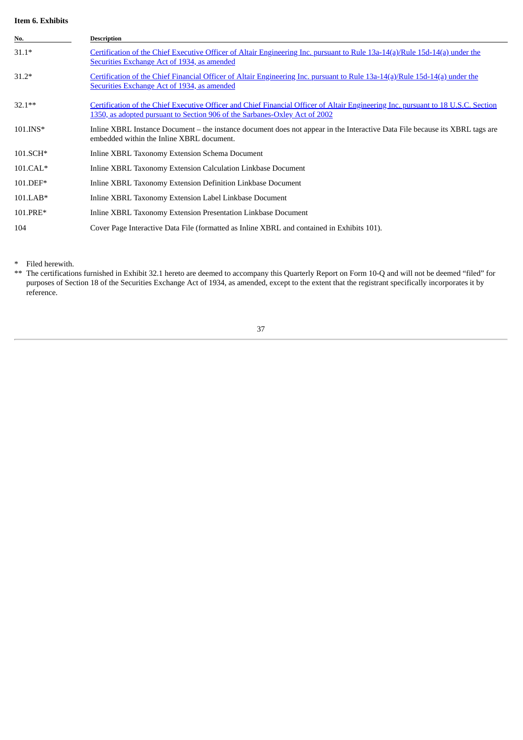**Item 6. Exhibits**

| No. | Description |
|---|---|
| 31.1* | Certification of the Chief Executive Officer of Altair Engineering Inc. pursuant to Rule 13a-14(a)/Rule 15d-14(a) under the Securities Exchange Act of 1934, as amended |
| 31.2* | Certification of the Chief Financial Officer of Altair Engineering Inc. pursuant to Rule 13a-14(a)/Rule 15d-14(a) under the Securities Exchange Act of 1934, as amended |
| 32.1** | Certification of the Chief Executive Officer and Chief Financial Officer of Altair Engineering Inc. pursuant to 18 U.S.C. Section 1350, as adopted pursuant to Section 906 of the Sarbanes-Oxley Act of 2002 |
| 101.INS* | Inline XBRL Instance Document – the instance document does not appear in the Interactive Data File because its XBRL tags are embedded within the Inline XBRL document. |
| 101.SCH* | Inline XBRL Taxonomy Extension Schema Document |
| 101.CAL* | Inline XBRL Taxonomy Extension Calculation Linkbase Document |
| 101.DEF* | Inline XBRL Taxonomy Extension Definition Linkbase Document |
| 101.LAB* | Inline XBRL Taxonomy Extension Label Linkbase Document |
| 101.PRE* | Inline XBRL Taxonomy Extension Presentation Linkbase Document |
| 104 | Cover Page Interactive Data File (formatted as Inline XBRL and contained in Exhibits 101). |

\* Filed herewith.

\*\* The certifications furnished in Exhibit 32.1 hereto are deemed to accompany this Quarterly Report on Form 10-Q and will not be deemed "filed" for purposes of Section 18 of the Securities Exchange Act of 1934, as amended, except to the extent that the registrant specifically incorporates it by reference.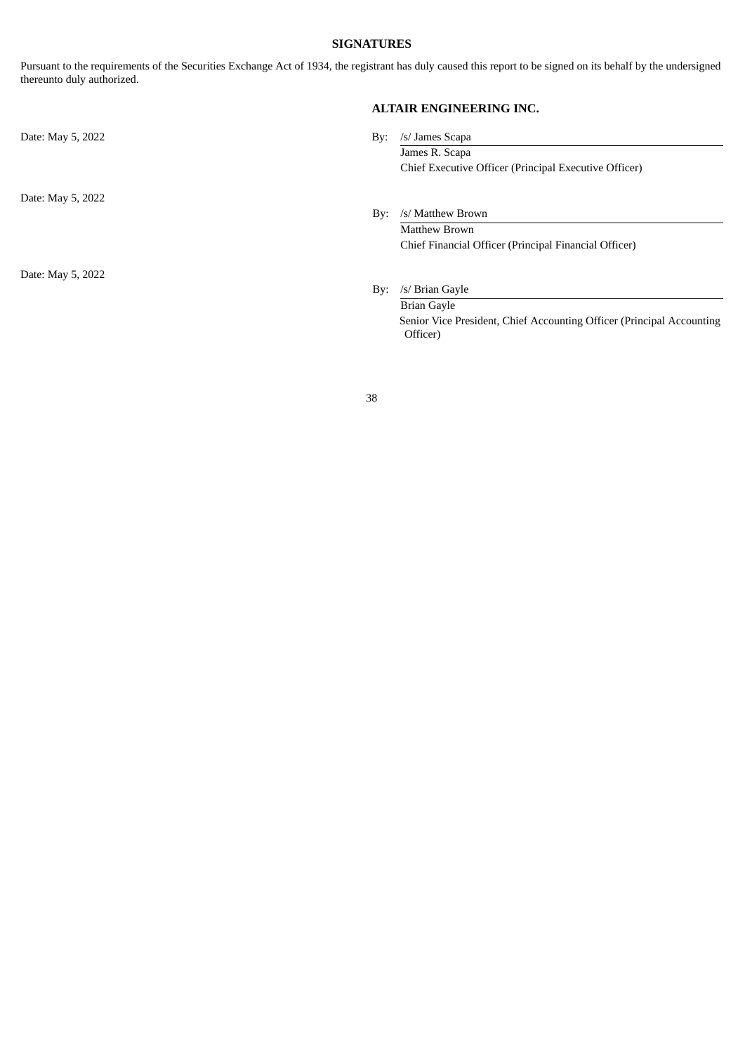## SIGNATURES

Pursuant to the requirements of the Securities Exchange Act of 1934, the registrant has duly caused this report to be signed on its behalf by the undersigned thereunto duly authorized.

**ALTAIR ENGINEERING INC.**

| | |
|---|---|
| Date: May 5, 2022 | By: /s/ James Scapa<br>James R. Scapa<br>Chief Executive Officer (Principal Executive Officer) |
| Date: May 5, 2022 | By: /s/ Matthew Brown<br>Matthew Brown<br>Chief Financial Officer (Principal Financial Officer) |
| Date: May 5, 2022 | By: /s/ Brian Gayle<br>Brian Gayle<br>Senior Vice President, Chief Accounting Officer (Principal Accounting Officer) |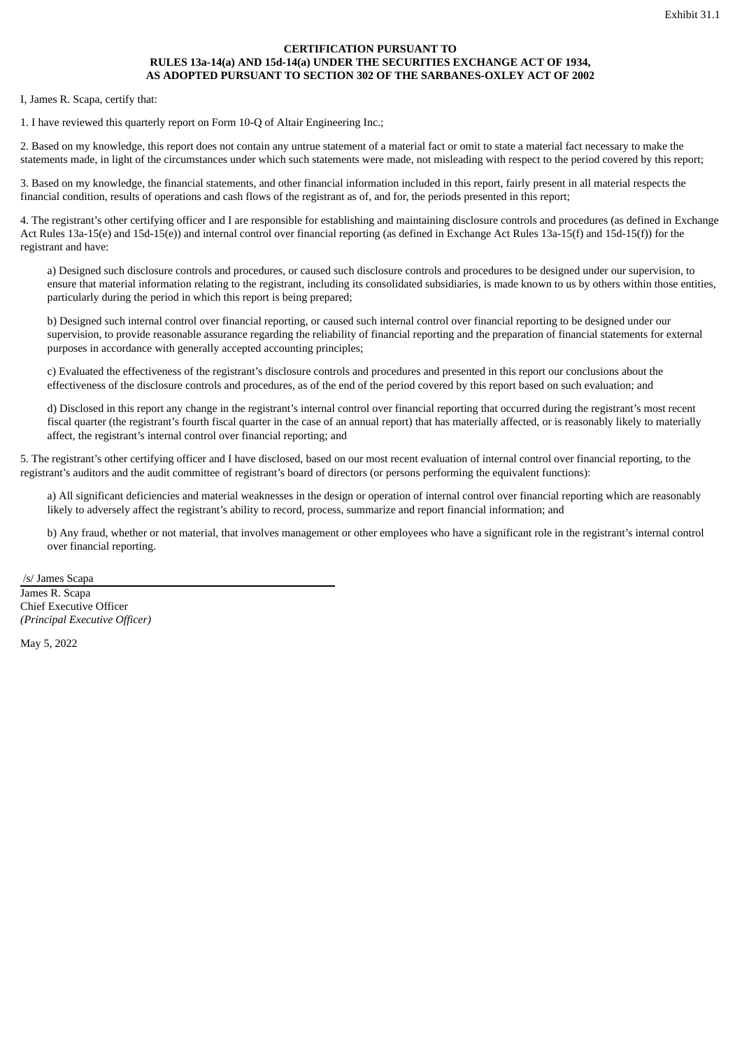Exhibit 31.1

**CERTIFICATION PURSUANT TO**
**RULES 13a-14(a) AND 15d-14(a) UNDER THE SECURITIES EXCHANGE ACT OF 1934,**
**AS ADOPTED PURSUANT TO SECTION 302 OF THE SARBANES-OXLEY ACT OF 2002**

I, James R. Scapa, certify that:

1. I have reviewed this quarterly report on Form 10-Q of Altair Engineering Inc.;

2. Based on my knowledge, this report does not contain any untrue statement of a material fact or omit to state a material fact necessary to make the statements made, in light of the circumstances under which such statements were made, not misleading with respect to the period covered by this report;

3. Based on my knowledge, the financial statements, and other financial information included in this report, fairly present in all material respects the financial condition, results of operations and cash flows of the registrant as of, and for, the periods presented in this report;

4. The registrant's other certifying officer and I are responsible for establishing and maintaining disclosure controls and procedures (as defined in Exchange Act Rules 13a-15(e) and 15d-15(e)) and internal control over financial reporting (as defined in Exchange Act Rules 13a-15(f) and 15d-15(f)) for the registrant and have:

a) Designed such disclosure controls and procedures, or caused such disclosure controls and procedures to be designed under our supervision, to ensure that material information relating to the registrant, including its consolidated subsidiaries, is made known to us by others within those entities, particularly during the period in which this report is being prepared;

b) Designed such internal control over financial reporting, or caused such internal control over financial reporting to be designed under our supervision, to provide reasonable assurance regarding the reliability of financial reporting and the preparation of financial statements for external purposes in accordance with generally accepted accounting principles;

c) Evaluated the effectiveness of the registrant's disclosure controls and procedures and presented in this report our conclusions about the effectiveness of the disclosure controls and procedures, as of the end of the period covered by this report based on such evaluation; and

d) Disclosed in this report any change in the registrant's internal control over financial reporting that occurred during the registrant's most recent fiscal quarter (the registrant's fourth fiscal quarter in the case of an annual report) that has materially affected, or is reasonably likely to materially affect, the registrant's internal control over financial reporting; and

5. The registrant's other certifying officer and I have disclosed, based on our most recent evaluation of internal control over financial reporting, to the registrant's auditors and the audit committee of registrant's board of directors (or persons performing the equivalent functions):

a) All significant deficiencies and material weaknesses in the design or operation of internal control over financial reporting which are reasonably likely to adversely affect the registrant's ability to record, process, summarize and report financial information; and

b) Any fraud, whether or not material, that involves management or other employees who have a significant role in the registrant's internal control over financial reporting.

/s/ James Scapa

James R. Scapa
Chief Executive Officer
*(Principal Executive Officer)*

May 5, 2022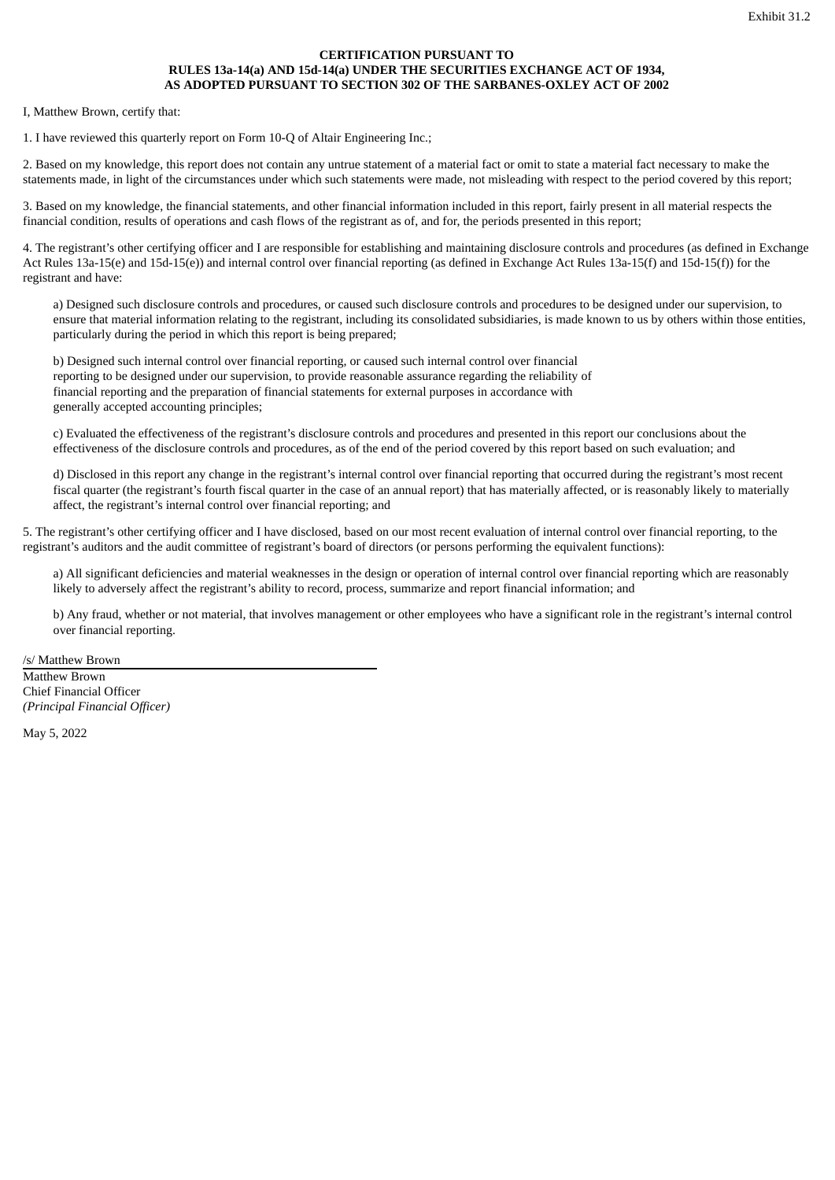Exhibit 31.2

**CERTIFICATION PURSUANT TO
RULES 13a-14(a) AND 15d-14(a) UNDER THE SECURITIES EXCHANGE ACT OF 1934,
AS ADOPTED PURSUANT TO SECTION 302 OF THE SARBANES-OXLEY ACT OF 2002**

I, Matthew Brown, certify that:

1. I have reviewed this quarterly report on Form 10-Q of Altair Engineering Inc.;

2. Based on my knowledge, this report does not contain any untrue statement of a material fact or omit to state a material fact necessary to make the statements made, in light of the circumstances under which such statements were made, not misleading with respect to the period covered by this report;

3. Based on my knowledge, the financial statements, and other financial information included in this report, fairly present in all material respects the financial condition, results of operations and cash flows of the registrant as of, and for, the periods presented in this report;

4. The registrant's other certifying officer and I are responsible for establishing and maintaining disclosure controls and procedures (as defined in Exchange Act Rules 13a-15(e) and 15d-15(e)) and internal control over financial reporting (as defined in Exchange Act Rules 13a-15(f) and 15d-15(f)) for the registrant and have:

a) Designed such disclosure controls and procedures, or caused such disclosure controls and procedures to be designed under our supervision, to ensure that material information relating to the registrant, including its consolidated subsidiaries, is made known to us by others within those entities, particularly during the period in which this report is being prepared;

b) Designed such internal control over financial reporting, or caused such internal control over financial reporting to be designed under our supervision, to provide reasonable assurance regarding the reliability of financial reporting and the preparation of financial statements for external purposes in accordance with generally accepted accounting principles;

c) Evaluated the effectiveness of the registrant's disclosure controls and procedures and presented in this report our conclusions about the effectiveness of the disclosure controls and procedures, as of the end of the period covered by this report based on such evaluation; and

d) Disclosed in this report any change in the registrant's internal control over financial reporting that occurred during the registrant's most recent fiscal quarter (the registrant's fourth fiscal quarter in the case of an annual report) that has materially affected, or is reasonably likely to materially affect, the registrant's internal control over financial reporting; and

5. The registrant's other certifying officer and I have disclosed, based on our most recent evaluation of internal control over financial reporting, to the registrant's auditors and the audit committee of registrant's board of directors (or persons performing the equivalent functions):

a) All significant deficiencies and material weaknesses in the design or operation of internal control over financial reporting which are reasonably likely to adversely affect the registrant's ability to record, process, summarize and report financial information; and

b) Any fraud, whether or not material, that involves management or other employees who have a significant role in the registrant's internal control over financial reporting.

/s/ Matthew Brown

Matthew Brown
Chief Financial Officer
*(Principal Financial Officer)*

May 5, 2022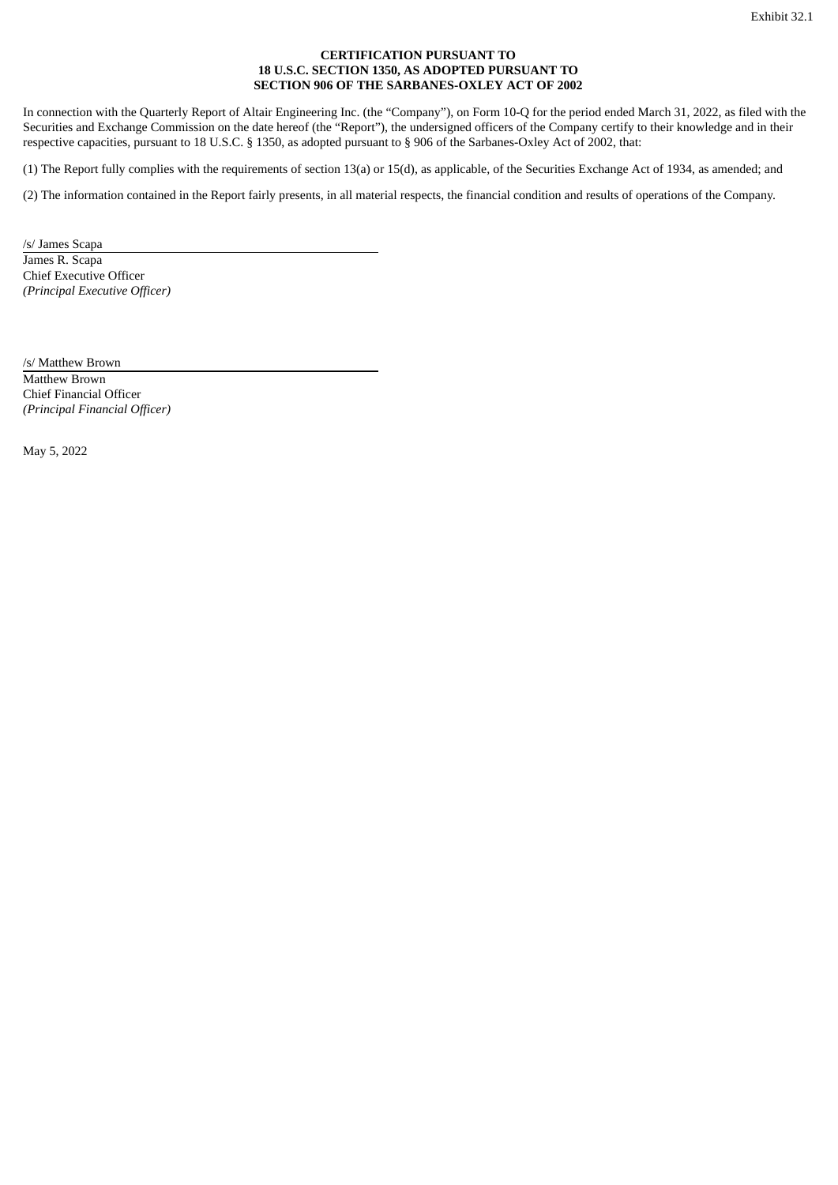Exhibit 32.1

**CERTIFICATION PURSUANT TO**
**18 U.S.C. SECTION 1350, AS ADOPTED PURSUANT TO**
**SECTION 906 OF THE SARBANES-OXLEY ACT OF 2002**

In connection with the Quarterly Report of Altair Engineering Inc. (the "Company"), on Form 10-Q for the period ended March 31, 2022, as filed with the Securities and Exchange Commission on the date hereof (the "Report"), the undersigned officers of the Company certify to their knowledge and in their respective capacities, pursuant to 18 U.S.C. § 1350, as adopted pursuant to § 906 of the Sarbanes-Oxley Act of 2002, that:

(1) The Report fully complies with the requirements of section 13(a) or 15(d), as applicable, of the Securities Exchange Act of 1934, as amended; and

(2) The information contained in the Report fairly presents, in all material respects, the financial condition and results of operations of the Company.

/s/ James Scapa
James R. Scapa
Chief Executive Officer
*(Principal Executive Officer)*

/s/ Matthew Brown
Matthew Brown
Chief Financial Officer
*(Principal Financial Officer)*

May 5, 2022